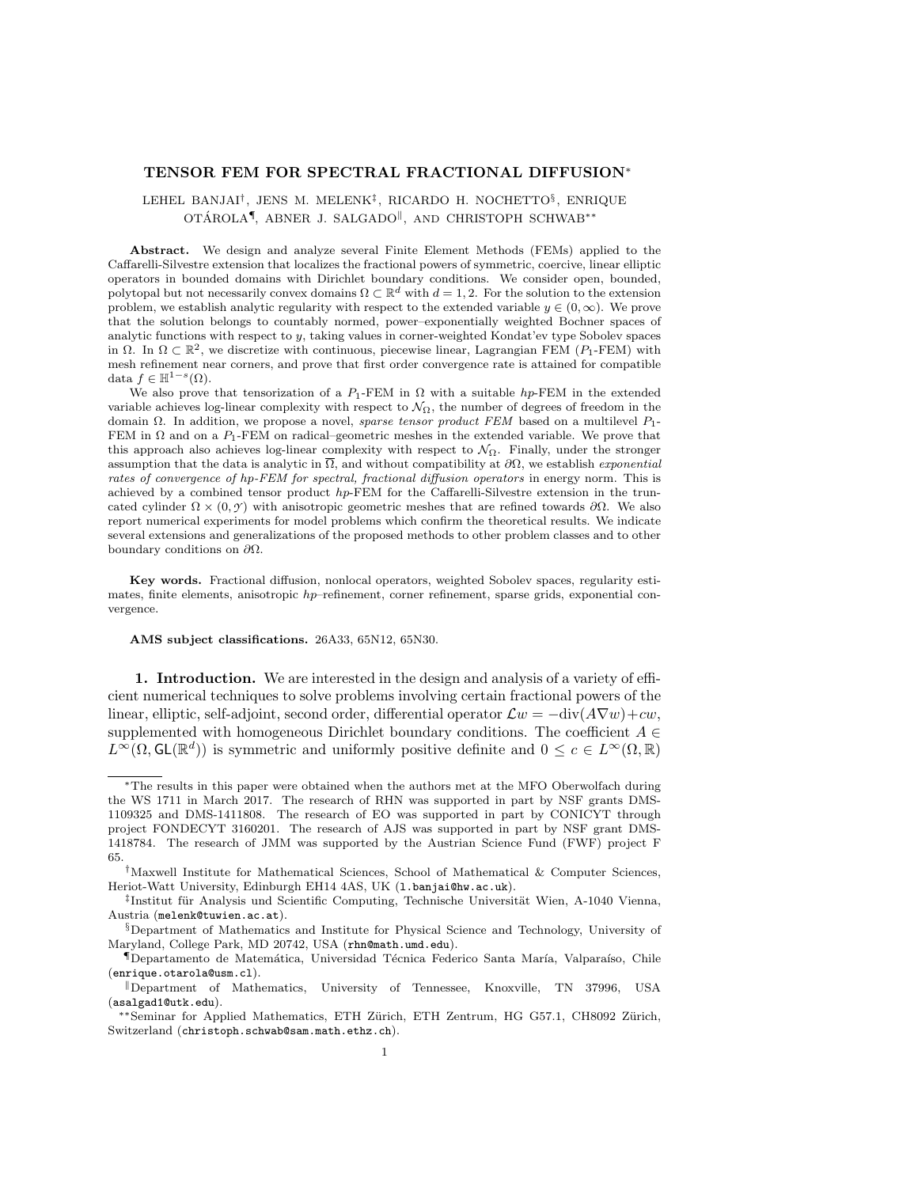# TENSOR FEM FOR SPECTRAL FRACTIONAL DIFFUSION[*]

LEHEL BANJAI[†], JENS M. MELENK[‡], RICARDO H. NOCHETTO[§], ENRIQUE OTÁROLA[¶], ABNER J. SALGADO[‖], AND CHRISTOPH SCHWAB[**]

**Abstract.** We design and analyze several Finite Element Methods (FEMs) applied to the Caffarelli-Silvestre extension that localizes the fractional powers of symmetric, coercive, linear elliptic operators in bounded domains with Dirichlet boundary conditions. We consider open, bounded, polytopal but not necessarily convex domains $\Omega \subset \mathbb{R}^d$ with $d = 1, 2$. For the solution to the extension problem, we establish analytic regularity with respect to the extended variable $y \in (0, \infty)$. We prove that the solution belongs to countably normed, power–exponentially weighted Bochner spaces of analytic functions with respect to $y$, taking values in corner-weighted Kondat'ev type Sobolev spaces in $\Omega$. In $\Omega \subset \mathbb{R}^2$, we discretize with continuous, piecewise linear, Lagrangian FEM ($P_1$-FEM) with mesh refinement near corners, and prove that first order convergence rate is attained for compatible data $f \in \mathbb{H}^{1-s}(\Omega)$.

We also prove that tensorization of a $P_1$-FEM in $\Omega$ with a suitable $hp$-FEM in the extended variable achieves log-linear complexity with respect to $\mathcal{N}_\Omega$, the number of degrees of freedom in the domain $\Omega$. In addition, we propose a novel, *sparse tensor product FEM* based on a multilevel $P_1$-FEM in $\Omega$ and on a $P_1$-FEM on radical–geometric meshes in the extended variable. We prove that this approach also achieves log-linear complexity with respect to $\mathcal{N}_\Omega$. Finally, under the stronger assumption that the data is analytic in $\overline{\Omega}$, and without compatibility at $\partial\Omega$, we establish *exponential rates of convergence of hp-FEM for spectral, fractional diffusion operators* in energy norm. This is achieved by a combined tensor product $hp$-FEM for the Caffarelli-Silvestre extension in the truncated cylinder $\Omega \times (0, \mathcal{Y})$ with anisotropic geometric meshes that are refined towards $\partial\Omega$. We also report numerical experiments for model problems which confirm the theoretical results. We indicate several extensions and generalizations of the proposed methods to other problem classes and to other boundary conditions on $\partial\Omega$.

**Key words.** Fractional diffusion, nonlocal operators, weighted Sobolev spaces, regularity estimates, finite elements, anisotropic $hp$–refinement, corner refinement, sparse grids, exponential convergence.

**AMS subject classifications.** 26A33, 65N12, 65N30.

## 1. Introduction.

We are interested in the design and analysis of a variety of efficient numerical techniques to solve problems involving certain fractional powers of the linear, elliptic, self-adjoint, second order, differential operator $\mathcal{L}w = -\text{div}(A\nabla w) + cw$, supplemented with homogeneous Dirichlet boundary conditions. The coefficient $A \in L^\infty(\Omega, \mathsf{GL}(\mathbb{R}^d))$ is symmetric and uniformly positive definite and $0 \leq c \in L^\infty(\Omega, \mathbb{R})$

---

[*]The results in this paper were obtained when the authors met at the MFO Oberwolfach during the WS 1711 in March 2017. The research of RHN was supported in part by NSF grants DMS-1109325 and DMS-1411808. The research of EO was supported in part by CONICYT through project FONDECYT 3160201. The research of AJS was supported in part by NSF grant DMS-1418784. The research of JMM was supported by the Austrian Science Fund (FWF) project F 65.

[†]Maxwell Institute for Mathematical Sciences, School of Mathematical & Computer Sciences, Heriot-Watt University, Edinburgh EH14 4AS, UK (l.banjai@hw.ac.uk).

[‡]Institut für Analysis und Scientific Computing, Technische Universität Wien, A-1040 Vienna, Austria (melenk@tuwien.ac.at).

[§]Department of Mathematics and Institute for Physical Science and Technology, University of Maryland, College Park, MD 20742, USA (rhn@math.umd.edu).

[¶]Departamento de Matemática, Universidad Técnica Federico Santa María, Valparaíso, Chile (enrique.otarola@usm.cl).

[‖]Department of Mathematics, University of Tennessee, Knoxville, TN 37996, USA (asalgad1@utk.edu).

[**]Seminar for Applied Mathematics, ETH Zürich, ETH Zentrum, HG G57.1, CH8092 Zürich, Switzerland (christoph.schwab@sam.math.ethz.ch).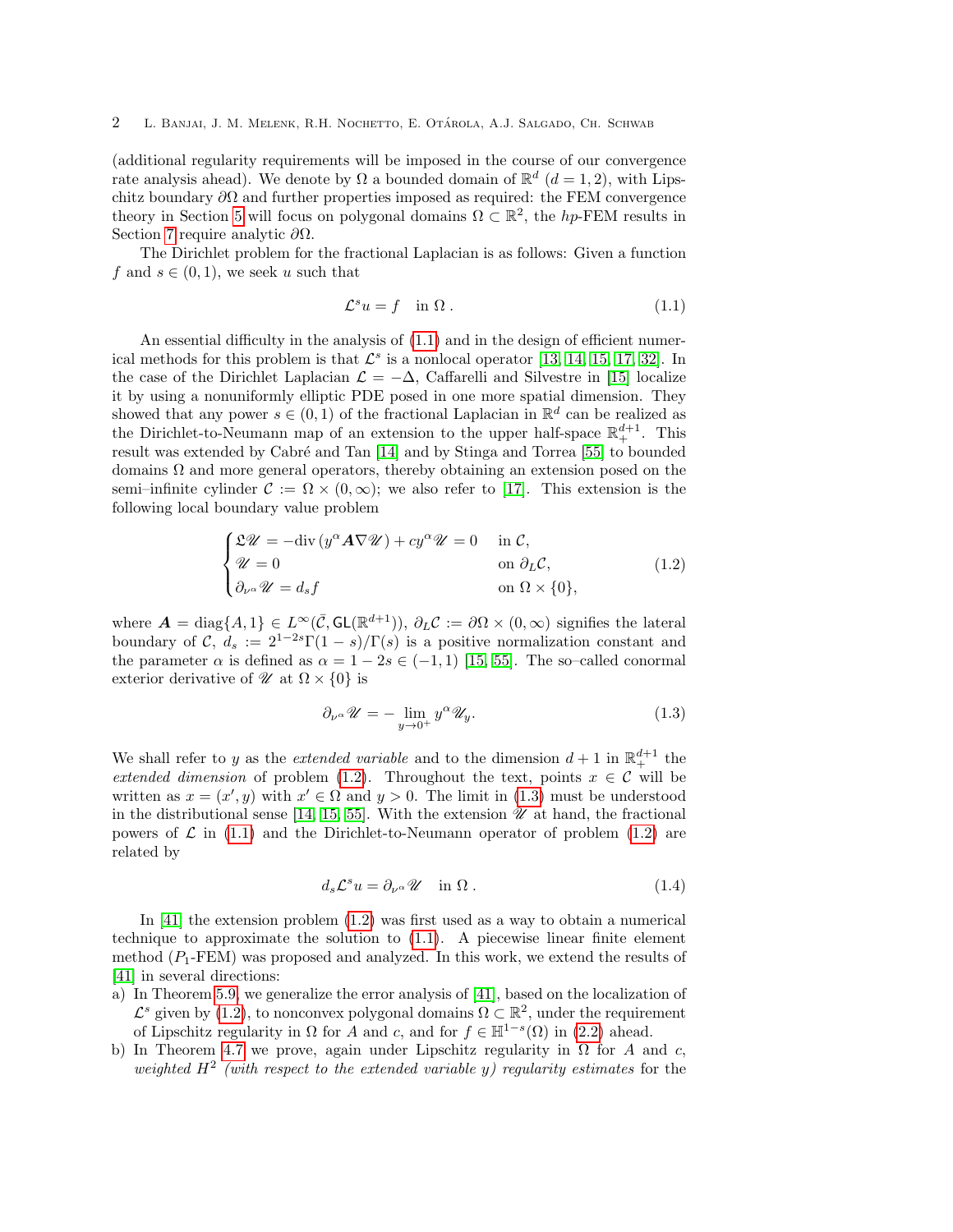(additional regularity requirements will be imposed in the course of our convergence rate analysis ahead). We denote by $\Omega$ a bounded domain of $\mathbb{R}^d$ ($d = 1, 2$), with Lipschitz boundary $\partial\Omega$ and further properties imposed as required: the FEM convergence theory in Section 5 will focus on polygonal domains $\Omega \subset \mathbb{R}^2$, the $hp$-FEM results in Section 7 require analytic $\partial\Omega$.

The Dirichlet problem for the fractional Laplacian is as follows: Given a function $f$ and $s \in (0, 1)$, we seek $u$ such that

$$\mathcal{L}^s u = f \quad \text{in } \Omega\,. \tag{1.1}$$

An essential difficulty in the analysis of (1.1) and in the design of efficient numerical methods for this problem is that $\mathcal{L}^s$ is a nonlocal operator [13, 14, 15, 17, 32]. In the case of the Dirichlet Laplacian $\mathcal{L} = -\Delta$, Caffarelli and Silvestre in [15] localize it by using a nonuniformly elliptic PDE posed in one more spatial dimension. They showed that any power $s \in (0, 1)$ of the fractional Laplacian in $\mathbb{R}^d$ can be realized as the Dirichlet-to-Neumann map of an extension to the upper half-space $\mathbb{R}^{d+1}_+$. This result was extended by Cabré and Tan [14] and by Stinga and Torrea [55] to bounded domains $\Omega$ and more general operators, thereby obtaining an extension posed on the semi–infinite cylinder $\mathcal{C} := \Omega \times (0, \infty)$; we also refer to [17]. This extension is the following local boundary value problem

$$\begin{cases} \mathfrak{L}\mathscr{U} = -\operatorname{div}(y^\alpha \boldsymbol{A} \nabla \mathscr{U}) + c y^\alpha \mathscr{U} = 0 & \text{in } \mathcal{C}, \\ \mathscr{U} = 0 & \text{on } \partial_L \mathcal{C}, \\ \partial_{\nu^\alpha} \mathscr{U} = d_s f & \text{on } \Omega \times \{0\}, \end{cases} \tag{1.2}$$

where $\boldsymbol{A} = \operatorname{diag}\{A, 1\} \in L^\infty(\bar{\mathcal{C}}, \mathsf{GL}(\mathbb{R}^{d+1}))$, $\partial_L \mathcal{C} := \partial\Omega \times (0, \infty)$ signifies the lateral boundary of $\mathcal{C}$, $d_s := 2^{1-2s}\Gamma(1-s)/\Gamma(s)$ is a positive normalization constant and the parameter $\alpha$ is defined as $\alpha = 1 - 2s \in (-1, 1)$ [15, 55]. The so–called conormal exterior derivative of $\mathscr{U}$ at $\Omega \times \{0\}$ is

$$\partial_{\nu^\alpha} \mathscr{U} = -\lim_{y \to 0^+} y^\alpha \mathscr{U}_y. \tag{1.3}$$

We shall refer to $y$ as the *extended variable* and to the dimension $d + 1$ in $\mathbb{R}^{d+1}_+$ the *extended dimension* of problem (1.2). Throughout the text, points $x \in \mathcal{C}$ will be written as $x = (x', y)$ with $x' \in \Omega$ and $y > 0$. The limit in (1.3) must be understood in the distributional sense [14, 15, 55]. With the extension $\mathscr{U}$ at hand, the fractional powers of $\mathcal{L}$ in (1.1) and the Dirichlet-to-Neumann operator of problem (1.2) are related by

$$d_s \mathcal{L}^s u = \partial_{\nu^\alpha} \mathscr{U} \quad \text{in } \Omega\,. \tag{1.4}$$

In [41] the extension problem (1.2) was first used as a way to obtain a numerical technique to approximate the solution to (1.1). A piecewise linear finite element method ($P_1$-FEM) was proposed and analyzed. In this work, we extend the results of [41] in several directions:

a) In Theorem 5.9, we generalize the error analysis of [41], based on the localization of $\mathcal{L}^s$ given by (1.2), to nonconvex polygonal domains $\Omega \subset \mathbb{R}^2$, under the requirement of Lipschitz regularity in $\Omega$ for $A$ and $c$, and for $f \in \mathbb{H}^{1-s}(\Omega)$ in (2.2) ahead.

b) In Theorem 4.7 we prove, again under Lipschitz regularity in $\Omega$ for $A$ and $c$, *weighted $H^2$ (with respect to the extended variable $y$) regularity estimates* for the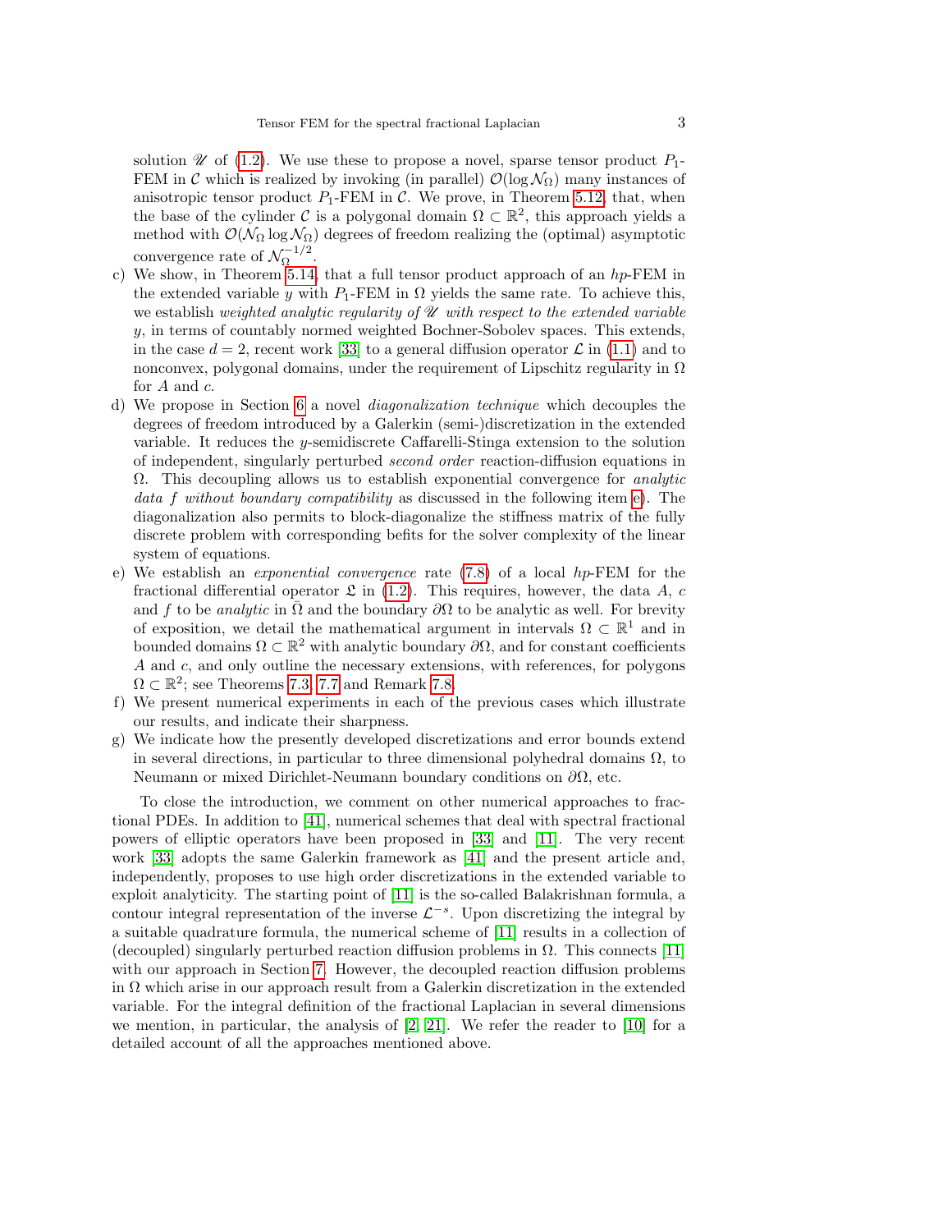solution $\mathscr{U}$ of (1.2). We use these to propose a novel, sparse tensor product $P_1$-FEM in $\mathcal{C}$ which is realized by invoking (in parallel) $\mathcal{O}(\log \mathcal{N}_\Omega)$ many instances of anisotropic tensor product $P_1$-FEM in $\mathcal{C}$. We prove, in Theorem 5.12, that, when the base of the cylinder $\mathcal{C}$ is a polygonal domain $\Omega \subset \mathbb{R}^2$, this approach yields a method with $\mathcal{O}(\mathcal{N}_\Omega \log \mathcal{N}_\Omega)$ degrees of freedom realizing the (optimal) asymptotic convergence rate of $\mathcal{N}_\Omega^{-1/2}$.

c) We show, in Theorem 5.14, that a full tensor product approach of an *hp*-FEM in the extended variable $y$ with $P_1$-FEM in $\Omega$ yields the same rate. To achieve this, we establish *weighted analytic regularity of* $\mathscr{U}$ *with respect to the extended variable* $y$, in terms of countably normed weighted Bochner-Sobolev spaces. This extends, in the case $d = 2$, recent work [33] to a general diffusion operator $\mathcal{L}$ in (1.1) and to nonconvex, polygonal domains, under the requirement of Lipschitz regularity in $\Omega$ for $A$ and $c$.

d) We propose in Section 6 a novel *diagonalization technique* which decouples the degrees of freedom introduced by a Galerkin (semi-)discretization in the extended variable. It reduces the $y$-semidiscrete Caffarelli-Stinga extension to the solution of independent, singularly perturbed *second order* reaction-diffusion equations in $\Omega$. This decoupling allows us to establish exponential convergence for *analytic data* $f$ *without boundary compatibility* as discussed in the following item e). The diagonalization also permits to block-diagonalize the stiffness matrix of the fully discrete problem with corresponding befits for the solver complexity of the linear system of equations.

e) We establish an *exponential convergence* rate (7.8) of a local *hp*-FEM for the fractional differential operator $\mathfrak{L}$ in (1.2). This requires, however, the data $A$, $c$ and $f$ to be *analytic* in $\bar{\Omega}$ and the boundary $\partial\Omega$ to be analytic as well. For brevity of exposition, we detail the mathematical argument in intervals $\Omega \subset \mathbb{R}^1$ and in bounded domains $\Omega \subset \mathbb{R}^2$ with analytic boundary $\partial\Omega$, and for constant coefficients $A$ and $c$, and only outline the necessary extensions, with references, for polygons $\Omega \subset \mathbb{R}^2$; see Theorems 7.3, 7.7 and Remark 7.8.

f) We present numerical experiments in each of the previous cases which illustrate our results, and indicate their sharpness.

g) We indicate how the presently developed discretizations and error bounds extend in several directions, in particular to three dimensional polyhedral domains $\Omega$, to Neumann or mixed Dirichlet-Neumann boundary conditions on $\partial\Omega$, etc.

To close the introduction, we comment on other numerical approaches to fractional PDEs. In addition to [41], numerical schemes that deal with spectral fractional powers of elliptic operators have been proposed in [33] and [11]. The very recent work [33] adopts the same Galerkin framework as [41] and the present article and, independently, proposes to use high order discretizations in the extended variable to exploit analyticity. The starting point of [11] is the so-called Balakrishnan formula, a contour integral representation of the inverse $\mathcal{L}^{-s}$. Upon discretizing the integral by a suitable quadrature formula, the numerical scheme of [11] results in a collection of (decoupled) singularly perturbed reaction diffusion problems in $\Omega$. This connects [11] with our approach in Section 7. However, the decoupled reaction diffusion problems in $\Omega$ which arise in our approach result from a Galerkin discretization in the extended variable. For the integral definition of the fractional Laplacian in several dimensions we mention, in particular, the analysis of [2, 21]. We refer the reader to [10] for a detailed account of all the approaches mentioned above.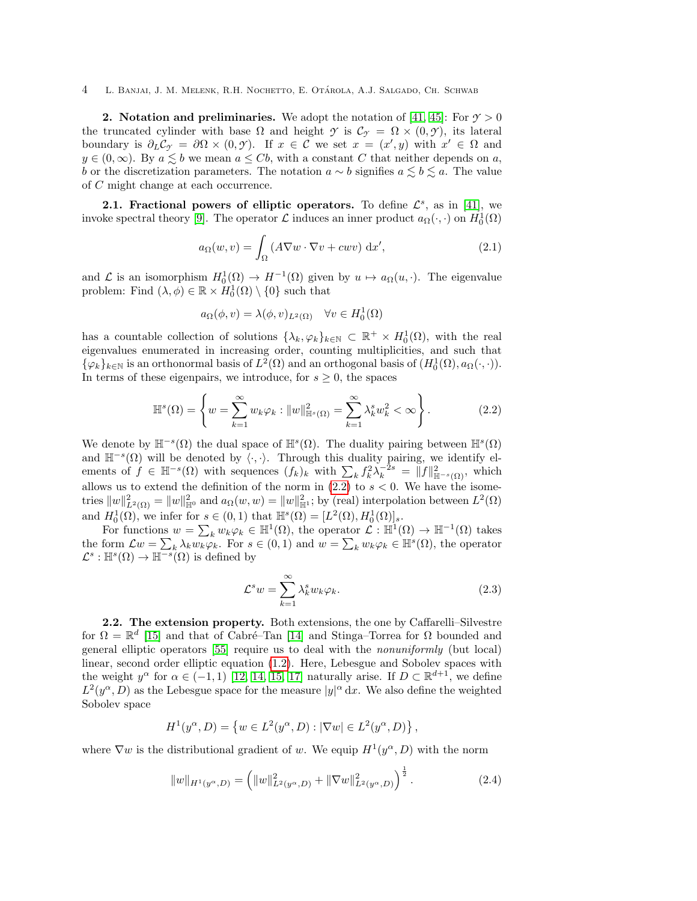## 2. Notation and preliminaries.

We adopt the notation of [41, 45]: For $\mathcal{Y} > 0$ the truncated cylinder with base $\Omega$ and height $\mathcal{Y}$ is $\mathcal{C}_\mathcal{Y} = \Omega \times (0, \mathcal{Y})$, its lateral boundary is $\partial_L \mathcal{C}_\mathcal{Y} = \partial\Omega \times (0, \mathcal{Y})$. If $x \in \mathcal{C}$ we set $x = (x', y)$ with $x' \in \Omega$ and $y \in (0, \infty)$. By $a \lesssim b$ we mean $a \leq Cb$, with a constant $C$ that neither depends on $a$, $b$ or the discretization parameters. The notation $a \sim b$ signifies $a \lesssim b \lesssim a$. The value of $C$ might change at each occurrence.

### 2.1. Fractional powers of elliptic operators.

To define $\mathcal{L}^s$, as in [41], we invoke spectral theory [9]. The operator $\mathcal{L}$ induces an inner product $a_\Omega(\cdot, \cdot)$ on $H_0^1(\Omega)$

$$
a_\Omega(w, v) = \int_\Omega \left( A\nabla w \cdot \nabla v + cwv \right) \, \mathrm{d}x', \tag{2.1}
$$

and $\mathcal{L}$ is an isomorphism $H_0^1(\Omega) \to H^{-1}(\Omega)$ given by $u \mapsto a_\Omega(u, \cdot)$. The eigenvalue problem: Find $(\lambda, \phi) \in \mathbb{R} \times H_0^1(\Omega) \setminus \{0\}$ such that

$$
a_\Omega(\phi, v) = \lambda(\phi, v)_{L^2(\Omega)} \quad \forall v \in H_0^1(\Omega)
$$

has a countable collection of solutions $\{\lambda_k, \varphi_k\}_{k\in\mathbb{N}} \subset \mathbb{R}^+ \times H_0^1(\Omega)$, with the real eigenvalues enumerated in increasing order, counting multiplicities, and such that $\{\varphi_k\}_{k\in\mathbb{N}}$ is an orthonormal basis of $L^2(\Omega)$ and an orthogonal basis of $(H_0^1(\Omega), a_\Omega(\cdot, \cdot))$. In terms of these eigenpairs, we introduce, for $s \geq 0$, the spaces

$$
\mathbb{H}^s(\Omega) = \left\{ w = \sum_{k=1}^\infty w_k \varphi_k : \|w\|_{\mathbb{H}^s(\Omega)}^2 = \sum_{k=1}^\infty \lambda_k^s w_k^2 < \infty \right\}. \tag{2.2}
$$

We denote by $\mathbb{H}^{-s}(\Omega)$ the dual space of $\mathbb{H}^s(\Omega)$. The duality pairing between $\mathbb{H}^s(\Omega)$ and $\mathbb{H}^{-s}(\Omega)$ will be denoted by $\langle \cdot, \cdot \rangle$. Through this duality pairing, we identify elements of $f \in \mathbb{H}^{-s}(\Omega)$ with sequences $(f_k)_k$ with $\sum_k f_k^2 \lambda_k^{-2s} = \|f\|_{\mathbb{H}^{-s}(\Omega)}^2$, which allows us to extend the definition of the norm in (2.2) to $s < 0$. We have the isometries $\|w\|_{L^2(\Omega)}^2 = \|w\|_{\mathbb{H}^0}^2$ and $a_\Omega(w, w) = \|w\|_{\mathbb{H}^1}^2$; by (real) interpolation between $L^2(\Omega)$ and $H_0^1(\Omega)$, we infer for $s \in (0, 1)$ that $\mathbb{H}^s(\Omega) = [L^2(\Omega), H_0^1(\Omega)]_s$.

For functions $w = \sum_k w_k \varphi_k \in \mathbb{H}^1(\Omega)$, the operator $\mathcal{L} : \mathbb{H}^1(\Omega) \to \mathbb{H}^{-1}(\Omega)$ takes the form $\mathcal{L}w = \sum_k \lambda_k w_k \varphi_k$. For $s \in (0, 1)$ and $w = \sum_k w_k \varphi_k \in \mathbb{H}^s(\Omega)$, the operator $\mathcal{L}^s : \mathbb{H}^s(\Omega) \to \mathbb{H}^{-s}(\Omega)$ is defined by

$$
\mathcal{L}^s w = \sum_{k=1}^\infty \lambda_k^s w_k \varphi_k. \tag{2.3}
$$

### 2.2. The extension property.

Both extensions, the one by Caffarelli–Silvestre for $\Omega = \mathbb{R}^d$ [15] and that of Cabré–Tan [14] and Stinga–Torrea for $\Omega$ bounded and general elliptic operators [55] require us to deal with the *nonuniformly* (but local) linear, second order elliptic equation (1.2). Here, Lebesgue and Sobolev spaces with the weight $y^\alpha$ for $\alpha \in (-1, 1)$ [12, 14, 15, 17] naturally arise. If $D \subset \mathbb{R}^{d+1}$, we define $L^2(y^\alpha, D)$ as the Lebesgue space for the measure $|y|^\alpha \, \mathrm{d}x$. We also define the weighted Sobolev space

$$
H^1(y^\alpha, D) = \left\{ w \in L^2(y^\alpha, D) : |\nabla w| \in L^2(y^\alpha, D) \right\},
$$

where $\nabla w$ is the distributional gradient of $w$. We equip $H^1(y^\alpha, D)$ with the norm

$$
\|w\|_{H^1(y^\alpha, D)} = \left( \|w\|_{L^2(y^\alpha, D)}^2 + \|\nabla w\|_{L^2(y^\alpha, D)}^2 \right)^{\frac{1}{2}}. \tag{2.4}
$$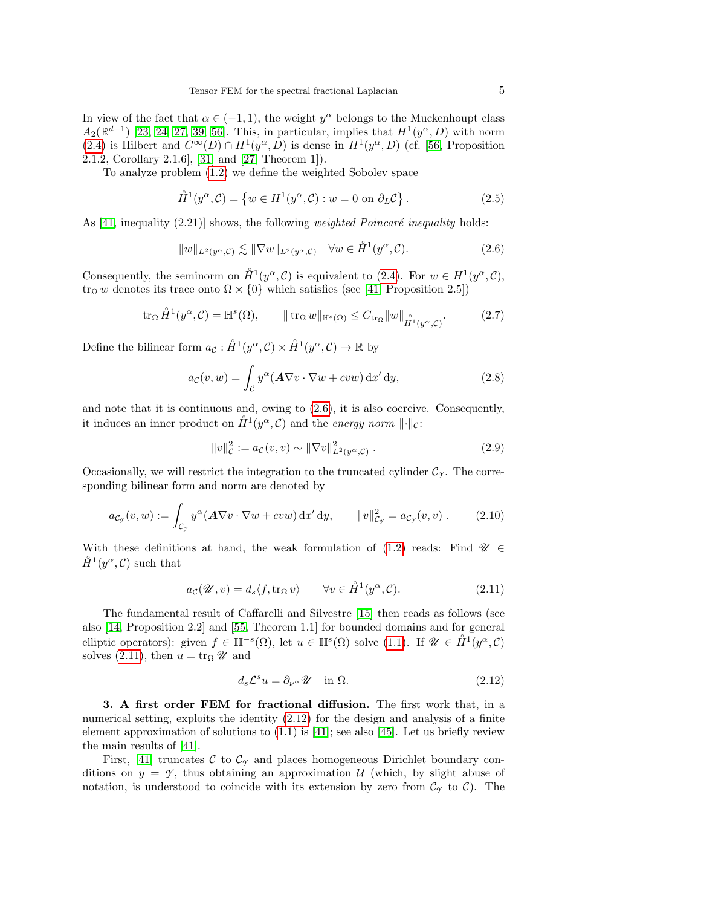In view of the fact that $\alpha \in (-1,1)$, the weight $y^\alpha$ belongs to the Muckenhoupt class $A_2(\mathbb{R}^{d+1})$ [23, 24, 27, 39, 56]. This, in particular, implies that $H^1(y^\alpha, D)$ with norm (2.4) is Hilbert and $C^\infty(D) \cap H^1(y^\alpha, D)$ is dense in $H^1(y^\alpha, D)$ (cf. [56, Proposition 2.1.2, Corollary 2.1.6], [31] and [27, Theorem 1]).

To analyze problem (1.2) we define the weighted Sobolev space

$$\mathring{H}^1(y^\alpha, \mathcal{C}) = \left\{ w \in H^1(y^\alpha, \mathcal{C}) : w = 0 \text{ on } \partial_L \mathcal{C} \right\}. \tag{2.5}$$

As [41, inequality (2.21)] shows, the following *weighted Poincaré inequality* holds:

$$\|w\|_{L^2(y^\alpha,\mathcal{C})} \lesssim \|\nabla w\|_{L^2(y^\alpha,\mathcal{C})} \quad \forall w \in \mathring{H}^1(y^\alpha, \mathcal{C}). \tag{2.6}$$

Consequently, the seminorm on $\mathring{H}^1(y^\alpha, \mathcal{C})$ is equivalent to (2.4). For $w \in H^1(y^\alpha, \mathcal{C})$, $\operatorname{tr}_\Omega w$ denotes its trace onto $\Omega \times \{0\}$ which satisfies (see [41, Proposition 2.5])

$$\operatorname{tr}_\Omega \mathring{H}^1(y^\alpha, \mathcal{C}) = \mathbb{H}^s(\Omega), \qquad \|\operatorname{tr}_\Omega w\|_{\mathbb{H}^s(\Omega)} \le C_{\operatorname{tr}_\Omega} \|w\|_{\mathring{H}^1(y^\alpha,\mathcal{C})}. \tag{2.7}$$

Define the bilinear form $a_\mathcal{C} : \mathring{H}^1(y^\alpha, \mathcal{C}) \times \mathring{H}^1(y^\alpha, \mathcal{C}) \to \mathbb{R}$ by

$$a_\mathcal{C}(v, w) = \int_\mathcal{C} y^\alpha (\boldsymbol{A} \nabla v \cdot \nabla w + c v w) \, \mathrm{d}x' \, \mathrm{d}y, \tag{2.8}$$

and note that it is continuous and, owing to (2.6), it is also coercive. Consequently, it induces an inner product on $\mathring{H}^1(y^\alpha, \mathcal{C})$ and the *energy norm* $\|\cdot\|_\mathcal{C}$:

$$\|v\|_\mathcal{C}^2 := a_\mathcal{C}(v, v) \sim \|\nabla v\|^2_{L^2(y^\alpha,\mathcal{C})}. \tag{2.9}$$

Occasionally, we will restrict the integration to the truncated cylinder $\mathcal{C}_\mathcal{Y}$. The corresponding bilinear form and norm are denoted by

$$a_{\mathcal{C}_\mathcal{Y}}(v, w) := \int_{\mathcal{C}_\mathcal{Y}} y^\alpha (\boldsymbol{A} \nabla v \cdot \nabla w + c v w) \, \mathrm{d}x' \, \mathrm{d}y, \qquad \|v\|^2_{\mathcal{C}_\mathcal{Y}} = a_{\mathcal{C}_\mathcal{Y}}(v, v). \tag{2.10}$$

With these definitions at hand, the weak formulation of (1.2) reads: Find $\mathscr{U} \in \mathring{H}^1(y^\alpha, \mathcal{C})$ such that

$$a_\mathcal{C}(\mathscr{U}, v) = d_s \langle f, \operatorname{tr}_\Omega v \rangle \qquad \forall v \in \mathring{H}^1(y^\alpha, \mathcal{C}). \tag{2.11}$$

The fundamental result of Caffarelli and Silvestre [15] then reads as follows (see also [14, Proposition 2.2] and [55, Theorem 1.1] for bounded domains and for general elliptic operators): given $f \in \mathbb{H}^{-s}(\Omega)$, let $u \in \mathbb{H}^s(\Omega)$ solve (1.1). If $\mathscr{U} \in \mathring{H}^1(y^\alpha, \mathcal{C})$ solves (2.11), then $u = \operatorname{tr}_\Omega \mathscr{U}$ and

$$d_s \mathcal{L}^s u = \partial_{\nu^\alpha} \mathscr{U} \quad \text{in } \Omega. \tag{2.12}$$

**3. A first order FEM for fractional diffusion.** The first work that, in a numerical setting, exploits the identity (2.12) for the design and analysis of a finite element approximation of solutions to (1.1) is [41]; see also [45]. Let us briefly review the main results of [41].

First, [41] truncates $\mathcal{C}$ to $\mathcal{C}_\mathcal{Y}$ and places homogeneous Dirichlet boundary conditions on $y = \mathcal{Y}$, thus obtaining an approximation $\mathcal{U}$ (which, by slight abuse of notation, is understood to coincide with its extension by zero from $\mathcal{C}_\mathcal{Y}$ to $\mathcal{C}$). The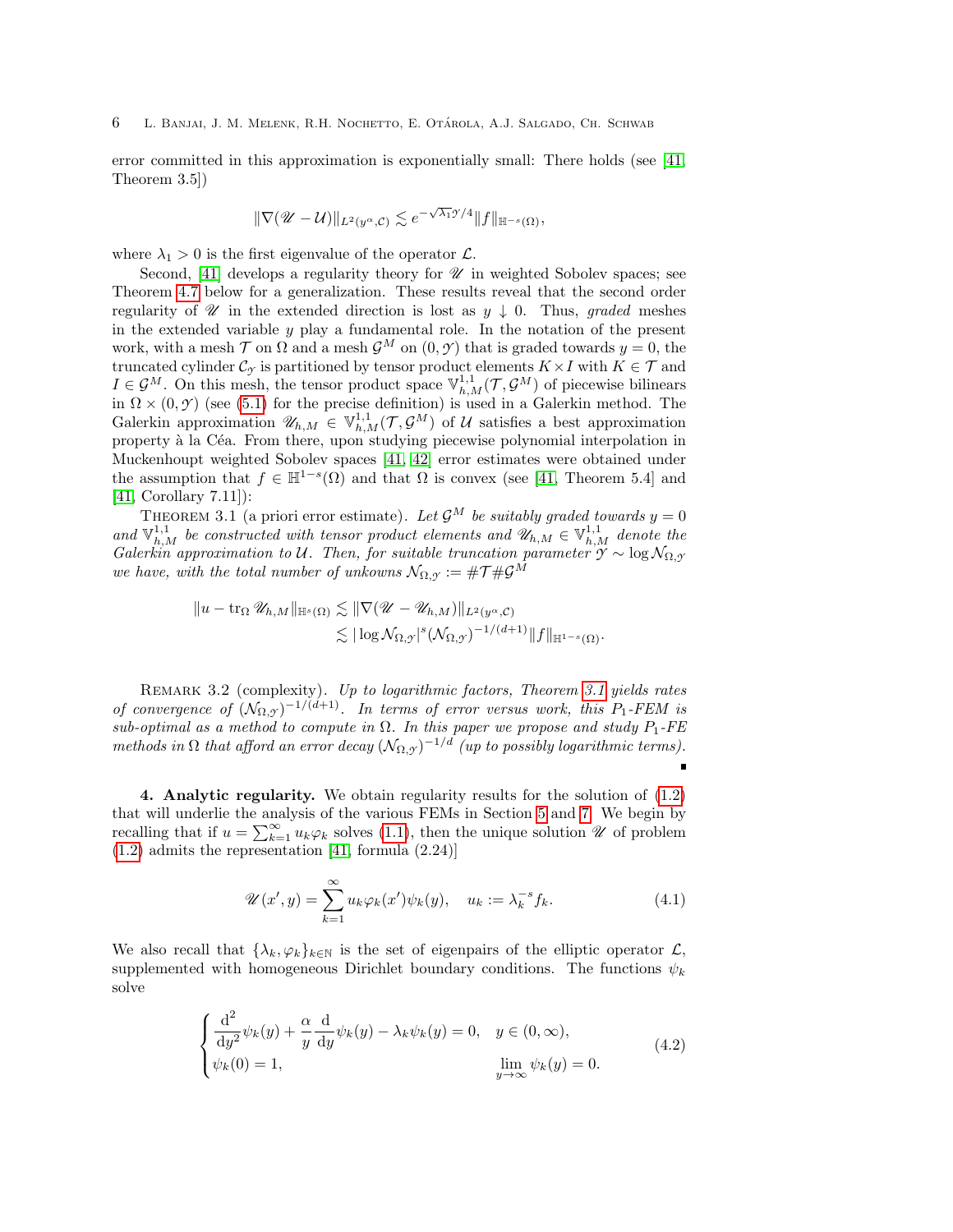error committed in this approximation is exponentially small: There holds (see [41, Theorem 3.5])

$$\|\nabla(\mathscr{U} - \mathcal{U})\|_{L^2(y^\alpha,\mathcal{C})} \lesssim e^{-\sqrt{\lambda_1}\mathcal{Y}/4}\|f\|_{\mathbb{H}^{-s}(\Omega)},$$

where $\lambda_1 > 0$ is the first eigenvalue of the operator $\mathcal{L}$.

Second, [41] develops a regularity theory for $\mathscr{U}$ in weighted Sobolev spaces; see Theorem 4.7 below for a generalization. These results reveal that the second order regularity of $\mathscr{U}$ in the extended direction is lost as $y \downarrow 0$. Thus, *graded* meshes in the extended variable $y$ play a fundamental role. In the notation of the present work, with a mesh $\mathcal{T}$ on $\Omega$ and a mesh $\mathcal{G}^M$ on $(0, \mathcal{Y})$ that is graded towards $y = 0$, the truncated cylinder $\mathcal{C}_\mathcal{Y}$ is partitioned by tensor product elements $K \times I$ with $K \in \mathcal{T}$ and $I \in \mathcal{G}^M$. On this mesh, the tensor product space $\mathbb{V}^{1,1}_{h,M}(\mathcal{T}, \mathcal{G}^M)$ of piecewise bilinears in $\Omega \times (0, \mathcal{Y})$ (see (5.1) for the precise definition) is used in a Galerkin method. The Galerkin approximation $\mathscr{U}_{h,M} \in \mathbb{V}^{1,1}_{h,M}(\mathcal{T}, \mathcal{G}^M)$ of $\mathcal{U}$ satisfies a best approximation property à la Céa. From there, upon studying piecewise polynomial interpolation in Muckenhoupt weighted Sobolev spaces [41, 42] error estimates were obtained under the assumption that $f \in \mathbb{H}^{1-s}(\Omega)$ and that $\Omega$ is convex (see [41, Theorem 5.4] and [41, Corollary 7.11]):

Theorem 3.1 (a priori error estimate). *Let $\mathcal{G}^M$ be suitably graded towards $y = 0$ and $\mathbb{V}^{1,1}_{h,M}$ be constructed with tensor product elements and $\mathscr{U}_{h,M} \in \mathbb{V}^{1,1}_{h,M}$ denote the Galerkin approximation to $\mathcal{U}$. Then, for suitable truncation parameter $\mathcal{Y} \sim \log \mathcal{N}_{\Omega,\mathcal{Y}}$ we have, with the total number of unkowns $\mathcal{N}_{\Omega,\mathcal{Y}} := \#\mathcal{T}\#\mathcal{G}^M$*

$$\begin{aligned}\|u - \operatorname{tr}_\Omega \mathscr{U}_{h,M}\|_{\mathbb{H}^s(\Omega)} &\lesssim \|\nabla(\mathscr{U} - \mathscr{U}_{h,M})\|_{L^2(y^\alpha,\mathcal{C})}\\ &\lesssim |\log \mathcal{N}_{\Omega,\mathcal{Y}}|^s (\mathcal{N}_{\Omega,\mathcal{Y}})^{-1/(d+1)}\|f\|_{\mathbb{H}^{1-s}(\Omega)}.\end{aligned}$$

Remark 3.2 (complexity). *Up to logarithmic factors, Theorem 3.1 yields rates of convergence of $(\mathcal{N}_{\Omega,\mathcal{Y}})^{-1/(d+1)}$. In terms of error versus work, this $P_1$-FEM is sub-optimal as a method to compute in $\Omega$. In this paper we propose and study $P_1$-FE methods in $\Omega$ that afford an error decay $(\mathcal{N}_{\Omega,\mathcal{Y}})^{-1/d}$ (up to possibly logarithmic terms).* ∎

## 4. Analytic regularity.

We obtain regularity results for the solution of (1.2) that will underlie the analysis of the various FEMs in Section 5 and 7. We begin by recalling that if $u = \sum_{k=1}^\infty u_k\varphi_k$ solves (1.1), then the unique solution $\mathscr{U}$ of problem (1.2) admits the representation [41, formula (2.24)]

$$\mathscr{U}(x', y) = \sum_{k=1}^\infty u_k\varphi_k(x')\psi_k(y), \quad u_k := \lambda_k^{-s} f_k. \tag{4.1}$$

We also recall that $\{\lambda_k, \varphi_k\}_{k\in\mathbb{N}}$ is the set of eigenpairs of the elliptic operator $\mathcal{L}$, supplemented with homogeneous Dirichlet boundary conditions. The functions $\psi_k$ solve

$$\begin{cases}\dfrac{\mathrm{d}^2}{\mathrm{d}y^2}\psi_k(y) + \dfrac{\alpha}{y}\dfrac{\mathrm{d}}{\mathrm{d}y}\psi_k(y) - \lambda_k\psi_k(y) = 0, & y \in (0,\infty),\\ \psi_k(0) = 1, & \lim\limits_{y\to\infty}\psi_k(y) = 0.\end{cases} \tag{4.2}$$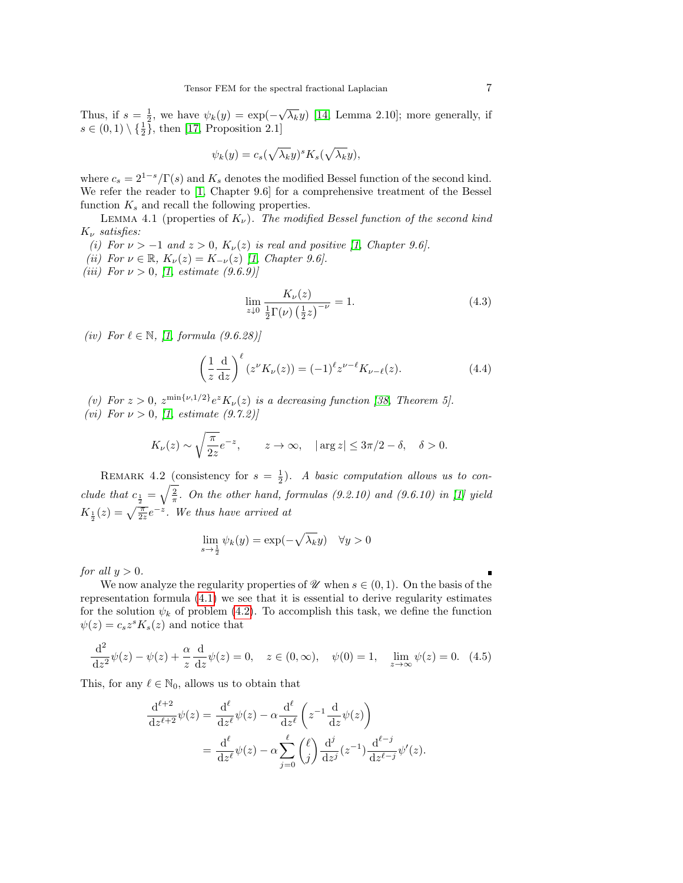Thus, if $s = \frac{1}{2}$, we have $\psi_k(y) = \exp(-\sqrt{\lambda_k} y)$ [14, Lemma 2.10]; more generally, if $s \in (0,1) \setminus \{\frac{1}{2}\}$, then [17, Proposition 2.1]

$$\psi_k(y) = c_s (\sqrt{\lambda_k} y)^s K_s(\sqrt{\lambda_k} y),$$

where $c_s = 2^{1-s}/\Gamma(s)$ and $K_s$ denotes the modified Bessel function of the second kind. We refer the reader to [1, Chapter 9.6] for a comprehensive treatment of the Bessel function $K_s$ and recall the following properties.

LEMMA 4.1 (properties of $K_\nu$). *The modified Bessel function of the second kind $K_\nu$ satisfies:*

*(i) For $\nu > -1$ and $z > 0$, $K_\nu(z)$ is real and positive [1, Chapter 9.6].*

*(ii) For $\nu \in \mathbb{R}$, $K_\nu(z) = K_{-\nu}(z)$ [1, Chapter 9.6].*

*(iii) For $\nu > 0$, [1, estimate (9.6.9)]*

$$\lim_{z \downarrow 0} \frac{K_\nu(z)}{\frac{1}{2}\Gamma(\nu)\left(\frac{1}{2}z\right)^{-\nu}} = 1. \tag{4.3}$$

*(iv) For $\ell \in \mathbb{N}$, [1, formula (9.6.28)]*

$$\left(\frac{1}{z}\frac{\mathrm{d}}{\mathrm{d}z}\right)^{\ell} (z^\nu K_\nu(z)) = (-1)^\ell z^{\nu-\ell} K_{\nu-\ell}(z). \tag{4.4}$$

*(v) For $z > 0$, $z^{\min\{\nu,1/2\}} e^z K_\nu(z)$ is a decreasing function [38, Theorem 5].*

*(vi) For $\nu > 0$, [1, estimate (9.7.2)]*

$$K_\nu(z) \sim \sqrt{\frac{\pi}{2z}} e^{-z}, \qquad z \to \infty, \quad |\arg z| \le 3\pi/2 - \delta, \quad \delta > 0.$$

REMARK 4.2 (consistency for $s = \frac{1}{2}$). *A basic computation allows us to conclude that $c_{\frac{1}{2}} = \sqrt{\frac{2}{\pi}}$. On the other hand, formulas (9.2.10) and (9.6.10) in [1] yield $K_{\frac{1}{2}}(z) = \sqrt{\frac{\pi}{2z}} e^{-z}$. We thus have arrived at*

$$\lim_{s \to \frac{1}{2}} \psi_k(y) = \exp(-\sqrt{\lambda_k} y) \quad \forall y > 0$$

*for all $y > 0$.* ∎

We now analyze the regularity properties of $\mathscr{U}$ when $s \in (0,1)$. On the basis of the representation formula (4.1) we see that it is essential to derive regularity estimates for the solution $\psi_k$ of problem (4.2). To accomplish this task, we define the function $\psi(z) = c_s z^s K_s(z)$ and notice that

$$\frac{\mathrm{d}^2}{\mathrm{d}z^2}\psi(z) - \psi(z) + \frac{\alpha}{z}\frac{\mathrm{d}}{\mathrm{d}z}\psi(z) = 0, \quad z \in (0,\infty), \quad \psi(0) = 1, \quad \lim_{z\to\infty}\psi(z) = 0. \tag{4.5}$$

This, for any $\ell \in \mathbb{N}_0$, allows us to obtain that

$$\begin{aligned}
\frac{\mathrm{d}^{\ell+2}}{\mathrm{d}z^{\ell+2}}\psi(z) &= \frac{\mathrm{d}^{\ell}}{\mathrm{d}z^{\ell}}\psi(z) - \alpha \frac{\mathrm{d}^{\ell}}{\mathrm{d}z^{\ell}}\left(z^{-1}\frac{\mathrm{d}}{\mathrm{d}z}\psi(z)\right) \\
&= \frac{\mathrm{d}^{\ell}}{\mathrm{d}z^{\ell}}\psi(z) - \alpha \sum_{j=0}^{\ell} \binom{\ell}{j} \frac{\mathrm{d}^{j}}{\mathrm{d}z^{j}}(z^{-1}) \frac{\mathrm{d}^{\ell-j}}{\mathrm{d}z^{\ell-j}}\psi'(z).
\end{aligned}$$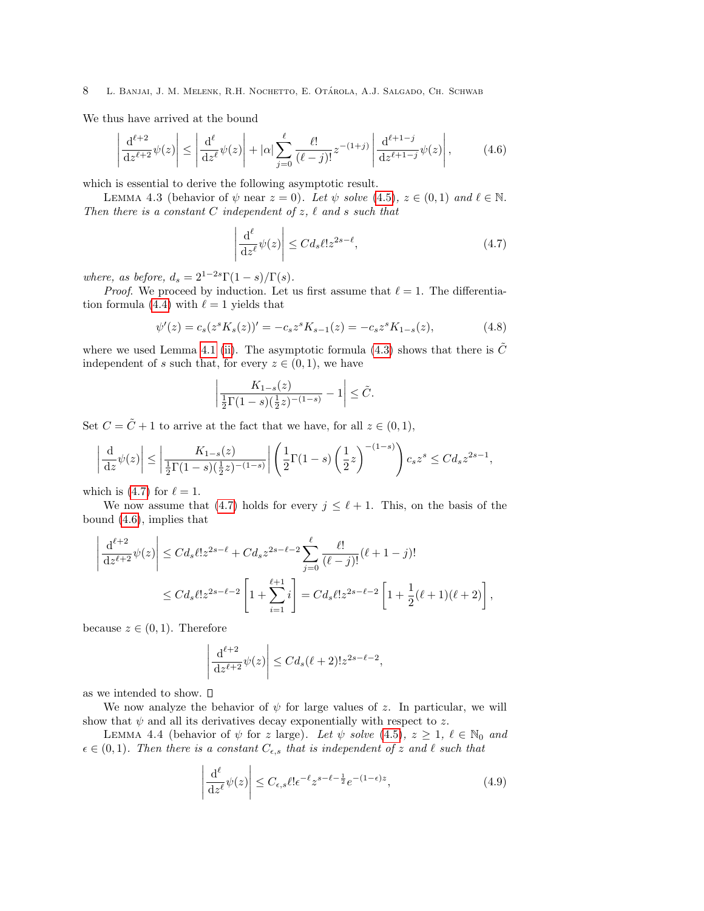We thus have arrived at the bound

$$\left|\frac{\mathrm{d}^{\ell+2}}{\mathrm{d}z^{\ell+2}}\psi(z)\right| \leq \left|\frac{\mathrm{d}^{\ell}}{\mathrm{d}z^{\ell}}\psi(z)\right| + |\alpha|\sum_{j=0}^{\ell}\frac{\ell!}{(\ell-j)!}z^{-(1+j)}\left|\frac{\mathrm{d}^{\ell+1-j}}{\mathrm{d}z^{\ell+1-j}}\psi(z)\right|, \tag{4.6}$$

which is essential to derive the following asymptotic result.

Lemma 4.3 (behavior of $\psi$ near $z=0$). *Let $\psi$ solve (4.5), $z \in (0,1)$ and $\ell \in \mathbb{N}$. Then there is a constant $C$ independent of $z$, $\ell$ and $s$ such that*

$$\left|\frac{\mathrm{d}^{\ell}}{\mathrm{d}z^{\ell}}\psi(z)\right| \leq C d_s \ell! z^{2s-\ell}, \tag{4.7}$$

*where, as before, $d_s = 2^{1-2s}\Gamma(1-s)/\Gamma(s)$.*

*Proof.* We proceed by induction. Let us first assume that $\ell = 1$. The differentiation formula (4.4) with $\ell = 1$ yields that

$$\psi'(z) = c_s(z^s K_s(z))' = -c_s z^s K_{s-1}(z) = -c_s z^s K_{1-s}(z), \tag{4.8}$$

where we used Lemma 4.1 (ii). The asymptotic formula (4.3) shows that there is $\tilde{C}$ independent of $s$ such that, for every $z \in (0,1)$, we have

$$\left|\frac{K_{1-s}(z)}{\frac{1}{2}\Gamma(1-s)(\frac{1}{2}z)^{-(1-s)}} - 1\right| \leq \tilde{C}.$$

Set $C = \tilde{C} + 1$ to arrive at the fact that we have, for all $z \in (0,1)$,

$$\left|\frac{\mathrm{d}}{\mathrm{d}z}\psi(z)\right| \leq \left|\frac{K_{1-s}(z)}{\frac{1}{2}\Gamma(1-s)(\frac{1}{2}z)^{-(1-s)}}\right|\left(\frac{1}{2}\Gamma(1-s)\left(\frac{1}{2}z\right)^{-(1-s)}\right)c_s z^s \leq C d_s z^{2s-1},$$

which is (4.7) for $\ell = 1$.

We now assume that (4.7) holds for every $j \leq \ell + 1$. This, on the basis of the bound (4.6), implies that

$$\begin{aligned}
\left|\frac{\mathrm{d}^{\ell+2}}{\mathrm{d}z^{\ell+2}}\psi(z)\right| &\leq C d_s \ell! z^{2s-\ell} + C d_s z^{2s-\ell-2}\sum_{j=0}^{\ell}\frac{\ell!}{(\ell-j)!}(\ell+1-j)! \\
&\leq C d_s \ell! z^{2s-\ell-2}\left[1 + \sum_{i=1}^{\ell+1} i\right] = C d_s \ell! z^{2s-\ell-2}\left[1 + \frac{1}{2}(\ell+1)(\ell+2)\right],
\end{aligned}$$

because $z \in (0,1)$. Therefore

$$\left|\frac{\mathrm{d}^{\ell+2}}{\mathrm{d}z^{\ell+2}}\psi(z)\right| \leq C d_s (\ell+2)! z^{2s-\ell-2},$$

as we intended to show. $\square$

We now analyze the behavior of $\psi$ for large values of $z$. In particular, we will show that $\psi$ and all its derivatives decay exponentially with respect to $z$.

Lemma 4.4 (behavior of $\psi$ for $z$ large). *Let $\psi$ solve (4.5), $z \geq 1$, $\ell \in \mathbb{N}_0$ and $\epsilon \in (0,1)$. Then there is a constant $C_{\epsilon,s}$ that is independent of $z$ and $\ell$ such that*

$$\left|\frac{\mathrm{d}^{\ell}}{\mathrm{d}z^{\ell}}\psi(z)\right| \leq C_{\epsilon,s}\ell!\epsilon^{-\ell}z^{s-\ell-\frac{1}{2}}e^{-(1-\epsilon)z}, \tag{4.9}$$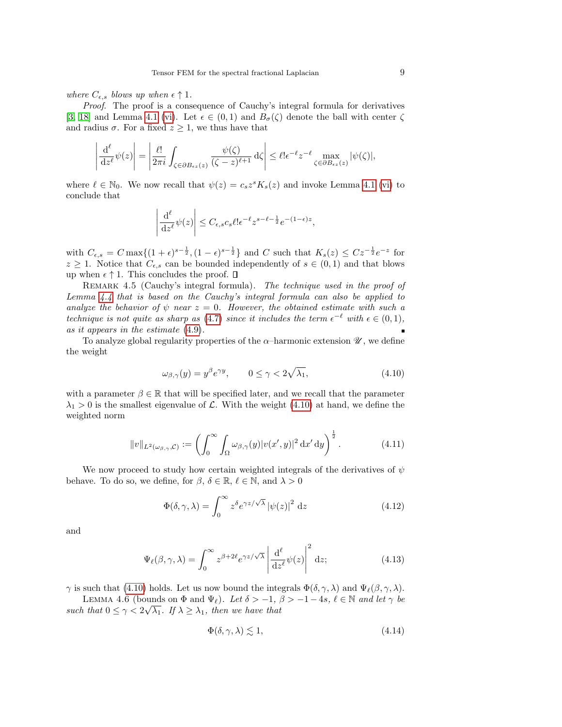*where $C_{\epsilon,s}$ blows up when $\epsilon \uparrow 1$.*

*Proof.* The proof is a consequence of Cauchy's integral formula for derivatives [3, 18] and Lemma 4.1 (vi). Let $\epsilon \in (0,1)$ and $B_\sigma(\zeta)$ denote the ball with center $\zeta$ and radius $\sigma$. For a fixed $z \geq 1$, we thus have that

$$\left| \frac{\mathrm{d}^\ell}{\mathrm{d}z^\ell} \psi(z) \right| = \left| \frac{\ell!}{2\pi i} \int_{\zeta \in \partial B_{\epsilon z}(z)} \frac{\psi(\zeta)}{(\zeta - z)^{\ell+1}} \,\mathrm{d}\zeta \right| \leq \ell! \epsilon^{-\ell} z^{-\ell} \max_{\zeta \in \partial B_{\epsilon z}(z)} |\psi(\zeta)|,$$

where $\ell \in \mathbb{N}_0$. We now recall that $\psi(z) = c_s z^s K_s(z)$ and invoke Lemma 4.1 (vi) to conclude that

$$\left| \frac{\mathrm{d}^\ell}{\mathrm{d}z^\ell} \psi(z) \right| \leq C_{\epsilon,s} c_s \ell! \epsilon^{-\ell} z^{s-\ell-\frac{1}{2}} e^{-(1-\epsilon)z},$$

with $C_{\epsilon,s} = C \max\{(1+\epsilon)^{s-\frac{1}{2}}, (1-\epsilon)^{s-\frac{1}{2}}\}$ and $C$ such that $K_s(z) \leq C z^{-\frac{1}{2}} e^{-z}$ for $z \geq 1$. Notice that $C_{\epsilon,s}$ can be bounded independently of $s \in (0,1)$ and that blows up when $\epsilon \uparrow 1$. This concludes the proof. $\square$

Remark 4.5 (Cauchy's integral formula). *The technique used in the proof of Lemma 4.4 that is based on the Cauchy's integral formula can also be applied to analyze the behavior of $\psi$ near $z = 0$. However, the obtained estimate with such a technique is not quite as sharp as (4.7) since it includes the term $\epsilon^{-\ell}$ with $\epsilon \in (0,1)$, as it appears in the estimate (4.9).* $\blacksquare$

To analyze global regularity properties of the $\alpha$–harmonic extension $\mathscr{U}$, we define the weight

$$\omega_{\beta,\gamma}(y) = y^\beta e^{\gamma y}, \qquad 0 \leq \gamma < 2\sqrt{\lambda_1}, \tag{4.10}$$

with a parameter $\beta \in \mathbb{R}$ that will be specified later, and we recall that the parameter $\lambda_1 > 0$ is the smallest eigenvalue of $\mathcal{L}$. With the weight (4.10) at hand, we define the weighted norm

$$\|v\|_{L^2(\omega_{\beta,\gamma},\mathcal{C})} := \left( \int_0^\infty \int_\Omega \omega_{\beta,\gamma}(y) |v(x',y)|^2 \,\mathrm{d}x' \,\mathrm{d}y \right)^{\frac{1}{2}}. \tag{4.11}$$

We now proceed to study how certain weighted integrals of the derivatives of $\psi$ behave. To do so, we define, for $\beta$, $\delta \in \mathbb{R}$, $\ell \in \mathbb{N}$, and $\lambda > 0$

$$\Phi(\delta,\gamma,\lambda) = \int_0^\infty z^\delta e^{\gamma z/\sqrt{\lambda}} |\psi(z)|^2 \,\mathrm{d}z \tag{4.12}$$

and

$$\Psi_\ell(\beta,\gamma,\lambda) = \int_0^\infty z^{\beta+2\ell} e^{\gamma z/\sqrt{\lambda}} \left| \frac{\mathrm{d}^\ell}{\mathrm{d}z^\ell} \psi(z) \right|^2 \,\mathrm{d}z; \tag{4.13}$$

$\gamma$ is such that (4.10) holds. Let us now bound the integrals $\Phi(\delta,\gamma,\lambda)$ and $\Psi_\ell(\beta,\gamma,\lambda)$.

Lemma 4.6 (bounds on $\Phi$ and $\Psi_\ell$). *Let $\delta > -1$, $\beta > -1-4s$, $\ell \in \mathbb{N}$ and let $\gamma$ be such that $0 \leq \gamma < 2\sqrt{\lambda_1}$. If $\lambda \geq \lambda_1$, then we have that*

$$\Phi(\delta,\gamma,\lambda) \lesssim 1, \tag{4.14}$$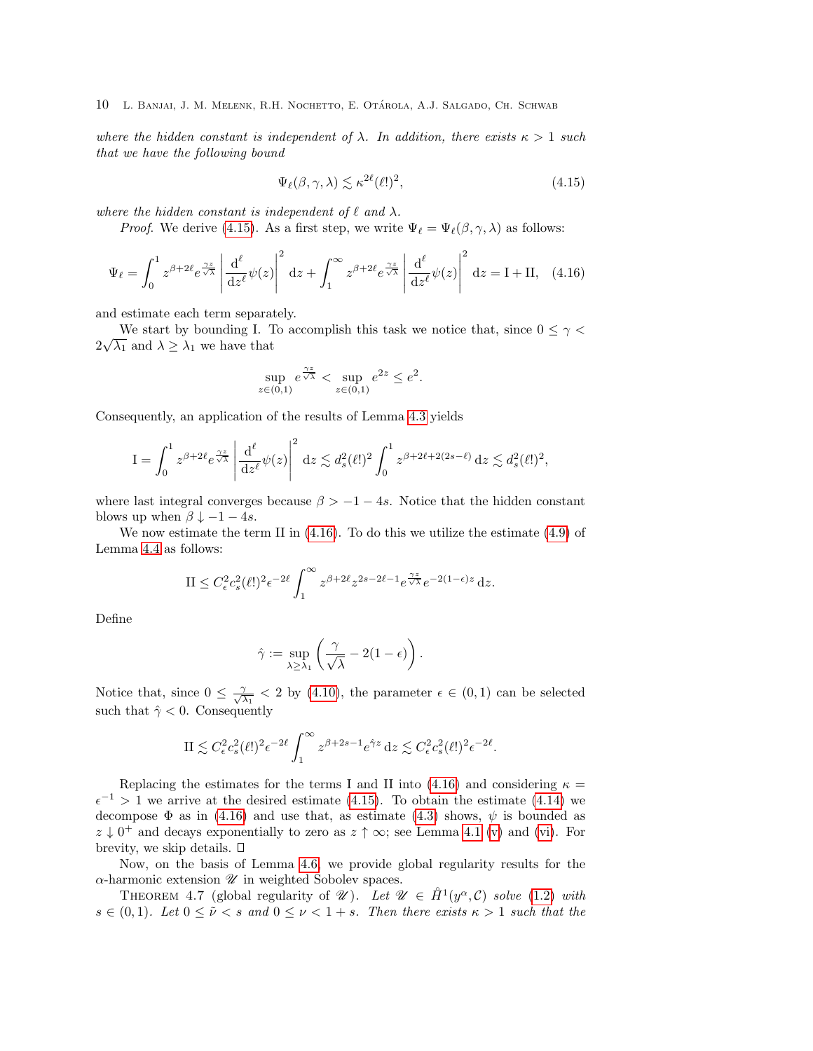*where the hidden constant is independent of $\lambda$. In addition, there exists $\kappa > 1$ such that we have the following bound*

$$\Psi_\ell(\beta,\gamma,\lambda) \lesssim \kappa^{2\ell}(\ell!)^2, \tag{4.15}$$

*where the hidden constant is independent of $\ell$ and $\lambda$.*

*Proof.* We derive (4.15). As a first step, we write $\Psi_\ell = \Psi_\ell(\beta,\gamma,\lambda)$ as follows:

$$\Psi_\ell = \int_0^1 z^{\beta+2\ell} e^{\frac{\gamma z}{\sqrt{\lambda}}} \left| \frac{\mathrm{d}^\ell}{\mathrm{d}z^\ell}\psi(z)\right|^2 \mathrm{d}z + \int_1^\infty z^{\beta+2\ell} e^{\frac{\gamma z}{\sqrt{\lambda}}} \left| \frac{\mathrm{d}^\ell}{\mathrm{d}z^\ell}\psi(z)\right|^2 \mathrm{d}z = \mathrm{I} + \mathrm{II}, \tag{4.16}$$

and estimate each term separately.

We start by bounding I. To accomplish this task we notice that, since $0 \leq \gamma < 2\sqrt{\lambda_1}$ and $\lambda \geq \lambda_1$ we have that

$$\sup_{z\in(0,1)} e^{\frac{\gamma z}{\sqrt{\lambda}}} < \sup_{z\in(0,1)} e^{2z} \leq e^2.$$

Consequently, an application of the results of Lemma 4.3 yields

$$\mathrm{I} = \int_0^1 z^{\beta+2\ell} e^{\frac{\gamma z}{\sqrt{\lambda}}} \left| \frac{\mathrm{d}^\ell}{\mathrm{d}z^\ell}\psi(z)\right|^2 \mathrm{d}z \lesssim d_s^2(\ell!)^2 \int_0^1 z^{\beta+2\ell+2(2s-\ell)}\,\mathrm{d}z \lesssim d_s^2(\ell!)^2,$$

where last integral converges because $\beta > -1-4s$. Notice that the hidden constant blows up when $\beta \downarrow -1-4s$.

We now estimate the term II in (4.16). To do this we utilize the estimate (4.9) of Lemma 4.4 as follows:

$$\mathrm{II} \leq C_\epsilon^2 c_s^2 (\ell!)^2 \epsilon^{-2\ell} \int_1^\infty z^{\beta+2\ell} z^{2s-2\ell-1} e^{\frac{\gamma z}{\sqrt{\lambda}}} e^{-2(1-\epsilon)z}\,\mathrm{d}z.$$

Define

$$\hat\gamma := \sup_{\lambda\geq\lambda_1}\left(\frac{\gamma}{\sqrt{\lambda}} - 2(1-\epsilon)\right).$$

Notice that, since $0 \leq \frac{\gamma}{\sqrt{\lambda_1}} < 2$ by (4.10), the parameter $\epsilon \in (0,1)$ can be selected such that $\hat\gamma < 0$. Consequently

$$\mathrm{II} \lesssim C_\epsilon^2 c_s^2 (\ell!)^2 \epsilon^{-2\ell} \int_1^\infty z^{\beta+2s-1} e^{\hat\gamma z}\,\mathrm{d}z \lesssim C_\epsilon^2 c_s^2 (\ell!)^2 \epsilon^{-2\ell}.$$

Replacing the estimates for the terms I and II into (4.16) and considering $\kappa = \epsilon^{-1} > 1$ we arrive at the desired estimate (4.15). To obtain the estimate (4.14) we decompose $\Phi$ as in (4.16) and use that, as estimate (4.3) shows, $\psi$ is bounded as $z \downarrow 0^+$ and decays exponentially to zero as $z \uparrow \infty$; see Lemma 4.1 (v) and (vi). For brevity, we skip details. ∎

Now, on the basis of Lemma 4.6, we provide global regularity results for the $\alpha$-harmonic extension $\mathscr{U}$ in weighted Sobolev spaces.

THEOREM 4.7 (global regularity of $\mathscr{U}$). *Let $\mathscr{U} \in \mathring{H}^1(y^\alpha,\mathcal{C})$ solve (1.2) with $s \in (0,1)$. Let $0 \leq \tilde\nu < s$ and $0 \leq \nu < 1+s$. Then there exists $\kappa > 1$ such that the*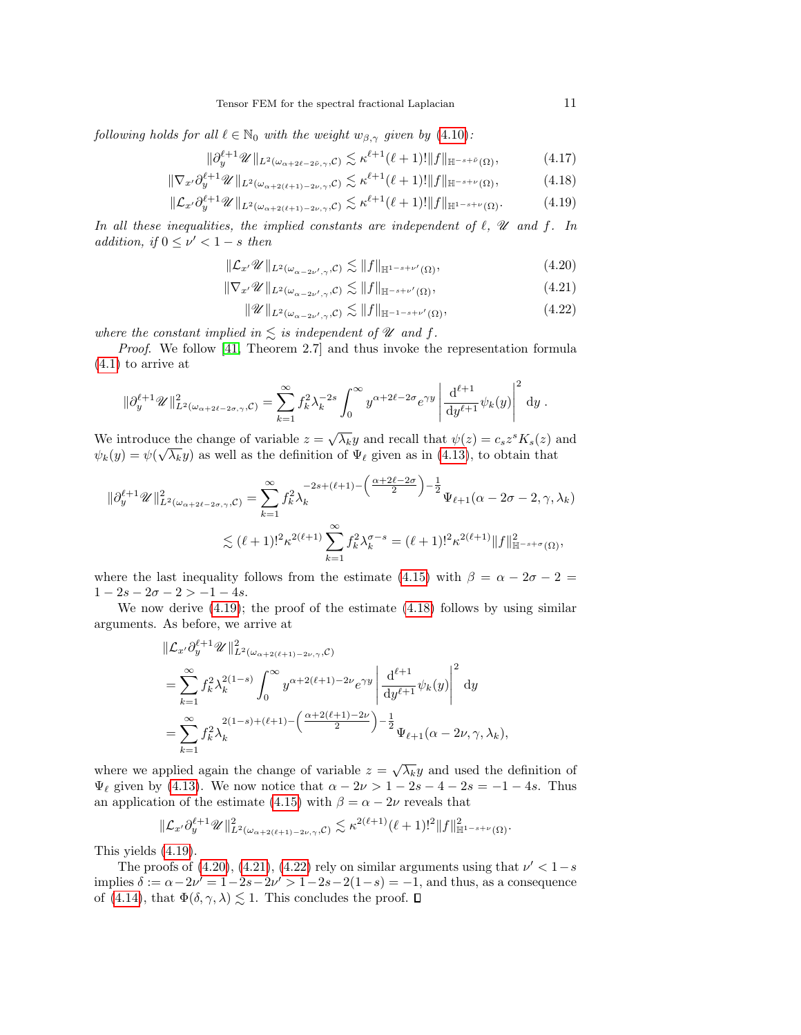*following holds for all $\ell \in \mathbb{N}_0$ with the weight $w_{\beta,\gamma}$ given by (4.10):*

$$\|\partial_y^{\ell+1}\mathscr{U}\|_{L^2(\omega_{\alpha+2\ell-2\tilde{\nu},\gamma},\mathcal{C})} \lesssim \kappa^{\ell+1}(\ell+1)!\|f\|_{\mathbb{H}^{-s+\tilde{\nu}}(\Omega)}, \tag{4.17}$$

$$\|\nabla_{x'}\partial_y^{\ell+1}\mathscr{U}\|_{L^2(\omega_{\alpha+2(\ell+1)-2\nu,\gamma},\mathcal{C})} \lesssim \kappa^{\ell+1}(\ell+1)!\|f\|_{\mathbb{H}^{-s+\nu}(\Omega)}, \tag{4.18}$$

$$\|\mathcal{L}_{x'}\partial_y^{\ell+1}\mathscr{U}\|_{L^2(\omega_{\alpha+2(\ell+1)-2\nu,\gamma},\mathcal{C})} \lesssim \kappa^{\ell+1}(\ell+1)!\|f\|_{\mathbb{H}^{1-s+\nu}(\Omega)}. \tag{4.19}$$

*In all these inequalities, the implied constants are independent of $\ell$, $\mathscr{U}$ and $f$. In addition, if $0 \leq \nu' < 1-s$ then*

$$\|\mathcal{L}_{x'}\mathscr{U}\|_{L^2(\omega_{\alpha-2\nu',\gamma},\mathcal{C})} \lesssim \|f\|_{\mathbb{H}^{1-s+\nu'}(\Omega)}, \tag{4.20}$$

$$\|\nabla_{x'}\mathscr{U}\|_{L^2(\omega_{\alpha-2\nu',\gamma},\mathcal{C})} \lesssim \|f\|_{\mathbb{H}^{-s+\nu'}(\Omega)}, \tag{4.21}$$

$$\|\mathscr{U}\|_{L^2(\omega_{\alpha-2\nu',\gamma},\mathcal{C})} \lesssim \|f\|_{\mathbb{H}^{-1-s+\nu'}(\Omega)}, \tag{4.22}$$

*where the constant implied in $\lesssim$ is independent of $\mathscr{U}$ and $f$.*

*Proof.* We follow [41, Theorem 2.7] and thus invoke the representation formula (4.1) to arrive at

$$\|\partial_y^{\ell+1}\mathscr{U}\|^2_{L^2(\omega_{\alpha+2\ell-2\sigma,\gamma},\mathcal{C})} = \sum_{k=1}^{\infty} f_k^2\lambda_k^{-2s}\int_0^\infty y^{\alpha+2\ell-2\sigma}e^{\gamma y}\left|\frac{\mathrm{d}^{\ell+1}}{\mathrm{d}y^{\ell+1}}\psi_k(y)\right|^2 \,\mathrm{d}y\,.$$

We introduce the change of variable $z=\sqrt{\lambda_k}y$ and recall that $\psi(z)=c_s z^s K_s(z)$ and $\psi_k(y)=\psi(\sqrt{\lambda_k}y)$ as well as the definition of $\Psi_\ell$ given as in (4.13), to obtain that

$$\begin{aligned}
\|\partial_y^{\ell+1}\mathscr{U}\|^2_{L^2(\omega_{\alpha+2\ell-2\sigma,\gamma},\mathcal{C})} &= \sum_{k=1}^{\infty} f_k^2\lambda_k^{-2s+(\ell+1)-\left(\frac{\alpha+2\ell-2\sigma}{2}\right)-\frac{1}{2}}\Psi_{\ell+1}(\alpha-2\sigma-2,\gamma,\lambda_k)\\
&\lesssim (\ell+1)!^2\kappa^{2(\ell+1)}\sum_{k=1}^{\infty} f_k^2\lambda_k^{\sigma-s} = (\ell+1)!^2\kappa^{2(\ell+1)}\|f\|^2_{\mathbb{H}^{-s+\sigma}(\Omega)},
\end{aligned}$$

where the last inequality follows from the estimate (4.15) with $\beta=\alpha-2\sigma-2=1-2s-2\sigma-2>-1-4s$.

We now derive (4.19); the proof of the estimate (4.18) follows by using similar arguments. As before, we arrive at

$$\begin{aligned}
&\|\mathcal{L}_{x'}\partial_y^{\ell+1}\mathscr{U}\|^2_{L^2(\omega_{\alpha+2(\ell+1)-2\nu,\gamma},\mathcal{C})}\\
&= \sum_{k=1}^{\infty} f_k^2\lambda_k^{2(1-s)}\int_0^\infty y^{\alpha+2(\ell+1)-2\nu}e^{\gamma y}\left|\frac{\mathrm{d}^{\ell+1}}{\mathrm{d}y^{\ell+1}}\psi_k(y)\right|^2\,\mathrm{d}y\\
&= \sum_{k=1}^{\infty} f_k^2\lambda_k^{2(1-s)+(\ell+1)-\left(\frac{\alpha+2(\ell+1)-2\nu}{2}\right)-\frac{1}{2}}\Psi_{\ell+1}(\alpha-2\nu,\gamma,\lambda_k),
\end{aligned}$$

where we applied again the change of variable $z=\sqrt{\lambda_k}y$ and used the definition of $\Psi_\ell$ given by (4.13). We now notice that $\alpha-2\nu > 1-2s-4-2s=-1-4s$. Thus an application of the estimate (4.15) with $\beta=\alpha-2\nu$ reveals that

$$\|\mathcal{L}_{x'}\partial_y^{\ell+1}\mathscr{U}\|^2_{L^2(\omega_{\alpha+2(\ell+1)-2\nu,\gamma},\mathcal{C})} \lesssim \kappa^{2(\ell+1)}(\ell+1)!^2\|f\|^2_{\mathbb{H}^{1-s+\nu}(\Omega)}.$$

This yields (4.19).

The proofs of (4.20), (4.21), (4.22) rely on similar arguments using that $\nu' < 1-s$ implies $\delta := \alpha-2\nu' = 1-2s-2\nu' > 1-2s-2(1-s) = -1$, and thus, as a consequence of (4.14), that $\Phi(\delta,\gamma,\lambda) \lesssim 1$. This concludes the proof. ∎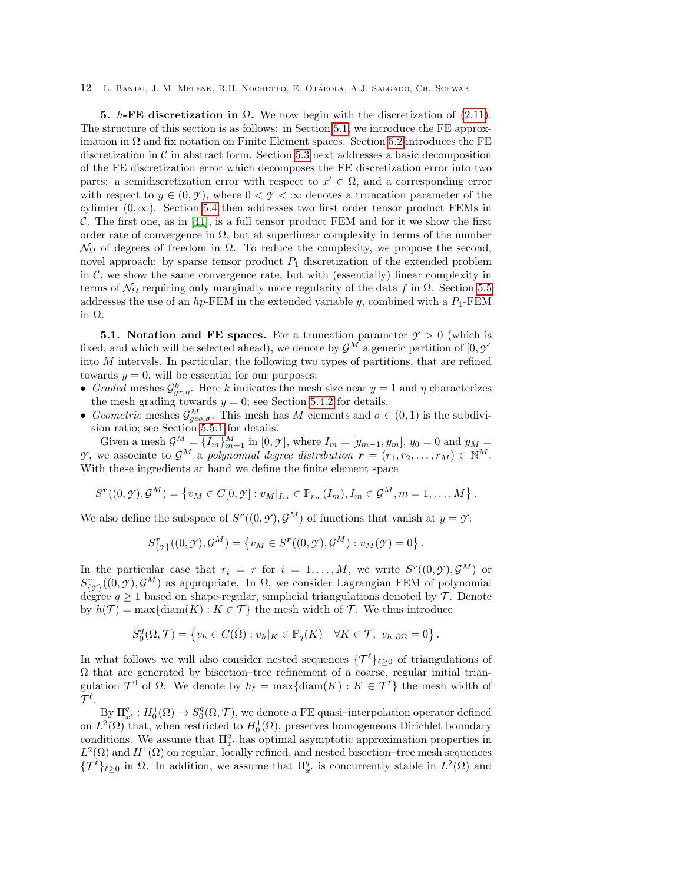**5. $h$-FE discretization in $\Omega$.** We now begin with the discretization of (2.11). The structure of this section is as follows: in Section 5.1, we introduce the FE approximation in $\Omega$ and fix notation on Finite Element spaces. Section 5.2 introduces the FE discretization in $\mathcal{C}$ in abstract form. Section 5.3 next addresses a basic decomposition of the FE discretization error which decomposes the FE discretization error into two parts: a semidiscretization error with respect to $x' \in \Omega$, and a corresponding error with respect to $y \in (0, \mathcal{Y})$, where $0 < \mathcal{Y} < \infty$ denotes a truncation parameter of the cylinder $(0, \infty)$. Section 5.4 then addresses two first order tensor product FEMs in $\mathcal{C}$. The first one, as in [41], is a full tensor product FEM and for it we show the first order rate of convergence in $\Omega$, but at superlinear complexity in terms of the number $\mathcal{N}_\Omega$ of degrees of freedom in $\Omega$. To reduce the complexity, we propose the second, novel approach: by sparse tensor product $P_1$ discretization of the extended problem in $\mathcal{C}$, we show the same convergence rate, but with (essentially) linear complexity in terms of $\mathcal{N}_\Omega$ requiring only marginally more regularity of the data $f$ in $\Omega$. Section 5.5 addresses the use of an $hp$-FEM in the extended variable $y$, combined with a $P_1$-FEM in $\Omega$.

**5.1. Notation and FE spaces.** For a truncation parameter $\mathcal{Y} > 0$ (which is fixed, and which will be selected ahead), we denote by $\mathcal{G}^M$ a generic partition of $[0, \mathcal{Y}]$ into $M$ intervals. In particular, the following two types of partitions, that are refined towards $y = 0$, will be essential for our purposes:

- *Graded* meshes $\mathcal{G}^k_{gr,\eta}$. Here $k$ indicates the mesh size near $y = 1$ and $\eta$ characterizes the mesh grading towards $y = 0$; see Section 5.4.2 for details.
- *Geometric* meshes $\mathcal{G}^M_{geo,\sigma}$. This mesh has $M$ elements and $\sigma \in (0, 1)$ is the subdivision ratio; see Section 5.5.1 for details.

Given a mesh $\mathcal{G}^M = \{I_m\}_{m=1}^M$ in $[0, \mathcal{Y}]$, where $I_m = [y_{m-1}, y_m]$, $y_0 = 0$ and $y_M = \mathcal{Y}$, we associate to $\mathcal{G}^M$ a *polynomial degree distribution* $\boldsymbol{r} = (r_1, r_2, \dots, r_M) \in \mathbb{N}^M$. With these ingredients at hand we define the finite element space

$$S^{\boldsymbol{r}}((0, \mathcal{Y}), \mathcal{G}^M) = \left\{ v_M \in C[0, \mathcal{Y}] : v_M|_{I_m} \in \mathbb{P}_{r_m}(I_m), I_m \in \mathcal{G}^M, m = 1, \dots, M \right\}.$$

We also define the subspace of $S^{\boldsymbol{r}}((0, \mathcal{Y}), \mathcal{G}^M)$ of functions that vanish at $y = \mathcal{Y}$:

$$S^{\boldsymbol{r}}_{\{\mathcal{Y}\}}((0, \mathcal{Y}), \mathcal{G}^M) = \left\{ v_M \in S^{\boldsymbol{r}}((0, \mathcal{Y}), \mathcal{G}^M) : v_M(\mathcal{Y}) = 0 \right\}.$$

In the particular case that $r_i = r$ for $i = 1, \dots, M$, we write $S^r((0, \mathcal{Y}), \mathcal{G}^M)$ or $S^r_{\{\mathcal{Y}\}}((0, \mathcal{Y}), \mathcal{G}^M)$ as appropriate. In $\Omega$, we consider Lagrangian FEM of polynomial degree $q \geq 1$ based on shape-regular, simplicial triangulations denoted by $\mathcal{T}$. Denote by $h(\mathcal{T}) = \max\{\operatorname{diam}(K) : K \in \mathcal{T}\}$ the mesh width of $\mathcal{T}$. We thus introduce

$$S^q_0(\Omega, \mathcal{T}) = \left\{ v_h \in C(\bar{\Omega}) : v_h|_K \in \mathbb{P}_q(K) \quad \forall K \in \mathcal{T},\ v_h|_{\partial\Omega} = 0 \right\}.$$

In what follows we will also consider nested sequences $\{\mathcal{T}^\ell\}_{\ell \geq 0}$ of triangulations of $\Omega$ that are generated by bisection–tree refinement of a coarse, regular initial triangulation $\mathcal{T}^0$ of $\Omega$. We denote by $h_\ell = \max\{\operatorname{diam}(K) : K \in \mathcal{T}^\ell\}$ the mesh width of $\mathcal{T}^\ell$.

By $\Pi^q_{x'} : H^1_0(\Omega) \to S^q_0(\Omega, \mathcal{T})$, we denote a FE quasi–interpolation operator defined on $L^2(\Omega)$ that, when restricted to $H^1_0(\Omega)$, preserves homogeneous Dirichlet boundary conditions. We assume that $\Pi^q_{x'}$ has optimal asymptotic approximation properties in $L^2(\Omega)$ and $H^1(\Omega)$ on regular, locally refined, and nested bisection–tree mesh sequences $\{\mathcal{T}^\ell\}_{\ell \geq 0}$ in $\Omega$. In addition, we assume that $\Pi^q_{x'}$ is concurrently stable in $L^2(\Omega)$ and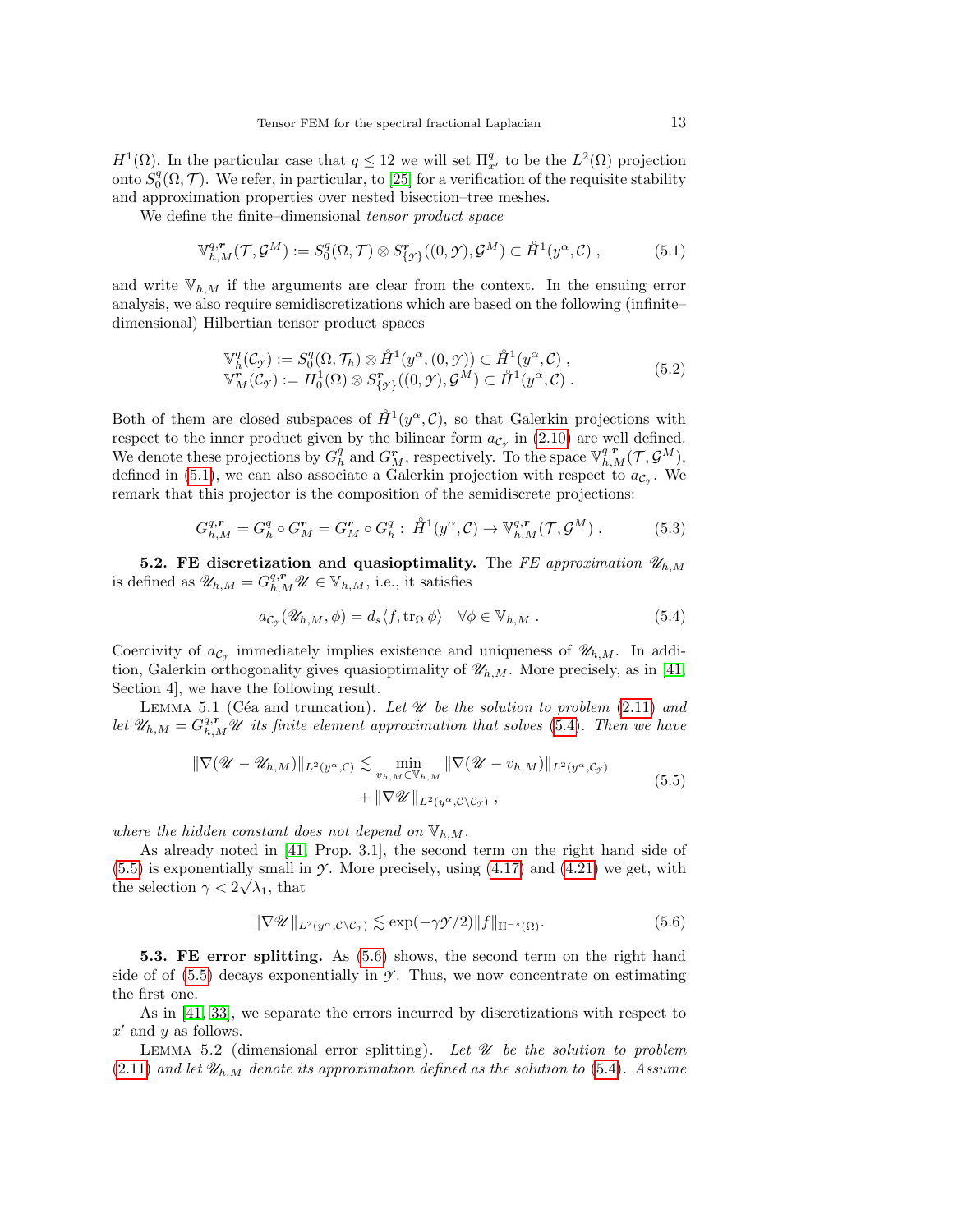$H^1(\Omega)$. In the particular case that $q \leq 12$ we will set $\Pi^q_{x'}$ to be the $L^2(\Omega)$ projection onto $S^q_0(\Omega, \mathcal{T})$. We refer, in particular, to [25] for a verification of the requisite stability and approximation properties over nested bisection–tree meshes.

We define the finite–dimensional *tensor product space*

$$\mathbb{V}^{q,\boldsymbol{r}}_{h,M}(\mathcal{T}, \mathcal{G}^M) := S^q_0(\Omega, \mathcal{T}) \otimes S^{\boldsymbol{r}}_{\{\mathcal{Y}\}}((0, \mathcal{Y}), \mathcal{G}^M) \subset \mathring{H}^1(y^\alpha, \mathcal{C}) , \tag{5.1}$$

and write $\mathbb{V}_{h,M}$ if the arguments are clear from the context. In the ensuing error analysis, we also require semidiscretizations which are based on the following (infinite–dimensional) Hilbertian tensor product spaces

$$\begin{aligned} \mathbb{V}^q_h(\mathcal{C}_\mathcal{Y}) &:= S^q_0(\Omega, \mathcal{T}_h) \otimes \mathring{H}^1(y^\alpha, (0, \mathcal{Y})) \subset \mathring{H}^1(y^\alpha, \mathcal{C}) , \\ \mathbb{V}^{\boldsymbol{r}}_M(\mathcal{C}_\mathcal{Y}) &:= H^1_0(\Omega) \otimes S^{\boldsymbol{r}}_{\{\mathcal{Y}\}}((0, \mathcal{Y}), \mathcal{G}^M) \subset \mathring{H}^1(y^\alpha, \mathcal{C}) . \end{aligned} \tag{5.2}$$

Both of them are closed subspaces of $\mathring{H}^1(y^\alpha, \mathcal{C})$, so that Galerkin projections with respect to the inner product given by the bilinear form $a_{\mathcal{C}_\mathcal{Y}}$ in (2.10) are well defined. We denote these projections by $G^q_h$ and $G^{\boldsymbol{r}}_M$, respectively. To the space $\mathbb{V}^{q,\boldsymbol{r}}_{h,M}(\mathcal{T}, \mathcal{G}^M)$, defined in (5.1), we can also associate a Galerkin projection with respect to $a_{\mathcal{C}_\mathcal{Y}}$. We remark that this projector is the composition of the semidiscrete projections:

$$G^{q,\boldsymbol{r}}_{h,M} = G^q_h \circ G^{\boldsymbol{r}}_M = G^{\boldsymbol{r}}_M \circ G^q_h : \ \mathring{H}^1(y^\alpha, \mathcal{C}) \to \mathbb{V}^{q,\boldsymbol{r}}_{h,M}(\mathcal{T}, \mathcal{G}^M) . \tag{5.3}$$

**5.2. FE discretization and quasioptimality.** The *FE approximation* $\mathscr{U}_{h,M}$ is defined as $\mathscr{U}_{h,M} = G^{q,\boldsymbol{r}}_{h,M} \mathscr{U} \in \mathbb{V}_{h,M}$, i.e., it satisfies

$$a_{\mathcal{C}_\mathcal{Y}}(\mathscr{U}_{h,M}, \phi) = d_s \langle f, \operatorname{tr}_\Omega \phi \rangle \quad \forall \phi \in \mathbb{V}_{h,M} . \tag{5.4}$$

Coercivity of $a_{\mathcal{C}_\mathcal{Y}}$ immediately implies existence and uniqueness of $\mathscr{U}_{h,M}$. In addition, Galerkin orthogonality gives quasioptimality of $\mathscr{U}_{h,M}$. More precisely, as in [41, Section 4], we have the following result.

Lemma 5.1 (Céa and truncation). *Let $\mathscr{U}$ be the solution to problem (2.11) and let $\mathscr{U}_{h,M} = G^{q,\boldsymbol{r}}_{h,M} \mathscr{U}$ its finite element approximation that solves (5.4). Then we have*

$$\begin{aligned} \|\nabla(\mathscr{U} - \mathscr{U}_{h,M})\|_{L^2(y^\alpha, \mathcal{C})} \lesssim & \min_{v_{h,M} \in \mathbb{V}_{h,M}} \|\nabla(\mathscr{U} - v_{h,M})\|_{L^2(y^\alpha, \mathcal{C}_\mathcal{Y})} \\ & + \|\nabla \mathscr{U}\|_{L^2(y^\alpha, \mathcal{C} \setminus \mathcal{C}_\mathcal{Y})} , \end{aligned} \tag{5.5}$$

*where the hidden constant does not depend on $\mathbb{V}_{h,M}$.*

As already noted in [41, Prop. 3.1], the second term on the right hand side of (5.5) is exponentially small in $\mathcal{Y}$. More precisely, using (4.17) and (4.21) we get, with the selection $\gamma < 2\sqrt{\lambda_1}$, that

$$\|\nabla \mathscr{U}\|_{L^2(y^\alpha, \mathcal{C} \setminus \mathcal{C}_\mathcal{Y})} \lesssim \exp(-\gamma \mathcal{Y}/2) \|f\|_{\mathbb{H}^{-s}(\Omega)}. \tag{5.6}$$

**5.3. FE error splitting.** As (5.6) shows, the second term on the right hand side of of (5.5) decays exponentially in $\mathcal{Y}$. Thus, we now concentrate on estimating the first one.

As in [41, 33], we separate the errors incurred by discretizations with respect to $x'$ and $y$ as follows.

Lemma 5.2 (dimensional error splitting). *Let $\mathscr{U}$ be the solution to problem (2.11) and let $\mathscr{U}_{h,M}$ denote its approximation defined as the solution to (5.4). Assume*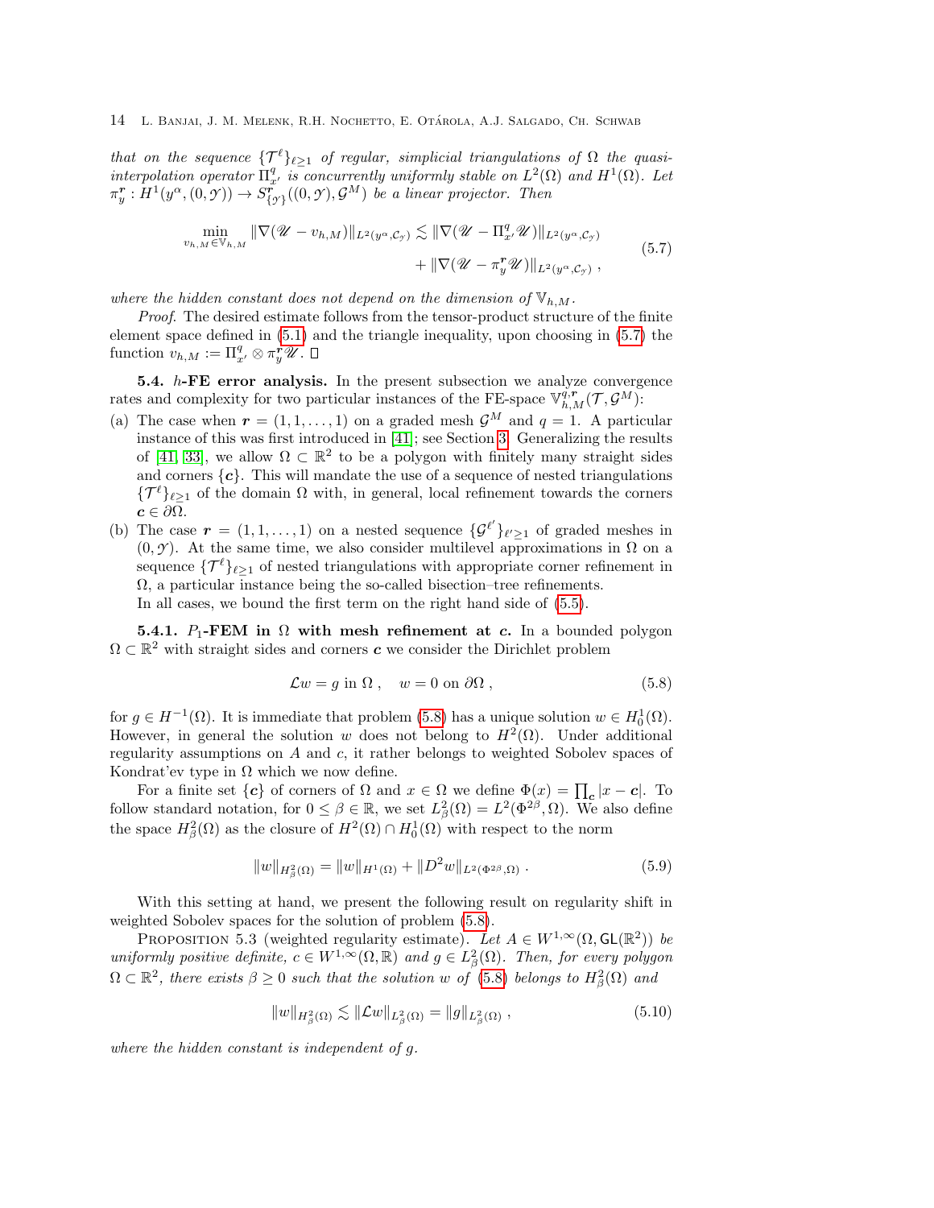that on the sequence $\{\mathcal{T}^\ell\}_{\ell\geq 1}$ of regular, simplicial triangulations of $\Omega$ the quasi-interpolation operator $\Pi^q_{x'}$ is concurrently uniformly stable on $L^2(\Omega)$ and $H^1(\Omega)$. Let $\pi^{\boldsymbol{r}}_y : H^1(y^\alpha,(0,\mathscr{Y})) \to S^{\boldsymbol{r}}_{\{\mathscr{Y}\}}((0,\mathscr{Y}),\mathcal{G}^M)$ be a linear projector. Then

$$
\min_{v_{h,M}\in\mathbb{V}_{h,M}} \|\nabla(\mathscr{U} - v_{h,M})\|_{L^2(y^\alpha,\mathcal{C}_\mathscr{Y})} \lesssim \|\nabla(\mathscr{U} - \Pi^q_{x'}\mathscr{U})\|_{L^2(y^\alpha,\mathcal{C}_\mathscr{Y})} + \|\nabla(\mathscr{U} - \pi^{\boldsymbol{r}}_y\mathscr{U})\|_{L^2(y^\alpha,\mathcal{C}_\mathscr{Y})} , \tag{5.7}
$$

where the hidden constant does not depend on the dimension of $\mathbb{V}_{h,M}$.

*Proof*. The desired estimate follows from the tensor-product structure of the finite element space defined in (5.1) and the triangle inequality, upon choosing in (5.7) the function $v_{h,M} := \Pi^q_{x'} \otimes \pi^{\boldsymbol{r}}_y \mathscr{U}$. □

**5.4. $h$-FE error analysis.** In the present subsection we analyze convergence rates and complexity for two particular instances of the FE-space $\mathbb{V}^{q,\boldsymbol{r}}_{h,M}(\mathcal{T},\mathcal{G}^M)$:

(a) The case when $\boldsymbol{r} = (1,1,\dots,1)$ on a graded mesh $\mathcal{G}^M$ and $q = 1$. A particular instance of this was first introduced in [41]; see Section 3. Generalizing the results of [41, 33], we allow $\Omega \subset \mathbb{R}^2$ to be a polygon with finitely many straight sides and corners $\{\boldsymbol{c}\}$. This will mandate the use of a sequence of nested triangulations $\{\mathcal{T}^\ell\}_{\ell\geq 1}$ of the domain $\Omega$ with, in general, local refinement towards the corners $\boldsymbol{c} \in \partial\Omega$.

(b) The case $\boldsymbol{r} = (1,1,\dots,1)$ on a nested sequence $\{\mathcal{G}^{\ell'}\}_{\ell'\geq 1}$ of graded meshes in $(0,\mathscr{Y})$. At the same time, we also consider multilevel approximations in $\Omega$ on a sequence $\{\mathcal{T}^\ell\}_{\ell\geq 1}$ of nested triangulations with appropriate corner refinement in $\Omega$, a particular instance being the so-called bisection–tree refinements.

In all cases, we bound the first term on the right hand side of (5.5).

**5.4.1. $P_1$-FEM in $\Omega$ with mesh refinement at $\boldsymbol{c}$.** In a bounded polygon $\Omega \subset \mathbb{R}^2$ with straight sides and corners $\boldsymbol{c}$ we consider the Dirichlet problem

$$
\mathcal{L}w = g \text{ in } \Omega , \quad w = 0 \text{ on } \partial\Omega , \tag{5.8}
$$

for $g \in H^{-1}(\Omega)$. It is immediate that problem (5.8) has a unique solution $w \in H^1_0(\Omega)$. However, in general the solution $w$ does not belong to $H^2(\Omega)$. Under additional regularity assumptions on $A$ and $c$, it rather belongs to weighted Sobolev spaces of Kondrat'ev type in $\Omega$ which we now define.

For a finite set $\{\boldsymbol{c}\}$ of corners of $\Omega$ and $x \in \Omega$ we define $\Phi(x) = \prod_{\boldsymbol{c}} |x - \boldsymbol{c}|$. To follow standard notation, for $0 \leq \beta \in \mathbb{R}$, we set $L^2_\beta(\Omega) = L^2(\Phi^{2\beta},\Omega)$. We also define the space $H^2_\beta(\Omega)$ as the closure of $H^2(\Omega) \cap H^1_0(\Omega)$ with respect to the norm

$$
\|w\|_{H^2_\beta(\Omega)} = \|w\|_{H^1(\Omega)} + \|D^2 w\|_{L^2(\Phi^{2\beta},\Omega)} . \tag{5.9}
$$

With this setting at hand, we present the following result on regularity shift in weighted Sobolev spaces for the solution of problem (5.8).

PROPOSITION 5.3 (weighted regularity estimate). *Let $A \in W^{1,\infty}(\Omega,\mathsf{GL}(\mathbb{R}^2))$ be uniformly positive definite, $c \in W^{1,\infty}(\Omega,\mathbb{R})$ and $g \in L^2_\beta(\Omega)$. Then, for every polygon $\Omega \subset \mathbb{R}^2$, there exists $\beta \geq 0$ such that the solution $w$ of (5.8) belongs to $H^2_\beta(\Omega)$ and*

$$
\|w\|_{H^2_\beta(\Omega)} \lesssim \|\mathcal{L}w\|_{L^2_\beta(\Omega)} = \|g\|_{L^2_\beta(\Omega)} , \tag{5.10}
$$

*where the hidden constant is independent of $g$.*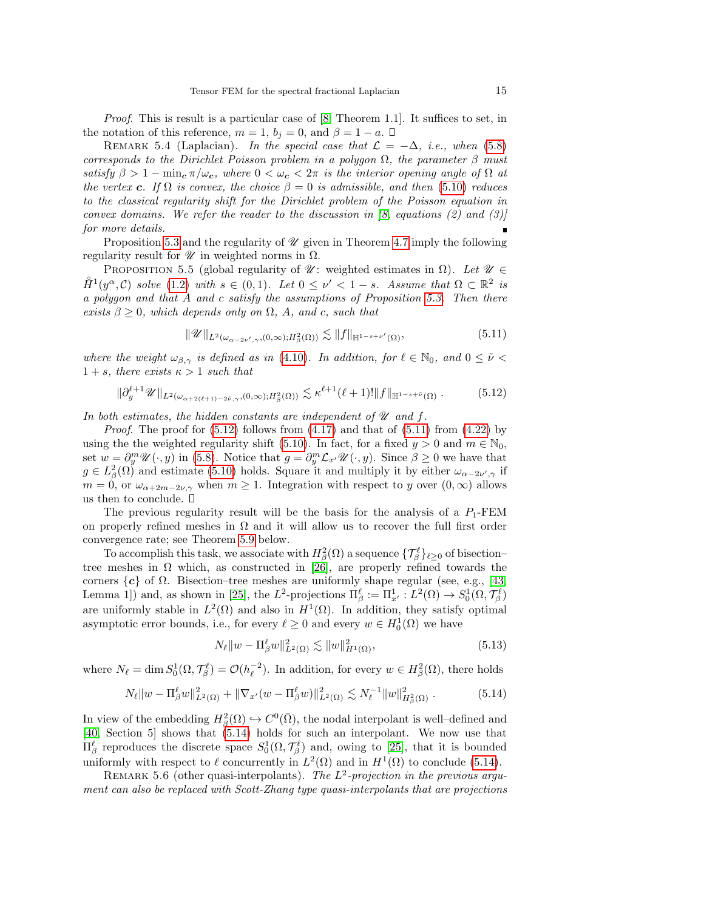*Proof*. This is result is a particular case of [8, Theorem 1.1]. It suffices to set, in the notation of this reference, $m = 1$, $b_j = 0$, and $\beta = 1 - a$. $\square$

REMARK 5.4 (Laplacian). *In the special case that $\mathcal{L} = -\Delta$, i.e., when (5.8) corresponds to the Dirichlet Poisson problem in a polygon $\Omega$, the parameter $\beta$ must satisfy $\beta > 1 - \min_{\boldsymbol{c}} \pi/\omega_{\boldsymbol{c}}$, where $0 < \omega_{\boldsymbol{c}} < 2\pi$ is the interior opening angle of $\Omega$ at the vertex $\boldsymbol{c}$. If $\Omega$ is convex, the choice $\beta = 0$ is admissible, and then (5.10) reduces to the classical regularity shift for the Dirichlet problem of the Poisson equation in convex domains. We refer the reader to the discussion in [8, equations (2) and (3)] for more details.* $\blacksquare$

Proposition 5.3 and the regularity of $\mathscr{U}$ given in Theorem 4.7 imply the following regularity result for $\mathscr{U}$ in weighted norms in $\Omega$.

PROPOSITION 5.5 (global regularity of $\mathscr{U}$: weighted estimates in $\Omega$). *Let $\mathscr{U} \in \mathring{H}^1(y^\alpha, \mathcal{C})$ solve (1.2) with $s \in (0,1)$. Let $0 \le \nu' < 1 - s$. Assume that $\Omega \subset \mathbb{R}^2$ is a polygon and that $A$ and $c$ satisfy the assumptions of Proposition 5.3. Then there exists $\beta \geq 0$, which depends only on $\Omega$, $A$, and $c$, such that*

$$\|\mathscr{U}\|_{L^2(\omega_{\alpha-2\nu',\gamma},(0,\infty);H^2_\beta(\Omega))} \lesssim \|f\|_{\mathbb{H}^{1-s+\nu'}(\Omega)}, \tag{5.11}$$

*where the weight $\omega_{\beta,\gamma}$ is defined as in (4.10). In addition, for $\ell \in \mathbb{N}_0$, and $0 \le \tilde{\nu} < 1 + s$, there exists $\kappa > 1$ such that*

$$\|\partial_y^{\ell+1}\mathscr{U}\|_{L^2(\omega_{\alpha+2(\ell+1)-2\tilde{\nu},\gamma},(0,\infty);H^2_\beta(\Omega))} \lesssim \kappa^{\ell+1}(\ell+1)!\|f\|_{\mathbb{H}^{1-s+\tilde{\nu}}(\Omega)} \,. \tag{5.12}$$

*In both estimates, the hidden constants are independent of $\mathscr{U}$ and $f$.*

*Proof*. The proof for (5.12) follows from (4.17) and that of (5.11) from (4.22) by using the the weighted regularity shift (5.10). In fact, for a fixed $y > 0$ and $m \in \mathbb{N}_0$, set $w = \partial_y^m \mathscr{U}(\cdot, y)$ in (5.8). Notice that $g = \partial_y^m \mathcal{L}_{x'} \mathscr{U}(\cdot, y)$. Since $\beta \ge 0$ we have that $g \in L^2_\beta(\Omega)$ and estimate (5.10) holds. Square it and multiply it by either $\omega_{\alpha-2\nu',\gamma}$ if $m = 0$, or $\omega_{\alpha+2m-2\nu,\gamma}$ when $m \geq 1$. Integration with respect to $y$ over $(0,\infty)$ allows us then to conclude. $\square$

The previous regularity result will be the basis for the analysis of a $P_1$-FEM on properly refined meshes in $\Omega$ and it will allow us to recover the full first order convergence rate; see Theorem 5.9 below.

To accomplish this task, we associate with $H^2_\beta(\Omega)$ a sequence $\{\mathcal{T}^\ell_\beta\}_{\ell\ge0}$ of bisection–tree meshes in $\Omega$ which, as constructed in [26], are properly refined towards the corners $\{\boldsymbol{c}\}$ of $\Omega$. Bisection–tree meshes are uniformly shape regular (see, e.g., [43, Lemma 1]) and, as shown in [25], the $L^2$-projections $\Pi^\ell_\beta := \Pi^1_{x'} : L^2(\Omega) \to S^1_0(\Omega, \mathcal{T}^\ell_\beta)$ are uniformly stable in $L^2(\Omega)$ and also in $H^1(\Omega)$. In addition, they satisfy optimal asymptotic error bounds, i.e., for every $\ell \ge 0$ and every $w \in H^1_0(\Omega)$ we have

$$N_\ell \|w - \Pi^\ell_\beta w\|^2_{L^2(\Omega)} \lesssim \|w\|^2_{H^1(\Omega)}, \tag{5.13}$$

where $N_\ell = \dim S^1_0(\Omega, \mathcal{T}^\ell_\beta) = \mathcal{O}(h_\ell^{-2})$. In addition, for every $w \in H^2_\beta(\Omega)$, there holds

$$N_\ell \|w - \Pi^\ell_\beta w\|^2_{L^2(\Omega)} + \|\nabla_{x'}(w - \Pi^\ell_\beta w)\|^2_{L^2(\Omega)} \lesssim N_\ell^{-1}\|w\|^2_{H^2_\beta(\Omega)} \,. \tag{5.14}$$

In view of the embedding $H^2_\beta(\Omega) \hookrightarrow C^0(\bar{\Omega})$, the nodal interpolant is well–defined and [40, Section 5] shows that (5.14) holds for such an interpolant. We now use that $\Pi^\ell_\beta$ reproduces the discrete space $S^1_0(\Omega, \mathcal{T}^\ell_\beta)$ and, owing to [25], that it is bounded uniformly with respect to $\ell$ concurrently in $L^2(\Omega)$ and in $H^1(\Omega)$ to conclude (5.14).

REMARK 5.6 (other quasi-interpolants). *The $L^2$-projection in the previous argument can also be replaced with Scott-Zhang type quasi-interpolants that are projections*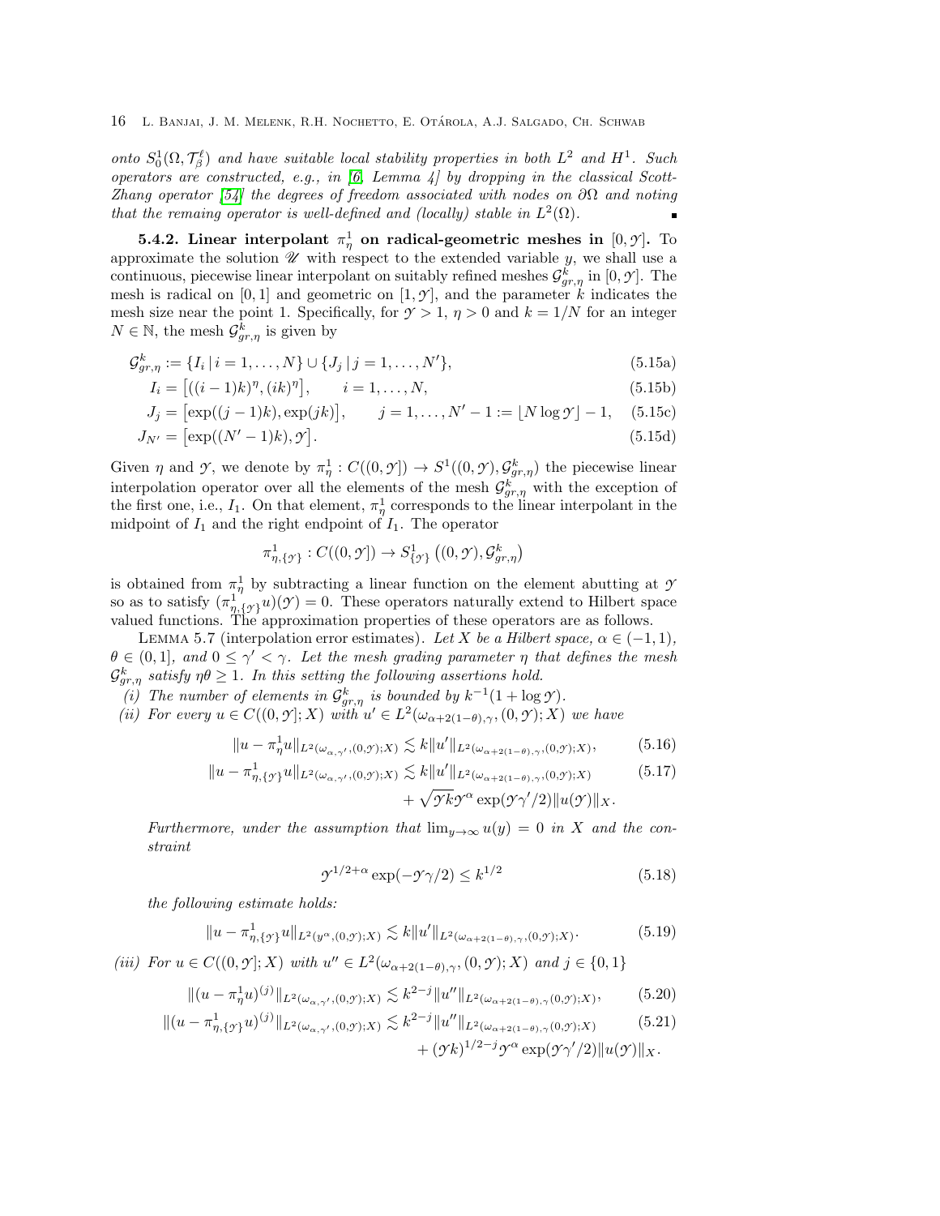*onto $S^1_0(\Omega,\mathcal{T}^\ell_\beta)$ and have suitable local stability properties in both $L^2$ and $H^1$. Such operators are constructed, e.g., in [6, Lemma 4] by dropping in the classical Scott-Zhang operator [54] the degrees of freedom associated with nodes on $\partial\Omega$ and noting that the remaing operator is well-defined and (locally) stable in $L^2(\Omega)$.* ∎

**5.4.2. Linear interpolant $\pi^1_\eta$ on radical-geometric meshes in $[0,\mathcal{Y}]$.** To approximate the solution $\mathscr{U}$ with respect to the extended variable $y$, we shall use a continuous, piecewise linear interpolant on suitably refined meshes $\mathcal{G}^k_{gr,\eta}$ in $[0,\mathcal{Y}]$. The mesh is radical on $[0,1]$ and geometric on $[1,\mathcal{Y}]$, and the parameter $k$ indicates the mesh size near the point 1. Specifically, for $\mathcal{Y}>1$, $\eta>0$ and $k=1/N$ for an integer $N\in\mathbb{N}$, the mesh $\mathcal{G}^k_{gr,\eta}$ is given by

$$\mathcal{G}^k_{gr,\eta} := \{I_i \,|\, i=1,\dots,N\}\cup\{J_j \,|\, j=1,\dots,N'\}, \tag{5.15a}$$

$$I_i = \big[((i-1)k)^\eta, (ik)^\eta\big], \qquad i=1,\dots,N, \tag{5.15b}$$

$$J_j = \big[\exp((j-1)k), \exp(jk)\big], \qquad j=1,\dots,N'-1 := \lfloor N\log\mathcal{Y}\rfloor -1, \tag{5.15c}$$

$$J_{N'} = \big[\exp((N'-1)k), \mathcal{Y}\big]. \tag{5.15d}$$

Given $\eta$ and $\mathcal{Y}$, we denote by $\pi^1_\eta : C((0,\mathcal{Y}]) \to S^1((0,\mathcal{Y}),\mathcal{G}^k_{gr,\eta})$ the piecewise linear interpolation operator over all the elements of the mesh $\mathcal{G}^k_{gr,\eta}$ with the exception of the first one, i.e., $I_1$. On that element, $\pi^1_\eta$ corresponds to the linear interpolant in the midpoint of $I_1$ and the right endpoint of $I_1$. The operator

$$\pi^1_{\eta,\{\mathcal{Y}\}} : C((0,\mathcal{Y}]) \to S^1_{\{\mathcal{Y}\}}\left((0,\mathcal{Y}),\mathcal{G}^k_{gr,\eta}\right)$$

is obtained from $\pi^1_\eta$ by subtracting a linear function on the element abutting at $\mathcal{Y}$ so as to satisfy $(\pi^1_{\eta,\{\mathcal{Y}\}}u)(\mathcal{Y})=0$. These operators naturally extend to Hilbert space valued functions. The approximation properties of these operators are as follows.

Lemma 5.7 (interpolation error estimates). *Let $X$ be a Hilbert space, $\alpha\in(-1,1)$, $\theta\in(0,1]$, and $0\le\gamma'<\gamma$. Let the mesh grading parameter $\eta$ that defines the mesh $\mathcal{G}^k_{gr,\eta}$ satisfy $\eta\theta\ge 1$. In this setting the following assertions hold.*

*(i) The number of elements in $\mathcal{G}^k_{gr,\eta}$ is bounded by $k^{-1}(1+\log\mathcal{Y})$.*

*(ii) For every $u\in C((0,\mathcal{Y}];X)$ with $u'\in L^2(\omega_{\alpha+2(1-\theta),\gamma},(0,\mathcal{Y});X)$ we have*

$$\|u-\pi^1_\eta u\|_{L^2(\omega_{\alpha,\gamma'},(0,\mathcal{Y});X)} \lesssim k\|u'\|_{L^2(\omega_{\alpha+2(1-\theta),\gamma},(0,\mathcal{Y});X)}, \tag{5.16}$$

$$\|u-\pi^1_{\eta,\{\mathcal{Y}\}} u\|_{L^2(\omega_{\alpha,\gamma'},(0,\mathcal{Y});X)} \lesssim k\|u'\|_{L^2(\omega_{\alpha+2(1-\theta),\gamma},(0,\mathcal{Y});X)} + \sqrt{\mathcal{Y}k}\,\mathcal{Y}^\alpha\exp(\mathcal{Y}\gamma'/2)\|u(\mathcal{Y})\|_X. \tag{5.17}$$

*Furthermore, under the assumption that $\lim_{y\to\infty}u(y)=0$ in $X$ and the constraint*

$$\mathcal{Y}^{1/2+\alpha}\exp(-\mathcal{Y}\gamma/2)\le k^{1/2} \tag{5.18}$$

*the following estimate holds:*

$$\|u-\pi^1_{\eta,\{\mathcal{Y}\}} u\|_{L^2(y^\alpha,(0,\mathcal{Y});X)} \lesssim k\|u'\|_{L^2(\omega_{\alpha+2(1-\theta),\gamma},(0,\mathcal{Y});X)}. \tag{5.19}$$

*(iii) For $u\in C((0,\mathcal{Y}];X)$ with $u''\in L^2(\omega_{\alpha+2(1-\theta),\gamma},(0,\mathcal{Y});X)$ and $j\in\{0,1\}$*

$$\|(u-\pi^1_\eta u)^{(j)}\|_{L^2(\omega_{\alpha,\gamma'},(0,\mathcal{Y});X)} \lesssim k^{2-j}\|u''\|_{L^2(\omega_{\alpha+2(1-\theta),\gamma}(0,\mathcal{Y});X)}, \tag{5.20}$$

$$\|(u-\pi^1_{\eta,\{\mathcal{Y}\}} u)^{(j)}\|_{L^2(\omega_{\alpha,\gamma'},(0,\mathcal{Y});X)} \lesssim k^{2-j}\|u''\|_{L^2(\omega_{\alpha+2(1-\theta),\gamma}(0,\mathcal{Y});X)} + (\mathcal{Y}k)^{1/2-j}\mathcal{Y}^\alpha\exp(\mathcal{Y}\gamma'/2)\|u(\mathcal{Y})\|_X. \tag{5.21}$$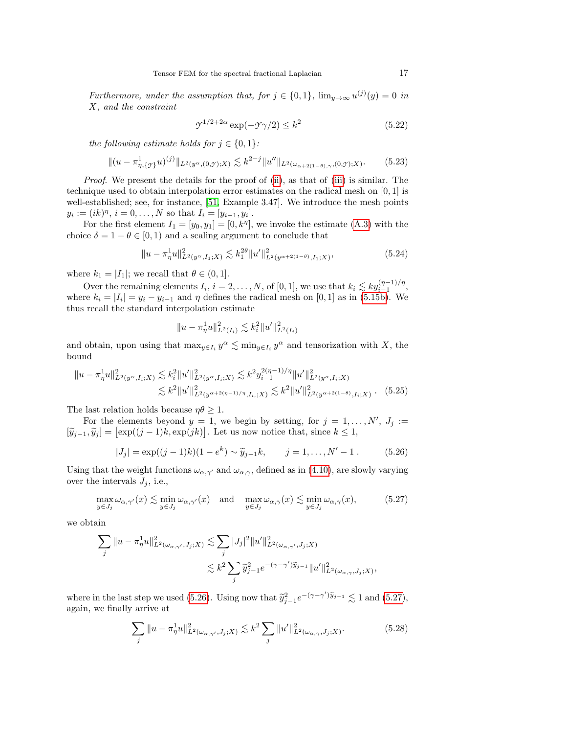*Furthermore, under the assumption that, for $j \in \{0,1\}$, $\lim_{y\to\infty} u^{(j)}(y) = 0$ in $X$, and the constraint*

$$\mathcal{Y}^{1/2+2\alpha} \exp(-\mathcal{Y}\gamma/2) \le k^2 \tag{5.22}$$

*the following estimate holds for $j \in \{0,1\}$:*

$$\|(u - \pi^1_{\eta,\{\mathcal{Y}\}} u)^{(j)}\|_{L^2(y^\alpha,(0,\mathcal{Y});X)} \lesssim k^{2-j} \|u''\|_{L^2(\omega_{\alpha+2(1-\theta),\gamma},(0,\mathcal{Y});X)}. \tag{5.23}$$

*Proof.* We present the details for the proof of (ii), as that of (iii) is similar. The technique used to obtain interpolation error estimates on the radical mesh on $[0,1]$ is well-established; see, for instance, [51, Example 3.47]. We introduce the mesh points $y_i := (ik)^\eta$, $i = 0,\ldots,N$ so that $I_i = [y_{i-1}, y_i]$.

For the first element $I_1 = [y_0, y_1] = [0, k^\eta]$, we invoke the estimate (A.3) with the choice $\delta = 1-\theta \in [0,1)$ and a scaling argument to conclude that

$$\|u - \pi^1_\eta u\|^2_{L^2(y^\alpha,I_1;X)} \lesssim k_1^{2\theta} \|u'\|^2_{L^2(y^{\alpha+2(1-\theta)},I_1;X)}, \tag{5.24}$$

where $k_1 = |I_1|$; we recall that $\theta \in (0,1]$.

Over the remaining elements $I_i$, $i = 2,\ldots,N$, of $[0,1]$, we use that $k_i \lesssim k y_{i-1}^{(\eta-1)/\eta}$, where $k_i = |I_i| = y_i - y_{i-1}$ and $\eta$ defines the radical mesh on $[0,1]$ as in (5.15b). We thus recall the standard interpolation estimate

$$\|u - \pi^1_\eta u\|^2_{L^2(I_i)} \lesssim k_i^2 \|u'\|^2_{L^2(I_i)}$$

and obtain, upon using that $\max_{y\in I_i} y^\alpha \lesssim \min_{y \in I_i} y^\alpha$ and tensorization with $X$, the bound

$$\begin{aligned}\|u - \pi^1_\eta u\|^2_{L^2(y^\alpha,I_i;X)} &\lesssim k_i^2 \|u'\|^2_{L^2(y^\alpha,I_i;X)} \lesssim k^2 y_{i-1}^{2(\eta-1)/\eta} \|u'\|^2_{L^2(y^\alpha,I_i;X)} \\ &\lesssim k^2 \|u'\|^2_{L^2(y^{\alpha+2(\eta-1)/\eta},I_i;X)} \lesssim k^2 \|u'\|^2_{L^2(y^{\alpha+2(1-\theta)},I_i;X)}.\end{aligned} \tag{5.25}$$

The last relation holds because $\eta\theta \ge 1$.

For the elements beyond $y = 1$, we begin by setting, for $j = 1,\ldots,N'$, $J_j := [\widetilde{y}_{j-1}, \widetilde{y}_j] = [\exp((j-1)k), \exp(jk)]$. Let us now notice that, since $k \le 1$,

$$|J_j| = \exp((j-1)k)(1 - e^k) \sim \widetilde{y}_{j-1} k, \qquad j = 1,\ldots,N'-1. \tag{5.26}$$

Using that the weight functions $\omega_{\alpha,\gamma'}$ and $\omega_{\alpha,\gamma}$, defined as in (4.10), are slowly varying over the intervals $J_j$, i.e.,

$$\max_{y\in J_j} \omega_{\alpha,\gamma'}(x) \lesssim \min_{y\in J_j} \omega_{\alpha,\gamma'}(x) \quad \text{and} \quad \max_{y\in J_j} \omega_{\alpha,\gamma}(x) \lesssim \min_{y\in J_j} \omega_{\alpha,\gamma}(x), \tag{5.27}$$

we obtain

$$\begin{aligned}\sum_j \|u - \pi^1_\eta u\|^2_{L^2(\omega_{\alpha,\gamma'},J_j;X)} &\lesssim \sum_j |J_j|^2 \|u'\|^2_{L^2(\omega_{\alpha,\gamma'},J_j;X)} \\ &\lesssim k^2 \sum_j \widetilde{y}_{j-1}^2 e^{-(\gamma-\gamma')\widetilde{y}_{j-1}} \|u'\|^2_{L^2(\omega_{\alpha,\gamma},J_j;X)},\end{aligned}$$

where in the last step we used (5.26). Using now that $\widetilde{y}_{j-1}^2 e^{-(\gamma-\gamma')\widetilde{y}_{j-1}} \lesssim 1$ and (5.27), again, we finally arrive at

$$\sum_j \|u - \pi^1_\eta u\|^2_{L^2(\omega_{\alpha,\gamma'},J_j;X)} \lesssim k^2 \sum_j \|u'\|^2_{L^2(\omega_{\alpha,\gamma},J_j;X)}. \tag{5.28}$$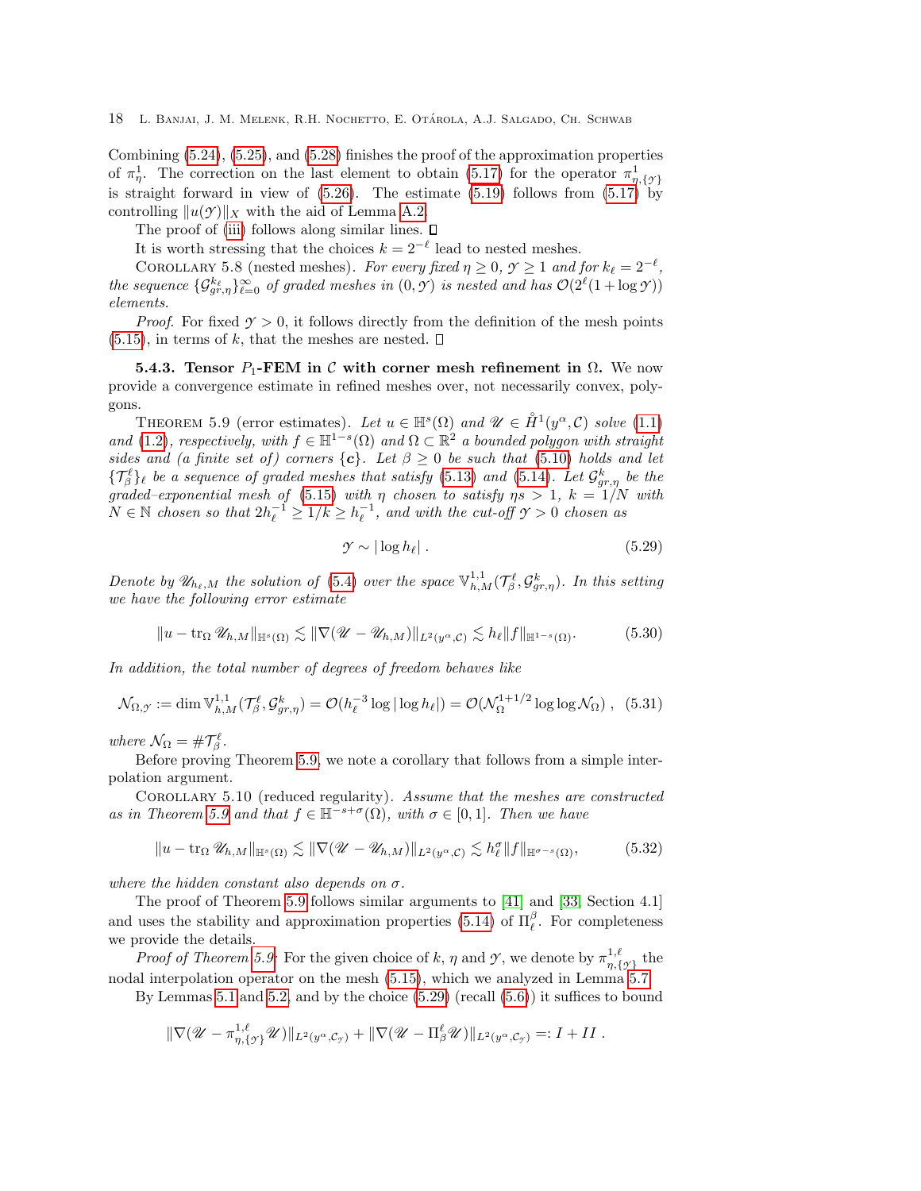Combining (5.24), (5.25), and (5.28) finishes the proof of the approximation properties of $\pi^1_\eta$. The correction on the last element to obtain (5.17) for the operator $\pi^1_{\eta,\{\mathcal{Y}\}}$ is straight forward in view of (5.26). The estimate (5.19) follows from (5.17) by controlling $\|u(\mathcal{Y})\|_X$ with the aid of Lemma A.2.

The proof of (iii) follows along similar lines. ◻

It is worth stressing that the choices $k = 2^{-\ell}$ lead to nested meshes.

Corollary 5.8 (nested meshes). *For every fixed $\eta \geq 0$, $\mathcal{Y} \geq 1$ and for $k_\ell = 2^{-\ell}$, the sequence $\{\mathcal{G}^{k_\ell}_{gr,\eta}\}_{\ell=0}^\infty$ of graded meshes in $(0, \mathcal{Y})$ is nested and has $\mathcal{O}(2^\ell(1 + \log \mathcal{Y}))$ elements.*

*Proof.* For fixed $\mathcal{Y} > 0$, it follows directly from the definition of the mesh points (5.15), in terms of $k$, that the meshes are nested. ◻

**5.4.3. Tensor $P_1$-FEM in $\mathcal{C}$ with corner mesh refinement in $\Omega$.** We now provide a convergence estimate in refined meshes over, not necessarily convex, polygons.

Theorem 5.9 (error estimates). *Let $u \in \mathbb{H}^s(\Omega)$ and $\mathscr{U} \in \mathring{H}^1(y^\alpha, \mathcal{C})$ solve (1.1) and (1.2), respectively, with $f \in \mathbb{H}^{1-s}(\Omega)$ and $\Omega \subset \mathbb{R}^2$ a bounded polygon with straight sides and (a finite set of) corners $\{\boldsymbol{c}\}$. Let $\beta \geq 0$ be such that (5.10) holds and let $\{\mathcal{T}^\ell_\beta\}_\ell$ be a sequence of graded meshes that satisfy (5.13) and (5.14). Let $\mathcal{G}^k_{gr,\eta}$ be the graded–exponential mesh of (5.15) with $\eta$ chosen to satisfy $\eta s > 1$, $k = 1/N$ with $N \in \mathbb{N}$ chosen so that $2h_\ell^{-1} \geq 1/k \geq h_\ell^{-1}$, and with the cut-off $\mathcal{Y} > 0$ chosen as*

$$
\mathcal{Y} \sim |\log h_\ell| \,. \tag{5.29}
$$

*Denote by $\mathscr{U}_{h_\ell,M}$ the solution of (5.4) over the space $\mathbb{V}^{1,1}_{h,M}(\mathcal{T}^\ell_\beta, \mathcal{G}^k_{gr,\eta})$. In this setting we have the following error estimate*

$$
\|u - \operatorname{tr}_\Omega \mathscr{U}_{h,M}\|_{\mathbb{H}^s(\Omega)} \lesssim \|\nabla(\mathscr{U} - \mathscr{U}_{h,M})\|_{L^2(y^\alpha,\mathcal{C})} \lesssim h_\ell \|f\|_{\mathbb{H}^{1-s}(\Omega)}. \tag{5.30}
$$

*In addition, the total number of degrees of freedom behaves like*

$$
\mathcal{N}_{\Omega,\mathcal{Y}} := \dim \mathbb{V}^{1,1}_{h,M}(\mathcal{T}^\ell_\beta, \mathcal{G}^k_{gr,\eta}) = \mathcal{O}(h_\ell^{-3} \log|\log h_\ell|) = \mathcal{O}(\mathcal{N}_\Omega^{1+1/2} \log\log \mathcal{N}_\Omega)\,, \tag{5.31}
$$

*where $\mathcal{N}_\Omega = \#\mathcal{T}^\ell_\beta$.*

Before proving Theorem 5.9, we note a corollary that follows from a simple interpolation argument.

Corollary 5.10 (reduced regularity). *Assume that the meshes are constructed as in Theorem 5.9 and that $f \in \mathbb{H}^{-s+\sigma}(\Omega)$, with $\sigma \in [0, 1]$. Then we have*

$$
\|u - \operatorname{tr}_\Omega \mathscr{U}_{h,M}\|_{\mathbb{H}^s(\Omega)} \lesssim \|\nabla(\mathscr{U} - \mathscr{U}_{h,M})\|_{L^2(y^\alpha,\mathcal{C})} \lesssim h_\ell^\sigma \|f\|_{\mathbb{H}^{\sigma-s}(\Omega)}, \tag{5.32}
$$

*where the hidden constant also depends on $\sigma$.*

The proof of Theorem 5.9 follows similar arguments to [41] and [33, Section 4.1] and uses the stability and approximation properties (5.14) of $\Pi^\beta_\ell$. For completeness we provide the details.

*Proof of Theorem 5.9.* For the given choice of $k$, $\eta$ and $\mathcal{Y}$, we denote by $\pi^{1,\ell}_{\eta,\{\mathcal{Y}\}}$ the nodal interpolation operator on the mesh (5.15), which we analyzed in Lemma 5.7.

By Lemmas 5.1 and 5.2, and by the choice (5.29) (recall (5.6)) it suffices to bound

$$
\|\nabla(\mathscr{U} - \pi^{1,\ell}_{\eta,\{\mathcal{Y}\}}\mathscr{U})\|_{L^2(y^\alpha,\mathcal{C}_\mathcal{Y})} + \|\nabla(\mathscr{U} - \Pi^\ell_\beta \mathscr{U})\|_{L^2(y^\alpha,\mathcal{C}_\mathcal{Y})} =: I + II \,.
$$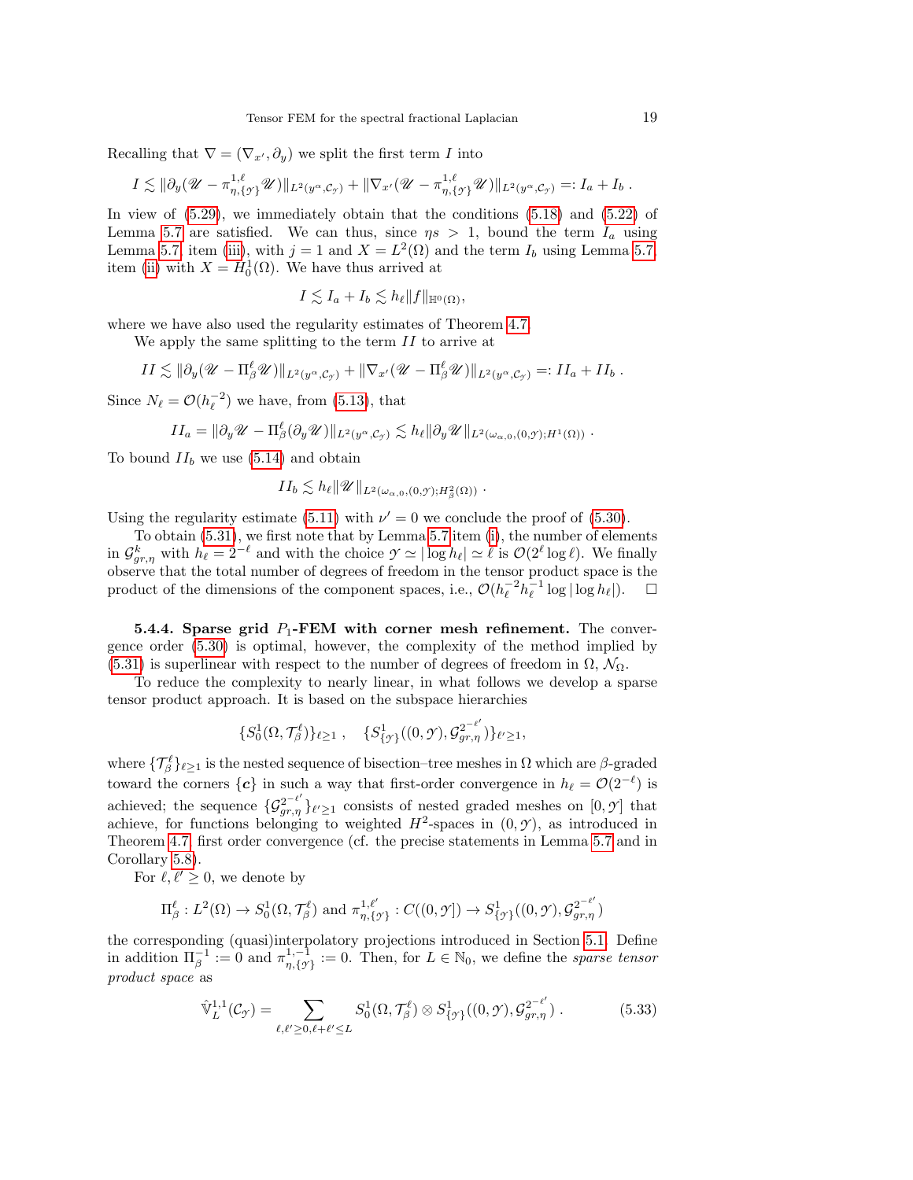Recalling that $\nabla = (\nabla_{x'}, \partial_y)$ we split the first term $I$ into

$$I \lesssim \|\partial_y(\mathscr{U} - \pi^{1,\ell}_{\eta,\{\mathcal{Y}\}}\mathscr{U})\|_{L^2(y^\alpha,\mathcal{C}_\mathcal{Y})} + \|\nabla_{x'}(\mathscr{U} - \pi^{1,\ell}_{\eta,\{\mathcal{Y}\}}\mathscr{U})\|_{L^2(y^\alpha,\mathcal{C}_\mathcal{Y})} =: I_a + I_b \,.$$

In view of (5.29), we immediately obtain that the conditions (5.18) and (5.22) of Lemma 5.7 are satisfied. We can thus, since $\eta s > 1$, bound the term $I_a$ using Lemma 5.7 item (iii), with $j = 1$ and $X = L^2(\Omega)$ and the term $I_b$ using Lemma 5.7 item (ii) with $X = H^1_0(\Omega)$. We have thus arrived at

$$I \lesssim I_a + I_b \lesssim h_\ell \|f\|_{\mathbb{H}^0(\Omega)},$$

where we have also used the regularity estimates of Theorem 4.7.

We apply the same splitting to the term $II$ to arrive at

$$II \lesssim \|\partial_y(\mathscr{U} - \Pi^\ell_\beta \mathscr{U})\|_{L^2(y^\alpha,\mathcal{C}_\mathcal{Y})} + \|\nabla_{x'}(\mathscr{U} - \Pi^\ell_\beta \mathscr{U})\|_{L^2(y^\alpha,\mathcal{C}_\mathcal{Y})} =: II_a + II_b \,.$$

Since $N_\ell = \mathcal{O}(h_\ell^{-2})$ we have, from (5.13), that

$$II_a = \|\partial_y \mathscr{U} - \Pi^\ell_\beta(\partial_y \mathscr{U})\|_{L^2(y^\alpha,\mathcal{C}_\mathcal{Y})} \lesssim h_\ell \|\partial_y \mathscr{U}\|_{L^2(\omega_{\alpha,0},(0,\mathcal{Y});H^1(\Omega))} \,.$$

To bound $II_b$ we use (5.14) and obtain

$$II_b \lesssim h_\ell \|\mathscr{U}\|_{L^2(\omega_{\alpha,0},(0,\mathcal{Y});H^2_\beta(\Omega))} \,.$$

Using the regularity estimate (5.11) with $\nu' = 0$ we conclude the proof of (5.30).

To obtain (5.31), we first note that by Lemma 5.7 item (i), the number of elements in $\mathcal{G}^k_{gr,\eta}$ with $h_\ell = 2^{-\ell}$ and with the choice $\mathcal{Y} \simeq |\log h_\ell| \simeq \ell$ is $\mathcal{O}(2^\ell \log \ell)$. We finally observe that the total number of degrees of freedom in the tensor product space is the product of the dimensions of the component spaces, i.e., $\mathcal{O}(h_\ell^{-2} h_\ell^{-1} \log|\log h_\ell|)$. $\square$

#### 5.4.4. Sparse grid $P_1$-FEM with corner mesh refinement.

The convergence order (5.30) is optimal, however, the complexity of the method implied by (5.31) is superlinear with respect to the number of degrees of freedom in $\Omega$, $\mathcal{N}_\Omega$.

To reduce the complexity to nearly linear, in what follows we develop a sparse tensor product approach. It is based on the subspace hierarchies

$$\{S^1_0(\Omega,\mathcal{T}^\ell_\beta)\}_{\ell\geq 1} \,, \quad \{S^1_{\{\mathcal{Y}\}}((0,\mathcal{Y}),\mathcal{G}^{2^{-\ell'}}_{gr,\eta})\}_{\ell'\geq 1},$$

where $\{\mathcal{T}^\ell_\beta\}_{\ell\geq 1}$ is the nested sequence of bisection–tree meshes in $\Omega$ which are $\beta$-graded toward the corners $\{\boldsymbol{c}\}$ in such a way that first-order convergence in $h_\ell = \mathcal{O}(2^{-\ell})$ is achieved; the sequence $\{\mathcal{G}^{2^{-\ell'}}_{gr,\eta}\}_{\ell'\geq 1}$ consists of nested graded meshes on $[0,\mathcal{Y}]$ that achieve, for functions belonging to weighted $H^2$-spaces in $(0,\mathcal{Y})$, as introduced in Theorem 4.7, first order convergence (cf. the precise statements in Lemma 5.7 and in Corollary 5.8).

For $\ell, \ell' \geq 0$, we denote by

$$\Pi^\ell_\beta : L^2(\Omega) \to S^1_0(\Omega,\mathcal{T}^\ell_\beta) \text{ and } \pi^{1,\ell'}_{\eta,\{\mathcal{Y}\}} : C((0,\mathcal{Y}]) \to S^1_{\{\mathcal{Y}\}}((0,\mathcal{Y}),\mathcal{G}^{2^{-\ell'}}_{gr,\eta})$$

the corresponding (quasi)interpolatory projections introduced in Section 5.1. Define in addition $\Pi^{-1}_\beta := 0$ and $\pi^{1,-1}_{\eta,\{\mathcal{Y}\}} := 0$. Then, for $L \in \mathbb{N}_0$, we define the *sparse tensor product space* as

$$\hat{\mathbb{V}}^{1,1}_L(\mathcal{C}_\mathcal{Y}) = \sum_{\ell,\ell'\geq 0, \ell+\ell'\leq L} S^1_0(\Omega,\mathcal{T}^\ell_\beta) \otimes S^1_{\{\mathcal{Y}\}}((0,\mathcal{Y}),\mathcal{G}^{2^{-\ell'}}_{gr,\eta}) \,. \tag{5.33}$$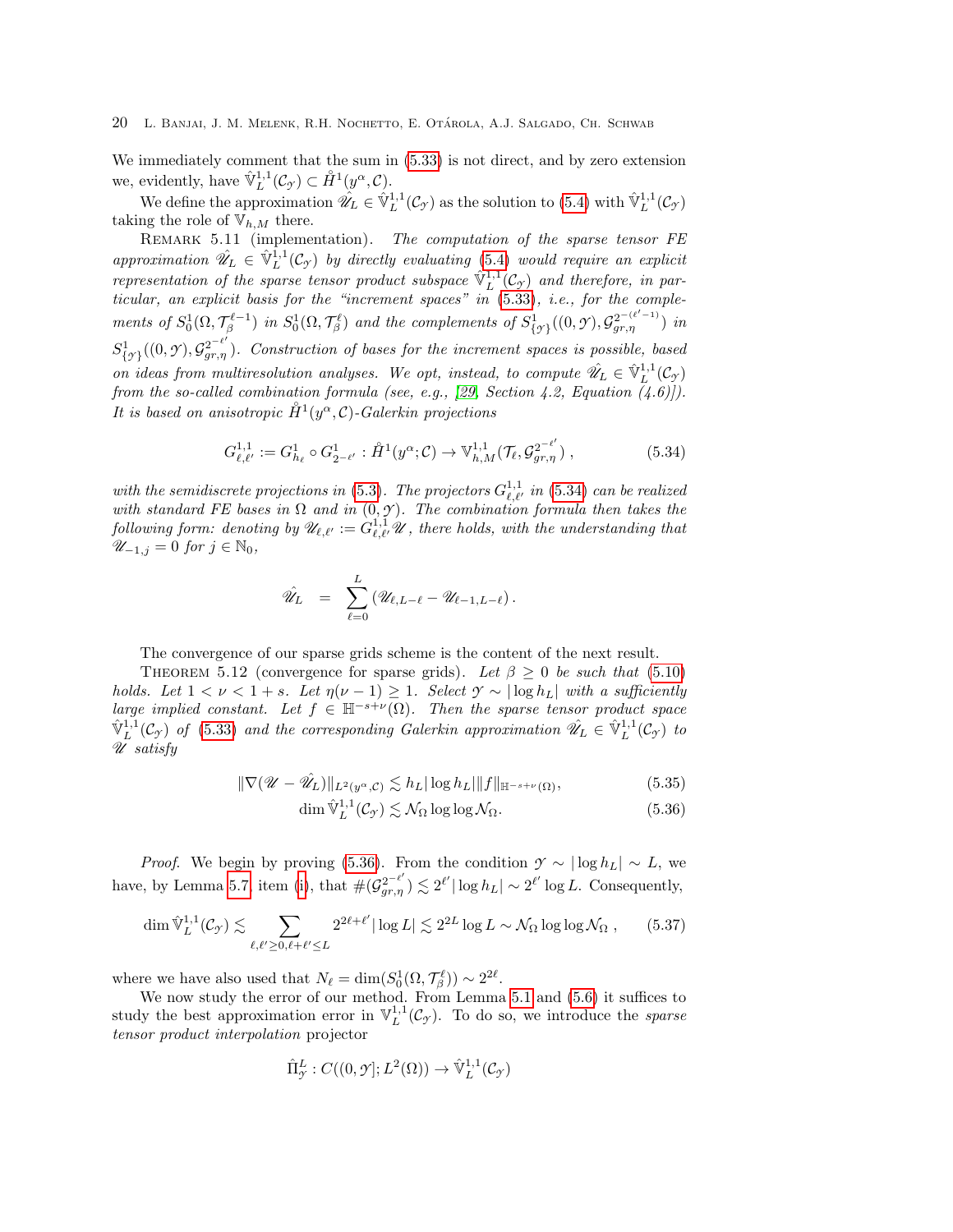We immediately comment that the sum in (5.33) is not direct, and by zero extension we, evidently, have $\hat{\mathbb{V}}_L^{1,1}(\mathcal{C}_\mathcal{Y}) \subset \mathring{H}^1(y^\alpha, \mathcal{C})$.

We define the approximation $\hat{\mathscr{U}}_L \in \hat{\mathbb{V}}_L^{1,1}(\mathcal{C}_\mathcal{Y})$ as the solution to (5.4) with $\hat{\mathbb{V}}_L^{1,1}(\mathcal{C}_\mathcal{Y})$ taking the role of $\mathbb{V}_{h,M}$ there.

Remark 5.11 (implementation). *The computation of the sparse tensor FE approximation $\hat{\mathscr{U}}_L \in \hat{\mathbb{V}}_L^{1,1}(\mathcal{C}_\mathcal{Y})$ by directly evaluating (5.4) would require an explicit representation of the sparse tensor product subspace $\hat{\mathbb{V}}_L^{1,1}(\mathcal{C}_\mathcal{Y})$ and therefore, in particular, an explicit basis for the "increment spaces" in (5.33), i.e., for the complements of $S_0^1(\Omega, \mathcal{T}_\beta^{\ell-1})$ in $S_0^1(\Omega, \mathcal{T}_\beta^{\ell})$ and the complements of $S_{\{\mathcal{Y}\}}^1((0,\mathcal{Y}), \mathcal{G}_{gr,\eta}^{2^{-(\ell'-1)}})$ in $S_{\{\mathcal{Y}\}}^1((0,\mathcal{Y}), \mathcal{G}_{gr,\eta}^{2^{-\ell'}})$. Construction of bases for the increment spaces is possible, based on ideas from multiresolution analyses. We opt, instead, to compute $\hat{\mathscr{U}}_L \in \hat{\mathbb{V}}_L^{1,1}(\mathcal{C}_\mathcal{Y})$ from the so-called combination formula (see, e.g., [29, Section 4.2, Equation (4.6)]). It is based on anisotropic $\mathring{H}^1(y^\alpha, \mathcal{C})$-Galerkin projections*

$$G_{\ell,\ell'}^{1,1} := G_{h_\ell}^1 \circ G_{2^{-\ell'}}^1 : \mathring{H}^1(y^\alpha; \mathcal{C}) \to \mathbb{V}_{h,M}^{1,1}(\mathcal{T}_\ell, \mathcal{G}_{gr,\eta}^{2^{-\ell'}}), \tag{5.34}$$

*with the semidiscrete projections in (5.3). The projectors $G_{\ell,\ell'}^{1,1}$ in (5.34) can be realized with standard FE bases in $\Omega$ and in $(0,\mathcal{Y})$. The combination formula then takes the following form: denoting by $\mathscr{U}_{\ell,\ell'} := G_{\ell,\ell'}^{1,1}\mathscr{U}$, there holds, with the understanding that $\mathscr{U}_{-1,j} = 0$ for $j \in \mathbb{N}_0$,*

$$\hat{\mathscr{U}}_L \;=\; \sum_{\ell=0}^{L} \left(\mathscr{U}_{\ell,L-\ell} - \mathscr{U}_{\ell-1,L-\ell}\right).$$

The convergence of our sparse grids scheme is the content of the next result.

Theorem 5.12 (convergence for sparse grids). *Let $\beta \geq 0$ be such that (5.10) holds. Let $1 < \nu < 1+s$. Let $\eta(\nu-1) \geq 1$. Select $\mathcal{Y} \sim |\log h_L|$ with a sufficiently large implied constant. Let $f \in \mathbb{H}^{-s+\nu}(\Omega)$. Then the sparse tensor product space $\hat{\mathbb{V}}_L^{1,1}(\mathcal{C}_\mathcal{Y})$ of (5.33) and the corresponding Galerkin approximation $\hat{\mathscr{U}}_L \in \hat{\mathbb{V}}_L^{1,1}(\mathcal{C}_\mathcal{Y})$ to $\mathscr{U}$ satisfy*

$$\|\nabla(\mathscr{U} - \hat{\mathscr{U}}_L)\|_{L^2(y^\alpha,\mathcal{C})} \lesssim h_L |\log h_L| \|f\|_{\mathbb{H}^{-s+\nu}(\Omega)}, \tag{5.35}$$

$$\dim \hat{\mathbb{V}}_L^{1,1}(\mathcal{C}_\mathcal{Y}) \lesssim \mathcal{N}_\Omega \log\log \mathcal{N}_\Omega. \tag{5.36}$$

*Proof.* We begin by proving (5.36). From the condition $\mathcal{Y} \sim |\log h_L| \sim L$, we have, by Lemma 5.7, item (i), that $\#(\mathcal{G}_{gr,\eta}^{2^{-\ell'}}) \lesssim 2^{\ell'}|\log h_L| \sim 2^{\ell'} \log L$. Consequently,

$$\dim \hat{\mathbb{V}}_L^{1,1}(\mathcal{C}_\mathcal{Y}) \lesssim \sum_{\ell,\ell' \geq 0, \ell+\ell' \leq L} 2^{2\ell+\ell'} |\log L| \lesssim 2^{2L} \log L \sim \mathcal{N}_\Omega \log\log \mathcal{N}_\Omega\,, \tag{5.37}$$

where we have also used that $N_\ell = \dim(S_0^1(\Omega, \mathcal{T}_\beta^\ell)) \sim 2^{2\ell}$.

We now study the error of our method. From Lemma 5.1 and (5.6) it suffices to study the best approximation error in $\mathbb{V}_L^{1,1}(\mathcal{C}_\mathcal{Y})$. To do so, we introduce the *sparse tensor product interpolation* projector

$$\hat{\Pi}_\mathcal{Y}^L : C((0,\mathcal{Y}]; L^2(\Omega)) \to \hat{\mathbb{V}}_L^{1,1}(\mathcal{C}_\mathcal{Y})$$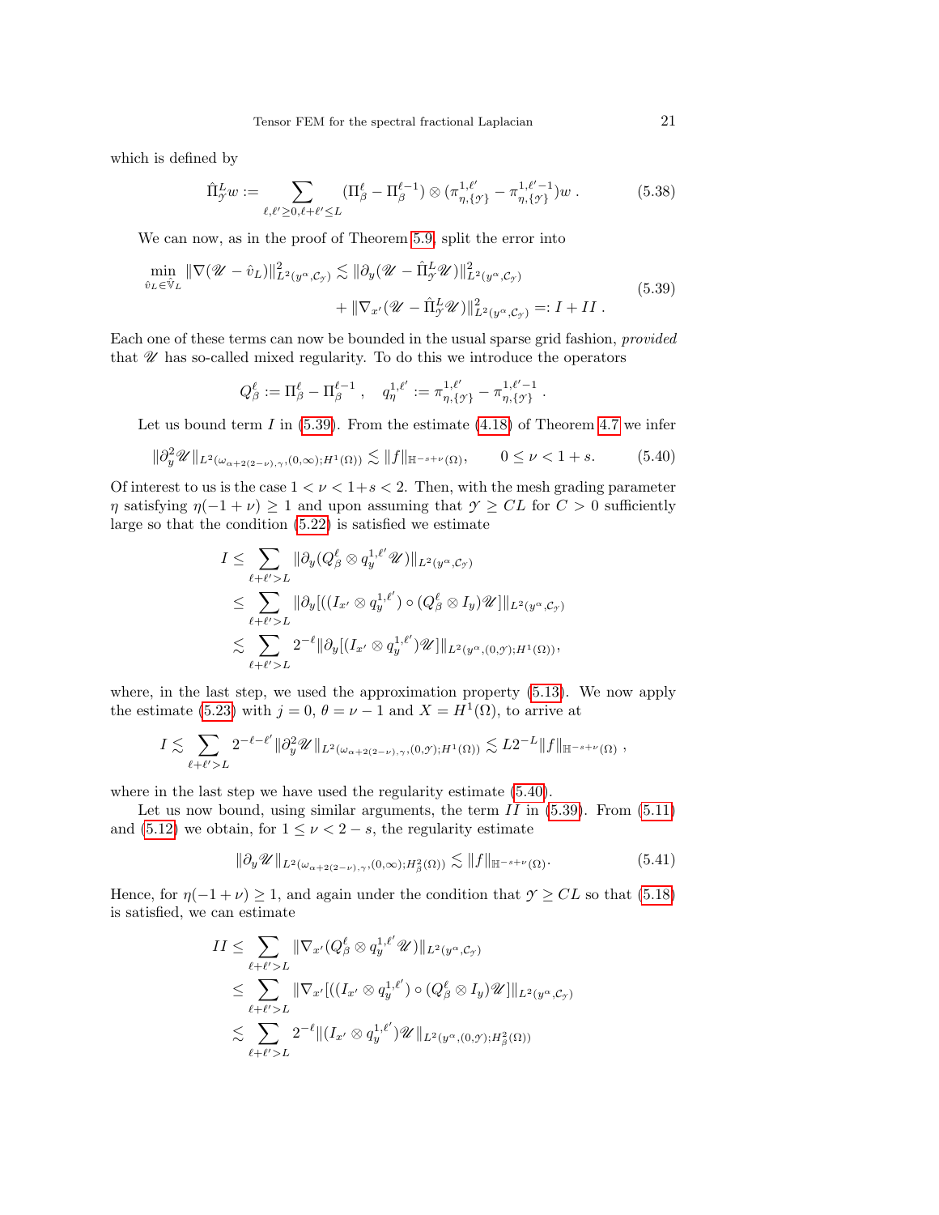which is defined by

$$\hat{\Pi}^L_{\mathcal{Y}} w := \sum_{\ell,\ell' \geq 0, \ell+\ell' \leq L} (\Pi^\ell_\beta - \Pi^{\ell-1}_\beta) \otimes (\pi^{1,\ell'}_{\eta,\{\mathcal{Y}\}} - \pi^{1,\ell'-1}_{\eta,\{\mathcal{Y}\}}) w \; . \tag{5.38}$$

We can now, as in the proof of Theorem 5.9, split the error into

$$\begin{aligned} \min_{\hat{v}_L \in \hat{\mathbb{V}}_L} \|\nabla(\mathscr{U} - \hat{v}_L)\|^2_{L^2(y^\alpha, \mathcal{C}_{\mathcal{Y}})} &\lesssim \|\partial_y(\mathscr{U} - \hat{\Pi}^L_{\mathcal{Y}} \mathscr{U})\|^2_{L^2(y^\alpha,\mathcal{C}_{\mathcal{Y}})} \\ &\quad + \|\nabla_{x'}(\mathscr{U} - \hat{\Pi}^L_{\mathcal{Y}} \mathscr{U})\|^2_{L^2(y^\alpha,\mathcal{C}_{\mathcal{Y}})} =: I + II \; . \end{aligned} \tag{5.39}$$

Each one of these terms can now be bounded in the usual sparse grid fashion, *provided* that $\mathscr{U}$ has so-called mixed regularity. To do this we introduce the operators

$$Q^\ell_\beta := \Pi^\ell_\beta - \Pi^{\ell-1}_\beta \; , \quad q^{1,\ell'}_\eta := \pi^{1,\ell'}_{\eta,\{\mathcal{Y}\}} - \pi^{1,\ell'-1}_{\eta,\{\mathcal{Y}\}} \; .$$

Let us bound term $I$ in (5.39). From the estimate (4.18) of Theorem 4.7 we infer

$$\|\partial^2_y \mathscr{U}\|_{L^2(\omega_{\alpha+2(2-\nu),\gamma},(0,\infty);H^1(\Omega))} \lesssim \|f\|_{\mathbb{H}^{-s+\nu}(\Omega)}, \qquad 0 \leq \nu < 1+s. \tag{5.40}$$

Of interest to us is the case $1 < \nu < 1+s < 2$. Then, with the mesh grading parameter $\eta$ satisfying $\eta(-1+\nu) \geq 1$ and upon assuming that $\mathcal{Y} \geq CL$ for $C > 0$ sufficiently large so that the condition (5.22) is satisfied we estimate

$$\begin{aligned} I &\leq \sum_{\ell+\ell'>L} \|\partial_y (Q^\ell_\beta \otimes q^{1,\ell'}_y \mathscr{U})\|_{L^2(y^\alpha,\mathcal{C}_{\mathcal{Y}})} \\ &\leq \sum_{\ell+\ell'>L} \|\partial_y [((I_{x'} \otimes q^{1,\ell'}_y) \circ (Q^\ell_\beta \otimes I_y)\mathscr{U}]\|_{L^2(y^\alpha,\mathcal{C}_{\mathcal{Y}})} \\ &\lesssim \sum_{\ell+\ell'>L} 2^{-\ell} \|\partial_y [(I_{x'} \otimes q^{1,\ell'}_y)\mathscr{U}]\|_{L^2(y^\alpha,(0,\mathcal{Y});H^1(\Omega))}, \end{aligned}$$

where, in the last step, we used the approximation property (5.13). We now apply the estimate (5.23) with $j = 0$, $\theta = \nu - 1$ and $X = H^1(\Omega)$, to arrive at

$$I \lesssim \sum_{\ell+\ell'>L} 2^{-\ell-\ell'} \|\partial^2_y \mathscr{U}\|_{L^2(\omega_{\alpha+2(2-\nu),\gamma},(0,\mathcal{Y});H^1(\Omega))} \lesssim L 2^{-L} \|f\|_{\mathbb{H}^{-s+\nu}(\Omega)} \; ,$$

where in the last step we have used the regularity estimate (5.40).

Let us now bound, using similar arguments, the term $II$ in (5.39). From (5.11) and (5.12) we obtain, for $1 \leq \nu < 2-s$, the regularity estimate

$$\|\partial_y \mathscr{U}\|_{L^2(\omega_{\alpha+2(2-\nu),\gamma},(0,\infty);H^2_\beta(\Omega))} \lesssim \|f\|_{\mathbb{H}^{-s+\nu}(\Omega)}. \tag{5.41}$$

Hence, for $\eta(-1+\nu) \geq 1$, and again under the condition that $\mathcal{Y} \geq CL$ so that (5.18) is satisfied, we can estimate

$$\begin{aligned} II &\leq \sum_{\ell+\ell'>L} \|\nabla_{x'} (Q^\ell_\beta \otimes q^{1,\ell'}_y \mathscr{U})\|_{L^2(y^\alpha,\mathcal{C}_{\mathcal{Y}})} \\ &\leq \sum_{\ell+\ell'>L} \|\nabla_{x'} [((I_{x'} \otimes q^{1,\ell'}_y) \circ (Q^\ell_\beta \otimes I_y)\mathscr{U}]\|_{L^2(y^\alpha,\mathcal{C}_{\mathcal{Y}})} \\ &\lesssim \sum_{\ell+\ell'>L} 2^{-\ell} \|(I_{x'} \otimes q^{1,\ell'}_y)\mathscr{U}\|_{L^2(y^\alpha,(0,\mathcal{Y});H^2_\beta(\Omega))} \end{aligned}$$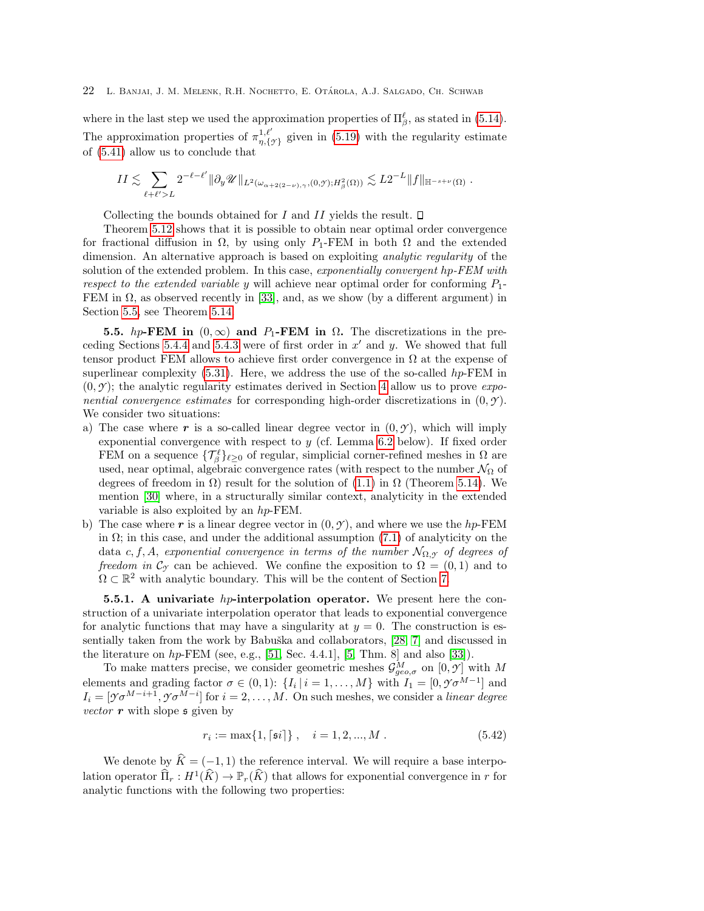where in the last step we used the approximation properties of $\Pi^\ell_\beta$, as stated in (5.14). The approximation properties of $\pi^{1,\ell'}_{\eta,\{\mathscr{Y}\}}$ given in (5.19) with the regularity estimate of (5.41) allow us to conclude that

$$II \lesssim \sum_{\ell+\ell'>L} 2^{-\ell-\ell'} \|\partial_y \mathscr{U}\|_{L^2(\omega_{\alpha+2(2-\nu),\gamma},(0,\mathscr{Y});H^2_\beta(\Omega))} \lesssim L 2^{-L} \|f\|_{\mathbb{H}^{-s+\nu}(\Omega)} \,.$$

Collecting the bounds obtained for $I$ and $II$ yields the result. $\square$

Theorem 5.12 shows that it is possible to obtain near optimal order convergence for fractional diffusion in $\Omega$, by using only $P_1$-FEM in both $\Omega$ and the extended dimension. An alternative approach is based on exploiting *analytic regularity* of the solution of the extended problem. In this case, *exponentially convergent hp-FEM with respect to the extended variable* $y$ will achieve near optimal order for conforming $P_1$-FEM in $\Omega$, as observed recently in [33], and, as we show (by a different argument) in Section 5.5, see Theorem 5.14.

**5.5.** ***hp*-FEM in $(0,\infty)$ and $P_1$-FEM in $\Omega$.** The discretizations in the preceding Sections 5.4.4 and 5.4.3 were of first order in $x'$ and $y$. We showed that full tensor product FEM allows to achieve first order convergence in $\Omega$ at the expense of superlinear complexity (5.31). Here, we address the use of the so-called *hp*-FEM in $(0,\mathscr{Y})$; the analytic regularity estimates derived in Section 4 allow us to prove *exponential convergence estimates* for corresponding high-order discretizations in $(0,\mathscr{Y})$. We consider two situations:

a) The case where $\boldsymbol{r}$ is a so-called linear degree vector in $(0,\mathscr{Y})$, which will imply exponential convergence with respect to $y$ (cf. Lemma 6.2 below). If fixed order FEM on a sequence $\{\mathcal{T}^\ell_\beta\}_{\ell\geq 0}$ of regular, simplicial corner-refined meshes in $\Omega$ are used, near optimal, algebraic convergence rates (with respect to the number $\mathcal{N}_\Omega$ of degrees of freedom in $\Omega$) result for the solution of (1.1) in $\Omega$ (Theorem 5.14). We mention [30] where, in a structurally similar context, analyticity in the extended variable is also exploited by an *hp*-FEM.
b) The case where $\boldsymbol{r}$ is a linear degree vector in $(0,\mathscr{Y})$, and where we use the *hp*-FEM in $\Omega$; in this case, and under the additional assumption (7.1) of analyticity on the data $c, f, A$, *exponential convergence in terms of the number* $\mathcal{N}_{\Omega,\mathscr{Y}}$ *of degrees of freedom in* $\mathcal{C}_\mathscr{Y}$ can be achieved. We confine the exposition to $\Omega = (0,1)$ and to $\Omega \subset \mathbb{R}^2$ with analytic boundary. This will be the content of Section 7.

**5.5.1. A univariate *hp*-interpolation operator.** We present here the construction of a univariate interpolation operator that leads to exponential convergence for analytic functions that may have a singularity at $y=0$. The construction is essentially taken from the work by Babuška and collaborators, [28, 7] and discussed in the literature on *hp*-FEM (see, e.g., [51, Sec. 4.4.1], [5, Thm. 8] and also [33]).

To make matters precise, we consider geometric meshes $\mathcal{G}^M_{geo,\sigma}$ on $[0,\mathscr{Y}]$ with $M$ elements and grading factor $\sigma \in (0,1)$: $\{I_i \,|\, i=1,\ldots,M\}$ with $I_1 = [0,\mathscr{Y}\sigma^{M-1}]$ and $I_i = [\mathscr{Y}\sigma^{M-i+1}, \mathscr{Y}\sigma^{M-i}]$ for $i=2,\ldots,M$. On such meshes, we consider a *linear degree vector* $\boldsymbol{r}$ with slope $\mathfrak{s}$ given by

$$r_i := \max\{1, \lceil \mathfrak{s} i \rceil\}\,, \quad i = 1,2,...,M\,. \tag{5.42}$$

We denote by $\widehat{K} = (-1,1)$ the reference interval. We will require a base interpolation operator $\widehat{\Pi}_r : H^1(\widehat{K}) \to \mathbb{P}_r(\widehat{K})$ that allows for exponential convergence in $r$ for analytic functions with the following two properties: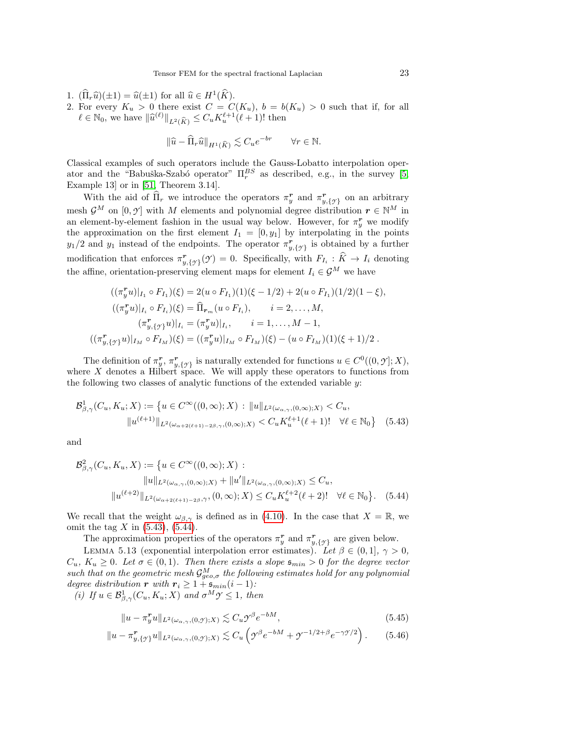1. $(\widehat{\Pi}_r \widehat{u})(\pm 1) = \widehat{u}(\pm 1)$ for all $\widehat{u} \in H^1(\widehat{K})$.
2. For every $K_u > 0$ there exist $C = C(K_u)$, $b = b(K_u) > 0$ such that if, for all $\ell \in \mathbb{N}_0$, we have $\|\widehat{u}^{(\ell)}\|_{L^2(\widehat{K})} \leq C_u K_u^{\ell+1}(\ell+1)!$ then

$$\|\widehat{u} - \widehat{\Pi}_r \widehat{u}\|_{H^1(\widehat{K})} \lesssim C_u e^{-br} \qquad \forall r \in \mathbb{N}.$$

Classical examples of such operators include the Gauss-Lobatto interpolation operator and the "Babuška-Szabó operator" $\Pi_r^{BS}$ as described, e.g., in the survey [5, Example 13] or in [51, Theorem 3.14].

With the aid of $\widehat{\Pi}_r$ we introduce the operators $\pi_y^{\boldsymbol{r}}$ and $\pi_{y,\{\mathcal{Y}\}}^{\boldsymbol{r}}$ on an arbitrary mesh $\mathcal{G}^M$ on $[0, \mathcal{Y}]$ with $M$ elements and polynomial degree distribution $\boldsymbol{r} \in \mathbb{N}^M$ in an element-by-element fashion in the usual way below. However, for $\pi_y^{\boldsymbol{r}}$ we modify the approximation on the first element $I_1 = [0, y_1]$ by interpolating in the points $y_1/2$ and $y_1$ instead of the endpoints. The operator $\pi_{y,\{\mathcal{Y}\}}^{\boldsymbol{r}}$ is obtained by a further modification that enforces $\pi_{y,\{\mathcal{Y}\}}^{\boldsymbol{r}}(\mathcal{Y}) = 0$. Specifically, with $F_{I_i} : \widehat{K} \to I_i$ denoting the affine, orientation-preserving element maps for element $I_i \in \mathcal{G}^M$ we have

$$
\begin{aligned}
((\pi_y^{\boldsymbol{r}} u)|_{I_1} \circ F_{I_1})(\xi) &= 2(u \circ F_{I_1})(1)(\xi - 1/2) + 2(u \circ F_{I_1})(1/2)(1 - \xi), \\
((\pi_y^{\boldsymbol{r}} u)|_{I_i} \circ F_{I_i})(\xi) &= \widehat{\Pi}_{\boldsymbol{r}_m}(u \circ F_{I_i}), \qquad i = 2, \dots, M, \\
(\pi_{y,\{\mathcal{Y}\}}^{\boldsymbol{r}} u)|_{I_i} &= (\pi_y^{\boldsymbol{r}} u)|_{I_i}, \qquad i = 1, \dots, M-1, \\
((\pi_{y,\{\mathcal{Y}\}}^{\boldsymbol{r}} u)|_{I_M} \circ F_{I_M})(\xi) &= ((\pi_y^{\boldsymbol{r}} u)|_{I_M} \circ F_{I_M})(\xi) - (u \circ F_{I_M})(1)(\xi + 1)/2\,.
\end{aligned}
$$

The definition of $\pi_y^{\boldsymbol{r}}$, $\pi_{y,\{\mathcal{Y}\}}^{\boldsymbol{r}}$ is naturally extended for functions $u \in C^0((0, \mathcal{Y}]; X)$, where $X$ denotes a Hilbert space. We will apply these operators to functions from the following two classes of analytic functions of the extended variable $y$:

$$
\begin{aligned}
\mathcal{B}^1_{\beta,\gamma}(C_u, K_u; X) := \big\{ u \in C^\infty((0,\infty); X) \,:\, &\|u\|_{L^2(\omega_{\alpha,\gamma},(0,\infty);X)} < C_u, \\
&\|u^{(\ell+1)}\|_{L^2(\omega_{\alpha+2(\ell+1)-2\beta,\gamma},(0,\infty);X)} < C_u K_u^{\ell+1}(\ell+1)! \quad \forall \ell \in \mathbb{N}_0 \big\} \qquad (5.43)
\end{aligned}
$$

and

$$
\begin{aligned}
\mathcal{B}^2_{\beta,\gamma}(C_u, K_u, X) := \big\{ u \in C^\infty((0,\infty); X) \,:\,& \\
\|u\|_{L^2(\omega_{\alpha,\gamma},(0,\infty);X)} + \|u'\|_{L^2(\omega_{\alpha,\gamma},(0,\infty);X)} &\leq C_u, \\
\|u^{(\ell+2)}\|_{L^2(\omega_{\alpha+2(\ell+1)-2\beta,\gamma}, (0,\infty); X)} &\leq C_u K_u^{\ell+2}(\ell+2)! \quad \forall \ell \in \mathbb{N}_0 \big\}. \qquad (5.44)
\end{aligned}
$$

We recall that the weight $\omega_{\beta,\gamma}$ is defined as in (4.10). In the case that $X = \mathbb{R}$, we omit the tag $X$ in (5.43), (5.44).

The approximation properties of the operators $\pi_y^{\boldsymbol{r}}$ and $\pi_{y,\{\mathcal{Y}\}}^{\boldsymbol{r}}$ are given below.

Lemma 5.13 (exponential interpolation error estimates). *Let $\beta \in (0,1]$, $\gamma > 0$, $C_u$, $K_u \geq 0$. Let $\sigma \in (0,1)$. Then there exists a slope $\mathfrak{s}_{min} > 0$ for the degree vector such that on the geometric mesh $\mathcal{G}^M_{geo,\sigma}$ the following estimates hold for any polynomial degree distribution $\boldsymbol{r}$ with $\boldsymbol{r}_i \geq 1 + \mathfrak{s}_{min}(i-1)$:*

*(i) If $u \in \mathcal{B}^1_{\beta,\gamma}(C_u, K_u; X)$ and $\sigma^M \mathcal{Y} \leq 1$, then*

$$\|u - \pi_y^{\boldsymbol{r}} u\|_{L^2(\omega_{\alpha,\gamma},(0,\mathcal{Y});X)} \lesssim C_u \mathcal{Y}^\beta e^{-bM}, \qquad (5.45)$$

$$\|u - \pi_{y,\{\mathcal{Y}\}}^{\boldsymbol{r}} u\|_{L^2(\omega_{\alpha,\gamma},(0,\mathcal{Y});X)} \lesssim C_u \left( \mathcal{Y}^\beta e^{-bM} + \mathcal{Y}^{-1/2+\beta} e^{-\gamma \mathcal{Y}/2} \right). \qquad (5.46)$$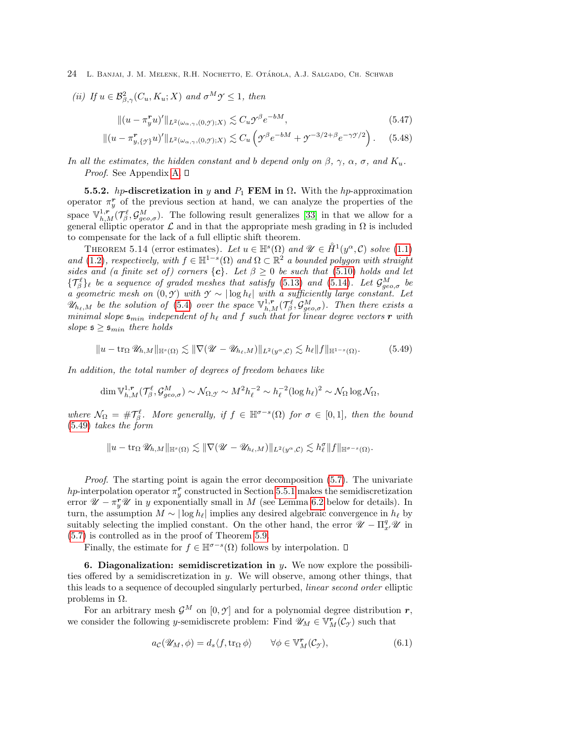*(ii) If $u \in \mathcal{B}^2_{\beta,\gamma}(C_u, K_u; X)$ and $\sigma^M \mathcal{Y} \le 1$, then*

$$\|(u - \pi_y^{\boldsymbol{r}} u)'\|_{L^2(\omega_{\alpha,\gamma},(0,\mathcal{Y});X)} \lesssim C_u \mathcal{Y}^\beta e^{-bM}, \tag{5.47}$$

$$\|(u - \pi_{y,\{\mathcal{Y}\}}^{\boldsymbol{r}} u)'\|_{L^2(\omega_{\alpha,\gamma},(0,\mathcal{Y});X)} \lesssim C_u \left(\mathcal{Y}^\beta e^{-bM} + \mathcal{Y}^{-3/2+\beta} e^{-\gamma\mathcal{Y}/2}\right). \tag{5.48}$$

*In all the estimates, the hidden constant and $b$ depend only on $\beta$, $\gamma$, $\alpha$, $\sigma$, and $K_u$.*

*Proof.* See Appendix A. ☐

**5.5.2. $hp$-discretization in $y$ and $P_1$ FEM in $\Omega$.** With the $hp$-approximation operator $\pi_y^{\boldsymbol{r}}$ of the previous section at hand, we can analyze the properties of the space $\mathbb{V}^{1,\boldsymbol{r}}_{h,M}(\mathcal{T}^\ell_\beta, \mathcal{G}^M_{geo,\sigma})$. The following result generalizes [33] in that we allow for a general elliptic operator $\mathcal{L}$ and in that the appropriate mesh grading in $\Omega$ is included to compensate for the lack of a full elliptic shift theorem.

THEOREM 5.14 (error estimates). *Let $u \in \mathbb{H}^s(\Omega)$ and $\mathscr{U} \in \mathring{H}^1(y^\alpha, \mathcal{C})$ solve (1.1) and (1.2), respectively, with $f \in \mathbb{H}^{1-s}(\Omega)$ and $\Omega \subset \mathbb{R}^2$ a bounded polygon with straight sides and (a finite set of) corners $\{\boldsymbol{c}\}$. Let $\beta \ge 0$ be such that (5.10) holds and let $\{\mathcal{T}^\ell_\beta\}_\ell$ be a sequence of graded meshes that satisfy (5.13) and (5.14). Let $\mathcal{G}^M_{geo,\sigma}$ be a geometric mesh on $(0, \mathcal{Y})$ with $\mathcal{Y} \sim |\log h_\ell|$ with a sufficiently large constant. Let $\mathscr{U}_{h_\ell,M}$ be the solution of (5.4) over the space $\mathbb{V}^{1,\boldsymbol{r}}_{h,M}(\mathcal{T}^\ell_\beta, \mathcal{G}^M_{geo,\sigma})$. Then there exists a minimal slope $\mathfrak{s}_{min}$ independent of $h_\ell$ and $f$ such that for linear degree vectors $\boldsymbol{r}$ with slope $\mathfrak{s} \ge \mathfrak{s}_{min}$ there holds*

$$\|u - \operatorname{tr}_\Omega \mathscr{U}_{h,M}\|_{\mathbb{H}^s(\Omega)} \lesssim \|\nabla(\mathscr{U} - \mathscr{U}_{h_\ell,M})\|_{L^2(y^\alpha,\mathcal{C})} \lesssim h_\ell \|f\|_{\mathbb{H}^{1-s}(\Omega)}. \tag{5.49}$$

*In addition, the total number of degrees of freedom behaves like*

$$\dim \mathbb{V}^{1,\boldsymbol{r}}_{h,M}(\mathcal{T}^\ell_\beta, \mathcal{G}^M_{geo,\sigma}) \sim \mathcal{N}_{\Omega,\mathcal{Y}} \sim M^2 h_\ell^{-2} \sim h_\ell^{-2}(\log h_\ell)^2 \sim \mathcal{N}_\Omega \log \mathcal{N}_\Omega,$$

*where $\mathcal{N}_\Omega = \#\mathcal{T}^\ell_\beta$. More generally, if $f \in \mathbb{H}^{\sigma-s}(\Omega)$ for $\sigma \in [0,1]$, then the bound (5.49) takes the form*

$$\|u - \operatorname{tr}_\Omega \mathscr{U}_{h,M}\|_{\mathbb{H}^s(\Omega)} \lesssim \|\nabla(\mathscr{U} - \mathscr{U}_{h_\ell,M})\|_{L^2(y^\alpha,\mathcal{C})} \lesssim h_\ell^\sigma \|f\|_{\mathbb{H}^{\sigma-s}(\Omega)}.$$

*Proof.* The starting point is again the error decomposition (5.7). The univariate $hp$-interpolation operator $\pi_y^{\boldsymbol{r}}$ constructed in Section 5.5.1 makes the semidiscretization error $\mathscr{U} - \pi_y^{\boldsymbol{r}} \mathscr{U}$ in $y$ exponentially small in $M$ (see Lemma 6.2 below for details). In turn, the assumption $M \sim |\log h_\ell|$ implies any desired algebraic convergence in $h_\ell$ by suitably selecting the implied constant. On the other hand, the error $\mathscr{U} - \Pi^q_{x'} \mathscr{U}$ in (5.7) is controlled as in the proof of Theorem 5.9.

Finally, the estimate for $f \in \mathbb{H}^{\sigma-s}(\Omega)$ follows by interpolation. ☐

## 6. Diagonalization: semidiscretization in $y$.

We now explore the possibilities offered by a semidiscretization in $y$. We will observe, among other things, that this leads to a sequence of decoupled singularly perturbed, *linear second order* elliptic problems in $\Omega$.

For an arbitrary mesh $\mathcal{G}^M$ on $[0, \mathcal{Y}]$ and for a polynomial degree distribution $\boldsymbol{r}$, we consider the following $y$-semidiscrete problem: Find $\mathscr{U}_M \in \mathbb{V}^{\boldsymbol{r}}_M(\mathcal{C}_\mathcal{Y})$ such that

$$a_\mathcal{C}(\mathscr{U}_M, \phi) = d_s \langle f, \operatorname{tr}_\Omega \phi\rangle \qquad \forall \phi \in \mathbb{V}^{\boldsymbol{r}}_M(\mathcal{C}_\mathcal{Y}), \tag{6.1}$$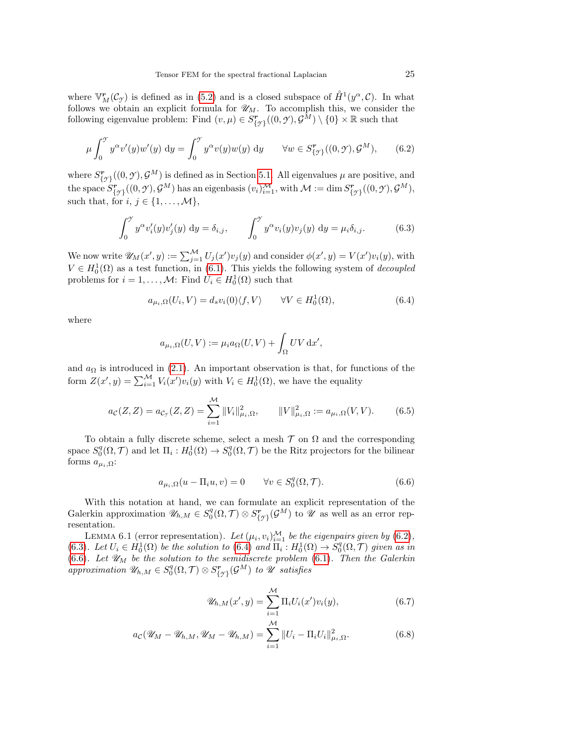where $\mathbb{V}_M^{\boldsymbol{r}}(\mathcal{C}_{\mathcal{Y}})$ is defined as in (5.2) and is a closed subspace of $\mathring{H}^1(y^\alpha, \mathcal{C})$. In what follows we obtain an explicit formula for $\mathscr{U}_M$. To accomplish this, we consider the following eigenvalue problem: Find $(v, \mu) \in S^{\boldsymbol{r}}_{\{\mathcal{Y}\}}((0,\mathcal{Y}), \mathcal{G}^M) \setminus \{0\} \times \mathbb{R}$ such that

$$
\mu \int_0^{\mathcal{Y}} y^\alpha v'(y) w'(y) \, \mathrm{d}y = \int_0^{\mathcal{Y}} y^\alpha v(y) w(y) \, \mathrm{d}y \qquad \forall w \in S^{\boldsymbol{r}}_{\{\mathcal{Y}\}}((0,\mathcal{Y}), \mathcal{G}^M), \tag{6.2}
$$

where $S^{\boldsymbol{r}}_{\{\mathcal{Y}\}}((0,\mathcal{Y}), \mathcal{G}^M)$ is defined as in Section 5.1. All eigenvalues $\mu$ are positive, and the space $S^{\boldsymbol{r}}_{\{\mathcal{Y}\}}((0,\mathcal{Y}), \mathcal{G}^M)$ has an eigenbasis $(v_i)_{i=1}^{\mathcal{M}}$, with $\mathcal{M} := \dim S^{\boldsymbol{r}}_{\{\mathcal{Y}\}}((0,\mathcal{Y}), \mathcal{G}^M)$, such that, for $i,\, j \in \{1, \ldots, \mathcal{M}\}$,

$$
\int_0^{\mathcal{Y}} y^\alpha v_i'(y) v_j'(y) \, \mathrm{d}y = \delta_{i,j}, \qquad \int_0^{\mathcal{Y}} y^\alpha v_i(y) v_j(y) \, \mathrm{d}y = \mu_i \delta_{i,j}. \tag{6.3}
$$

We now write $\mathscr{U}_M(x', y) := \sum_{j=1}^{\mathcal{M}} U_j(x') v_j(y)$ and consider $\phi(x', y) = V(x') v_i(y)$, with $V \in H^1_0(\Omega)$ as a test function, in (6.1). This yields the following system of *decoupled* problems for $i = 1, \ldots, \mathcal{M}$: Find $U_i \in H^1_0(\Omega)$ such that

$$
a_{\mu_i, \Omega}(U_i, V) = d_s v_i(0) \langle f, V \rangle \qquad \forall V \in H^1_0(\Omega), \tag{6.4}
$$

where

$$
a_{\mu_i, \Omega}(U, V) := \mu_i a_\Omega(U, V) + \int_\Omega U V \, \mathrm{d}x',
$$

and $a_\Omega$ is introduced in (2.1). An important observation is that, for functions of the form $Z(x', y) = \sum_{i=1}^{\mathcal{M}} V_i(x') v_i(y)$ with $V_i \in H^1_0(\Omega)$, we have the equality

$$
a_{\mathcal{C}}(Z, Z) = a_{\mathcal{C}_{\mathcal{Y}}}(Z, Z) = \sum_{i=1}^{\mathcal{M}} \|V_i\|^2_{\mu_i, \Omega}, \qquad \|V\|^2_{\mu_i, \Omega} := a_{\mu_i, \Omega}(V, V). \tag{6.5}
$$

To obtain a fully discrete scheme, select a mesh $\mathcal{T}$ on $\Omega$ and the corresponding space $S^q_0(\Omega, \mathcal{T})$ and let $\Pi_i : H^1_0(\Omega) \to S^q_0(\Omega, \mathcal{T})$ be the Ritz projectors for the bilinear forms $a_{\mu_i, \Omega}$:

$$
a_{\mu_i, \Omega}(u - \Pi_i u, v) = 0 \qquad \forall v \in S^q_0(\Omega, \mathcal{T}). \tag{6.6}
$$

With this notation at hand, we can formulate an explicit representation of the Galerkin approximation $\mathscr{U}_{h,M} \in S^q_0(\Omega, \mathcal{T}) \otimes S^{\boldsymbol{r}}_{\{\mathcal{Y}\}}(\mathcal{G}^M)$ to $\mathscr{U}$ as well as an error representation.

Lemma 6.1 (error representation). *Let $(\mu_i, v_i)_{i=1}^{\mathcal{M}}$ be the eigenpairs given by (6.2), (6.3). Let $U_i \in H^1_0(\Omega)$ be the solution to (6.4) and $\Pi_i : H^1_0(\Omega) \to S^q_0(\Omega, \mathcal{T})$ given as in (6.6). Let $\mathscr{U}_M$ be the solution to the semidiscrete problem (6.1). Then the Galerkin approximation $\mathscr{U}_{h,M} \in S^q_0(\Omega, \mathcal{T}) \otimes S^{\boldsymbol{r}}_{\{\mathcal{Y}\}}(\mathcal{G}^M)$ to $\mathscr{U}$ satisfies*

$$
\mathscr{U}_{h,M}(x', y) = \sum_{i=1}^{\mathcal{M}} \Pi_i U_i(x') v_i(y), \tag{6.7}
$$

$$
a_{\mathcal{C}}(\mathscr{U}_M - \mathscr{U}_{h,M}, \mathscr{U}_M - \mathscr{U}_{h,M}) = \sum_{i=1}^{\mathcal{M}} \|U_i - \Pi_i U_i\|^2_{\mu_i, \Omega}. \tag{6.8}
$$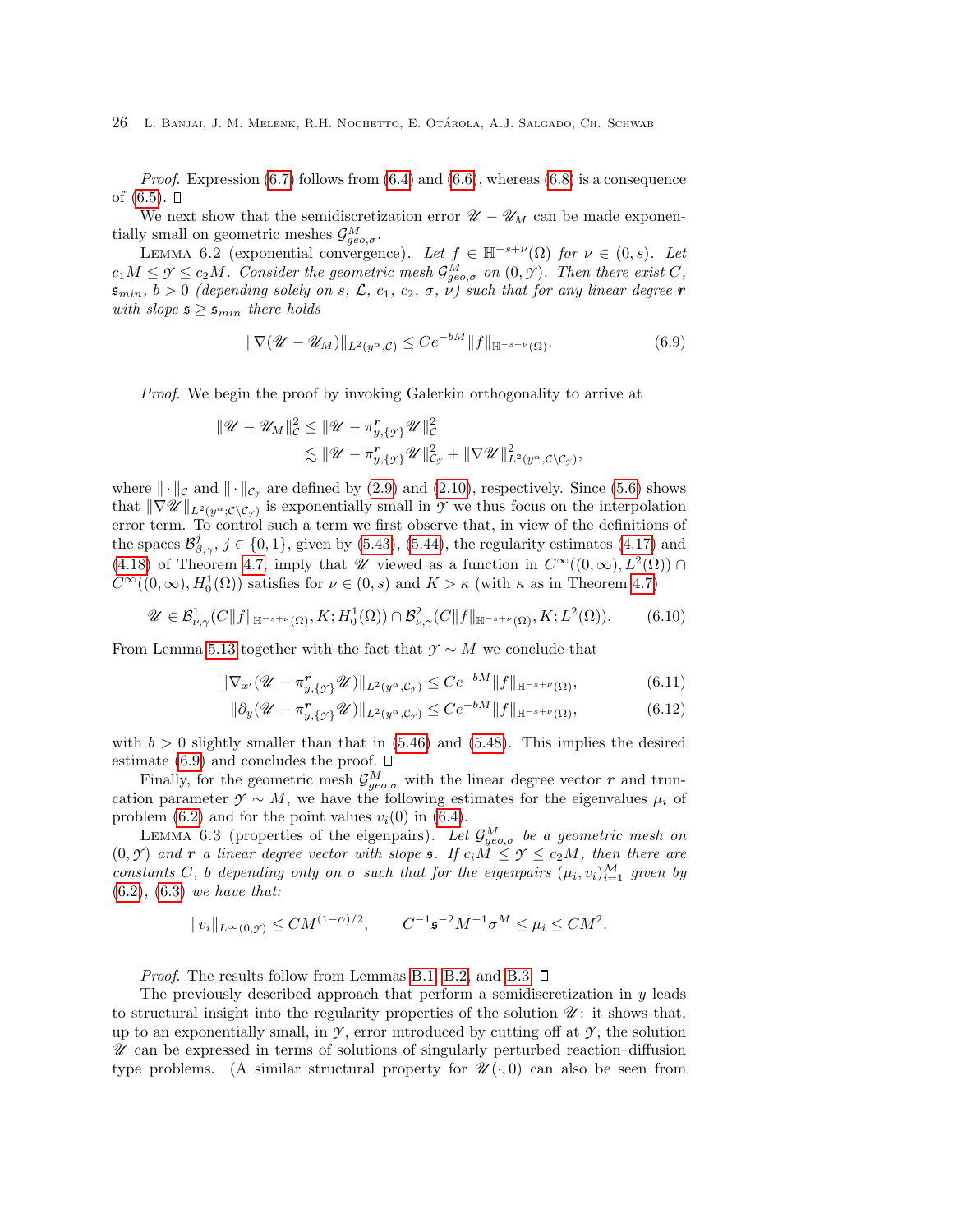*Proof.* Expression (6.7) follows from (6.4) and (6.6), whereas (6.8) is a consequence of (6.5). ☐

We next show that the semidiscretization error $\mathscr{U} - \mathscr{U}_M$ can be made exponentially small on geometric meshes $\mathcal{G}^M_{geo,\sigma}$.

LEMMA 6.2 (exponential convergence). *Let $f \in \mathbb{H}^{-s+\nu}(\Omega)$ for $\nu \in (0,s)$. Let $c_1 M \le \mathcal{Y} \le c_2 M$. Consider the geometric mesh $\mathcal{G}^M_{geo,\sigma}$ on $(0,\mathcal{Y})$. Then there exist $C$, $\mathfrak{s}_{min}$, $b > 0$ (depending solely on $s$, $\mathcal{L}$, $c_1$, $c_2$, $\sigma$, $\nu$) such that for any linear degree $\boldsymbol{r}$ with slope $\mathfrak{s} \ge \mathfrak{s}_{min}$ there holds*

$$
\|\nabla(\mathscr{U} - \mathscr{U}_M)\|_{L^2(y^\alpha,\mathcal{C})} \le C e^{-bM} \|f\|_{\mathbb{H}^{-s+\nu}(\Omega)}. \tag{6.9}
$$

*Proof.* We begin the proof by invoking Galerkin orthogonality to arrive at

$$
\begin{aligned}
\|\mathscr{U} - \mathscr{U}_M\|^2_{\mathcal{C}} &\le \|\mathscr{U} - \pi^{\boldsymbol{r}}_{y,\{\mathcal{Y}\}}\mathscr{U}\|^2_{\mathcal{C}} \\
&\lesssim \|\mathscr{U} - \pi^{\boldsymbol{r}}_{y,\{\mathcal{Y}\}}\mathscr{U}\|^2_{\mathcal{C}_\mathcal{Y}} + \|\nabla \mathscr{U}\|^2_{L^2(y^\alpha,\mathcal{C}\setminus\mathcal{C}_\mathcal{Y})},
\end{aligned}
$$

where $\|\cdot\|_{\mathcal{C}}$ and $\|\cdot\|_{\mathcal{C}_\mathcal{Y}}$ are defined by (2.9) and (2.10), respectively. Since (5.6) shows that $\|\nabla\mathscr{U}\|_{L^2(y^\alpha;\mathcal{C}\setminus\mathcal{C}_\mathcal{Y})}$ is exponentially small in $\mathcal{Y}$ we thus focus on the interpolation error term. To control such a term we first observe that, in view of the definitions of the spaces $\mathcal{B}^j_{\beta,\gamma}$, $j \in \{0,1\}$, given by (5.43), (5.44), the regularity estimates (4.17) and (4.18) of Theorem 4.7, imply that $\mathscr{U}$ viewed as a function in $C^\infty((0,\infty), L^2(\Omega)) \cap C^\infty((0,\infty), H^1_0(\Omega))$ satisfies for $\nu \in (0,s)$ and $K > \kappa$ (with $\kappa$ as in Theorem 4.7)

$$
\mathscr{U} \in \mathcal{B}^1_{\nu,\gamma}(C\|f\|_{\mathbb{H}^{-s+\nu}(\Omega)}, K; H^1_0(\Omega)) \cap \mathcal{B}^2_{\nu,\gamma}(C\|f\|_{\mathbb{H}^{-s+\nu}(\Omega)}, K; L^2(\Omega)). \tag{6.10}
$$

From Lemma 5.13 together with the fact that $\mathcal{Y} \sim M$ we conclude that

$$
\|\nabla_{x'}(\mathscr{U} - \pi^{\boldsymbol{r}}_{y,\{\mathcal{Y}\}}\mathscr{U})\|_{L^2(y^\alpha,\mathcal{C}_\mathcal{Y})} \le C e^{-bM}\|f\|_{\mathbb{H}^{-s+\nu}(\Omega)}, \tag{6.11}
$$

$$
\|\partial_y(\mathscr{U} - \pi^{\boldsymbol{r}}_{y,\{\mathcal{Y}\}}\mathscr{U})\|_{L^2(y^\alpha,\mathcal{C}_\mathcal{Y})} \le C e^{-bM}\|f\|_{\mathbb{H}^{-s+\nu}(\Omega)}, \tag{6.12}
$$

with $b > 0$ slightly smaller than that in (5.46) and (5.48). This implies the desired estimate (6.9) and concludes the proof. ☐

Finally, for the geometric mesh $\mathcal{G}^M_{geo,\sigma}$ with the linear degree vector $\boldsymbol{r}$ and truncation parameter $\mathcal{Y} \sim M$, we have the following estimates for the eigenvalues $\mu_i$ of problem (6.2) and for the point values $v_i(0)$ in (6.4).

LEMMA 6.3 (properties of the eigenpairs). *Let $\mathcal{G}^M_{geo,\sigma}$ be a geometric mesh on $(0,\mathcal{Y})$ and $\boldsymbol{r}$ a linear degree vector with slope $\mathfrak{s}$. If $c_i M \le \mathcal{Y} \le c_2 M$, then there are constants $C$, $b$ depending only on $\sigma$ such that for the eigenpairs $(\mu_i, v_i)_{i=1}^{\mathcal{M}}$ given by (6.2), (6.3) we have that:*

$$
\|v_i\|_{L^\infty(0,\mathcal{Y})} \le C M^{(1-\alpha)/2}, \qquad C^{-1}\mathfrak{s}^{-2}M^{-1}\sigma^M \le \mu_i \le CM^2.
$$

*Proof.* The results follow from Lemmas B.1, B.2, and B.3. ☐

The previously described approach that perform a semidiscretization in $y$ leads to structural insight into the regularity properties of the solution $\mathscr{U}$: it shows that, up to an exponentially small, in $\mathcal{Y}$, error introduced by cutting off at $\mathcal{Y}$, the solution $\mathscr{U}$ can be expressed in terms of solutions of singularly perturbed reaction–diffusion type problems. (A similar structural property for $\mathscr{U}(\cdot, 0)$ can also be seen from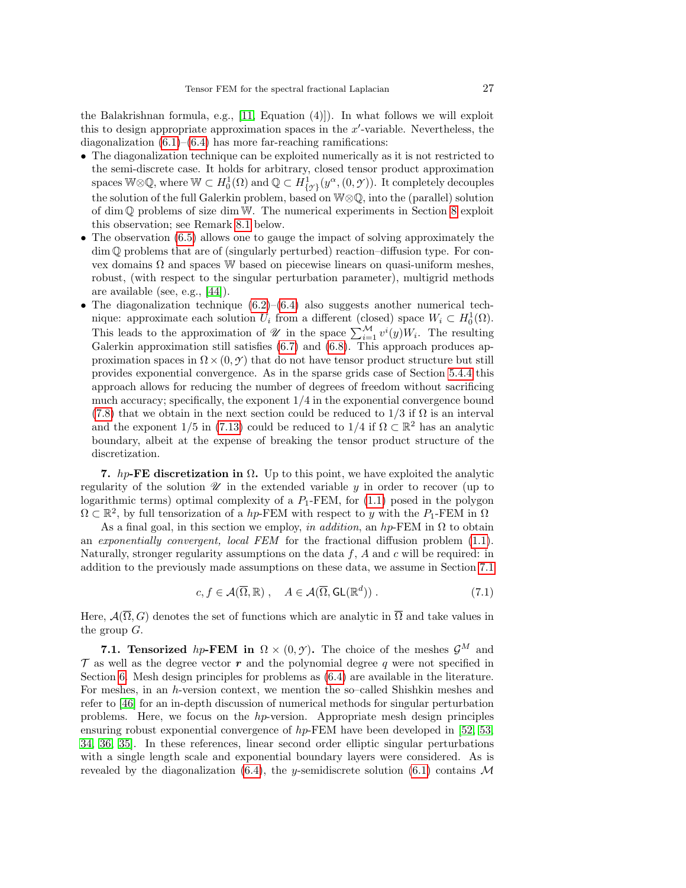the Balakrishnan formula, e.g., [11, Equation (4)]). In what follows we will exploit this to design appropriate approximation spaces in the $x'$-variable. Nevertheless, the diagonalization (6.1)–(6.4) has more far-reaching ramifications:

- The diagonalization technique can be exploited numerically as it is not restricted to the semi-discrete case. It holds for arbitrary, closed tensor product approximation spaces $\mathbb{W}\otimes\mathbb{Q}$, where $\mathbb{W} \subset H^1_0(\Omega)$ and $\mathbb{Q} \subset H^1_{\{\mathcal{Y}\}}(y^\alpha, (0, \mathcal{Y}))$. It completely decouples the solution of the full Galerkin problem, based on $\mathbb{W}\otimes\mathbb{Q}$, into the (parallel) solution of $\dim \mathbb{Q}$ problems of size $\dim \mathbb{W}$. The numerical experiments in Section 8 exploit this observation; see Remark 8.1 below.
- The observation (6.5) allows one to gauge the impact of solving approximately the $\dim \mathbb{Q}$ problems that are of (singularly perturbed) reaction–diffusion type. For convex domains $\Omega$ and spaces $\mathbb{W}$ based on piecewise linears on quasi-uniform meshes, robust, (with respect to the singular perturbation parameter), multigrid methods are available (see, e.g., [44]).
- The diagonalization technique (6.2)–(6.4) also suggests another numerical technique: approximate each solution $U_i$ from a different (closed) space $W_i \subset H^1_0(\Omega)$. This leads to the approximation of $\mathscr{U}$ in the space $\sum_{i=1}^{\mathcal{M}} v^i(y) W_i$. The resulting Galerkin approximation still satisfies (6.7) and (6.8). This approach produces approximation spaces in $\Omega\times(0,\mathcal{Y})$ that do not have tensor product structure but still provides exponential convergence. As in the sparse grids case of Section 5.4.4 this approach allows for reducing the number of degrees of freedom without sacrificing much accuracy; specifically, the exponent $1/4$ in the exponential convergence bound (7.8) that we obtain in the next section could be reduced to $1/3$ if $\Omega$ is an interval and the exponent $1/5$ in (7.13) could be reduced to $1/4$ if $\Omega \subset \mathbb{R}^2$ has an analytic boundary, albeit at the expense of breaking the tensor product structure of the discretization.

## 7. *hp*-FE discretization in $\Omega$.

Up to this point, we have exploited the analytic regularity of the solution $\mathscr{U}$ in the extended variable $y$ in order to recover (up to logarithmic terms) optimal complexity of a $P_1$-FEM, for (1.1) posed in the polygon $\Omega \subset \mathbb{R}^2$, by full tensorization of a *hp*-FEM with respect to $y$ with the $P_1$-FEM in $\Omega$

As a final goal, in this section we employ, *in addition*, an *hp*-FEM in $\Omega$ to obtain an *exponentially convergent, local FEM* for the fractional diffusion problem (1.1). Naturally, stronger regularity assumptions on the data $f$, $A$ and $c$ will be required: in addition to the previously made assumptions on these data, we assume in Section 7.1

$$c, f \in \mathcal{A}(\overline{\Omega}, \mathbb{R}) \ , \quad A \in \mathcal{A}(\overline{\Omega}, \mathsf{GL}(\mathbb{R}^d)) \ . \tag{7.1}$$

Here, $\mathcal{A}(\overline{\Omega}, G)$ denotes the set of functions which are analytic in $\overline{\Omega}$ and take values in the group $G$.

### 7.1. Tensorized *hp*-FEM in $\Omega \times (0, \mathcal{Y})$.

The choice of the meshes $\mathcal{G}^M$ and $\mathcal{T}$ as well as the degree vector $\boldsymbol{r}$ and the polynomial degree $q$ were not specified in Section 6. Mesh design principles for problems as (6.4) are available in the literature. For meshes, in an $h$-version context, we mention the so–called Shishkin meshes and refer to [46] for an in-depth discussion of numerical methods for singular perturbation problems. Here, we focus on the *hp*-version. Appropriate mesh design principles ensuring robust exponential convergence of *hp*-FEM have been developed in [52, 53, 34, 36, 35]. In these references, linear second order elliptic singular perturbations with a single length scale and exponential boundary layers were considered. As is revealed by the diagonalization (6.4), the $y$-semidiscrete solution (6.1) contains $\mathcal{M}$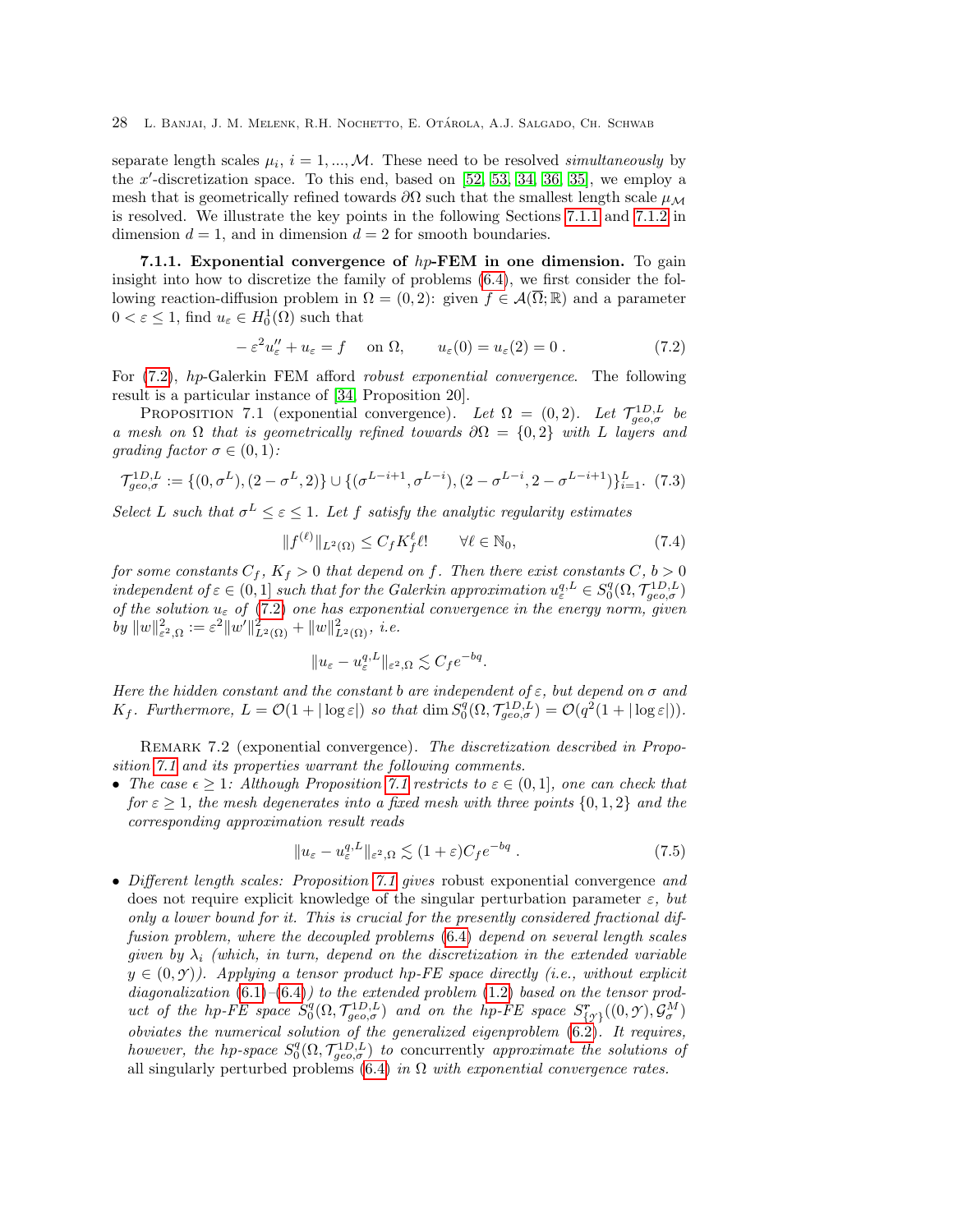separate length scales $\mu_i$, $i = 1, ..., \mathcal{M}$. These need to be resolved *simultaneously* by the $x'$-discretization space. To this end, based on [52, 53, 34, 36, 35], we employ a mesh that is geometrically refined towards $\partial\Omega$ such that the smallest length scale $\mu_{\mathcal{M}}$ is resolved. We illustrate the key points in the following Sections 7.1.1 and 7.1.2 in dimension $d = 1$, and in dimension $d = 2$ for smooth boundaries.

**7.1.1. Exponential convergence of** ***hp*****-FEM in one dimension.** To gain insight into how to discretize the family of problems (6.4), we first consider the following reaction-diffusion problem in $\Omega = (0, 2)$: given $f \in \mathcal{A}(\overline{\Omega}; \mathbb{R})$ and a parameter $0 < \varepsilon \leq 1$, find $u_\varepsilon \in H_0^1(\Omega)$ such that

$$-\varepsilon^2 u_\varepsilon'' + u_\varepsilon = f \quad \text{on } \Omega, \qquad u_\varepsilon(0) = u_\varepsilon(2) = 0\,. \tag{7.2}$$

For (7.2), *hp*-Galerkin FEM afford *robust exponential convergence*. The following result is a particular instance of [34, Proposition 20].

Proposition 7.1 (exponential convergence). *Let $\Omega = (0, 2)$. Let $\mathcal{T}_{geo,\sigma}^{1D,L}$ be a mesh on $\Omega$ that is geometrically refined towards $\partial\Omega = \{0, 2\}$ with $L$ layers and grading factor $\sigma \in (0, 1)$:*

$$\mathcal{T}_{geo,\sigma}^{1D,L} := \{(0, \sigma^L), (2 - \sigma^L, 2)\} \cup \{(\sigma^{L-i+1}, \sigma^{L-i}), (2 - \sigma^{L-i}, 2 - \sigma^{L-i+1})\}_{i=1}^{L}. \tag{7.3}$$

*Select $L$ such that $\sigma^L \leq \varepsilon \leq 1$. Let $f$ satisfy the analytic regularity estimates*

$$\|f^{(\ell)}\|_{L^2(\Omega)} \leq C_f K_f^\ell \ell! \qquad \forall \ell \in \mathbb{N}_0, \tag{7.4}$$

*for some constants $C_f$, $K_f > 0$ that depend on $f$. Then there exist constants $C$, $b > 0$ independent of $\varepsilon \in (0, 1]$ such that for the Galerkin approximation $u_\varepsilon^{q,L} \in S_0^q(\Omega, \mathcal{T}_{geo,\sigma}^{1D,L})$ of the solution $u_\varepsilon$ of (7.2) one has exponential convergence in the energy norm, given by $\|w\|_{\varepsilon^2,\Omega}^2 := \varepsilon^2\|w'\|_{L^2(\Omega)}^2 + \|w\|_{L^2(\Omega)}^2$, i.e.*

$$\|u_\varepsilon - u_\varepsilon^{q,L}\|_{\varepsilon^2,\Omega} \lesssim C_f e^{-bq}.$$

*Here the hidden constant and the constant b are independent of $\varepsilon$, but depend on $\sigma$ and $K_f$. Furthermore, $L = \mathcal{O}(1 + |\log \varepsilon|)$ so that $\dim S_0^q(\Omega, \mathcal{T}_{geo,\sigma}^{1D,L}) = \mathcal{O}(q^2(1 + |\log \varepsilon|))$.*

Remark 7.2 (exponential convergence). *The discretization described in Proposition 7.1 and its properties warrant the following comments.*

- *The case $\epsilon \geq 1$: Although Proposition 7.1 restricts to $\varepsilon \in (0, 1]$, one can check that for $\varepsilon \geq 1$, the mesh degenerates into a fixed mesh with three points $\{0, 1, 2\}$ and the corresponding approximation result reads*

$$\|u_\varepsilon - u_\varepsilon^{q,L}\|_{\varepsilon^2,\Omega} \lesssim (1 + \varepsilon) C_f e^{-bq}\,. \tag{7.5}$$

- *Different length scales: Proposition 7.1 gives* robust exponential convergence *and* does not require explicit knowledge of the singular perturbation parameter $\varepsilon$, *but only a lower bound for it. This is crucial for the presently considered fractional diffusion problem, where the decoupled problems (6.4) depend on several length scales given by $\lambda_i$ (which, in turn, depend on the discretization in the extended variable $y \in (0, \mathcal{Y})$). Applying a tensor product hp-FE space directly (i.e., without explicit diagonalization (6.1)–(6.4)) to the extended problem (1.2) based on the tensor product of the hp-FE space $S_0^q(\Omega, \mathcal{T}_{geo,\sigma}^{1D,L})$ and on the hp-FE space $S_{\{\mathcal{Y}\}}^{\mathbf{r}}((0, \mathcal{Y}), \mathcal{G}_\sigma^M)$ obviates the numerical solution of the generalized eigenproblem (6.2). It requires, however, the hp-space $S_0^q(\Omega, \mathcal{T}_{geo,\sigma}^{1D,L})$ to* concurrently *approximate the solutions of* all singularly perturbed problems (6.4) *in $\Omega$ with exponential convergence rates.*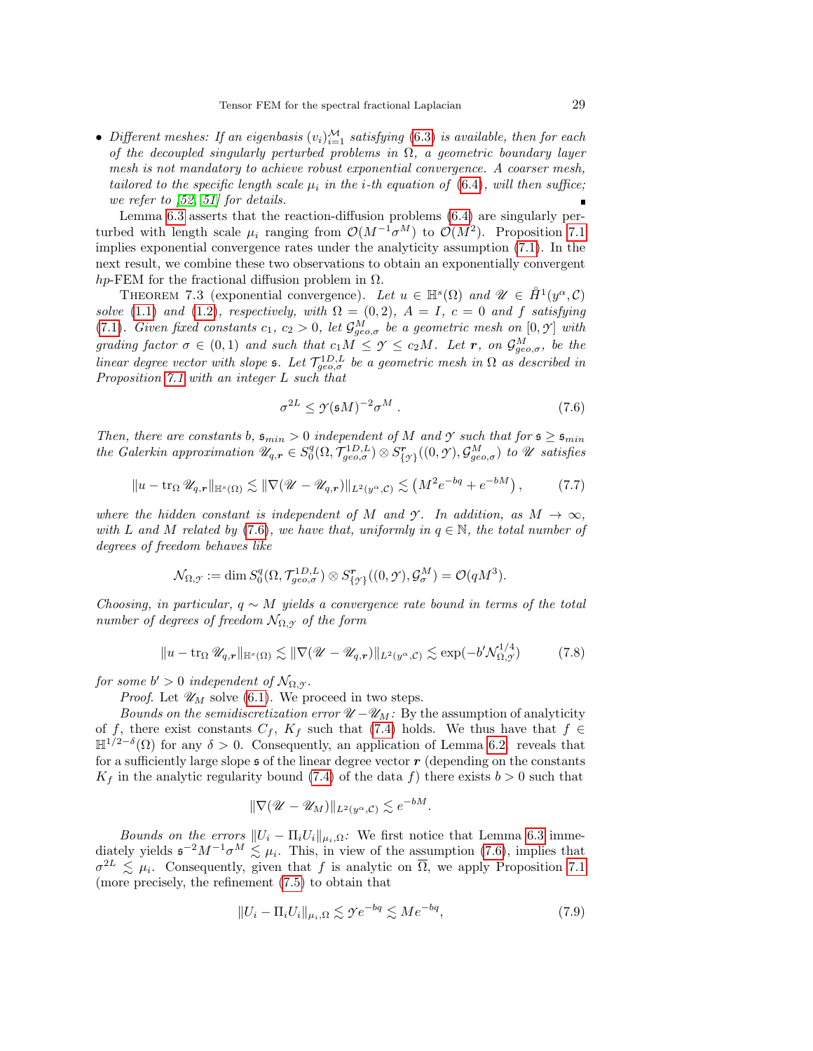- *Different meshes: If an eigenbasis $(v_i)_{i=1}^{\mathcal{M}}$ satisfying (6.3) is available, then for each of the decoupled singularly perturbed problems in $\Omega$, a geometric boundary layer mesh is not mandatory to achieve robust exponential convergence. A coarser mesh, tailored to the specific length scale $\mu_i$ in the $i$-th equation of (6.4), will then suffice; we refer to [52, 51] for details.* ∎

Lemma 6.3 asserts that the reaction-diffusion problems (6.4) are singularly perturbed with length scale $\mu_i$ ranging from $\mathcal{O}(M^{-1}\sigma^M)$ to $\mathcal{O}(M^2)$. Proposition 7.1 implies exponential convergence rates under the analyticity assumption (7.1). In the next result, we combine these two observations to obtain an exponentially convergent $hp$-FEM for the fractional diffusion problem in $\Omega$.

Theorem 7.3 (exponential convergence). *Let $u \in \mathbb{H}^s(\Omega)$ and $\mathscr{U} \in \mathring{H}^1(y^\alpha, \mathcal{C})$ solve (1.1) and (1.2), respectively, with $\Omega = (0,2)$, $A = I$, $c = 0$ and $f$ satisfying (7.1). Given fixed constants $c_1$, $c_2 > 0$, let $\mathcal{G}^M_{geo,\sigma}$ be a geometric mesh on $[0, \mathcal{Y}]$ with grading factor $\sigma \in (0,1)$ and such that $c_1 M \le \mathcal{Y} \le c_2 M$. Let $\boldsymbol{r}$, on $\mathcal{G}^M_{geo,\sigma}$, be the linear degree vector with slope $\mathfrak{s}$. Let $\mathcal{T}^{1D,L}_{geo,\sigma}$ be a geometric mesh in $\Omega$ as described in Proposition 7.1 with an integer $L$ such that*

$$\sigma^{2L} \le \mathcal{Y}(\mathfrak{s}M)^{-2}\sigma^M . \tag{7.6}$$

*Then, there are constants $b$, $\mathfrak{s}_{min} > 0$ independent of $M$ and $\mathcal{Y}$ such that for $\mathfrak{s} \ge \mathfrak{s}_{min}$ the Galerkin approximation $\mathscr{U}_{q,\boldsymbol{r}} \in S^q_0(\Omega, \mathcal{T}^{1D,L}_{geo,\sigma}) \otimes S^{\boldsymbol{r}}_{\{\mathcal{Y}\}}((0,\mathcal{Y}), \mathcal{G}^M_{geo,\sigma})$ to $\mathscr{U}$ satisfies*

$$\|u - \operatorname{tr}_\Omega \mathscr{U}_{q,\boldsymbol{r}}\|_{\mathbb{H}^s(\Omega)} \lesssim \|\nabla(\mathscr{U} - \mathscr{U}_{q,\boldsymbol{r}})\|_{L^2(y^\alpha,\mathcal{C})} \lesssim \left(M^2 e^{-bq} + e^{-bM}\right), \tag{7.7}$$

*where the hidden constant is independent of $M$ and $\mathcal{Y}$. In addition, as $M \to \infty$, with $L$ and $M$ related by (7.6), we have that, uniformly in $q \in \mathbb{N}$, the total number of degrees of freedom behaves like*

$$\mathcal{N}_{\Omega,\mathcal{Y}} := \dim S^q_0(\Omega, \mathcal{T}^{1D,L}_{geo,\sigma}) \otimes S^{\boldsymbol{r}}_{\{\mathcal{Y}\}}((0,\mathcal{Y}), \mathcal{G}^M_{\sigma}) = \mathcal{O}(qM^3).$$

*Choosing, in particular, $q \sim M$ yields a convergence rate bound in terms of the total number of degrees of freedom $\mathcal{N}_{\Omega,\mathcal{Y}}$ of the form*

$$\|u - \operatorname{tr}_\Omega \mathscr{U}_{q,\boldsymbol{r}}\|_{\mathbb{H}^s(\Omega)} \lesssim \|\nabla(\mathscr{U} - \mathscr{U}_{q,\boldsymbol{r}})\|_{L^2(y^\alpha,\mathcal{C})} \lesssim \exp(-b'\mathcal{N}^{1/4}_{\Omega,\mathcal{Y}}) \tag{7.8}$$

*for some $b' > 0$ independent of $\mathcal{N}_{\Omega,\mathcal{Y}}$.*

*Proof.* Let $\mathscr{U}_M$ solve (6.1). We proceed in two steps.

*Bounds on the semidiscretization error $\mathscr{U} - \mathscr{U}_M$:* By the assumption of analyticity of $f$, there exist constants $C_f$, $K_f$ such that (7.4) holds. We thus have that $f \in \mathbb{H}^{1/2-\delta}(\Omega)$ for any $\delta > 0$. Consequently, an application of Lemma 6.2 reveals that for a sufficiently large slope $\mathfrak{s}$ of the linear degree vector $\boldsymbol{r}$ (depending on the constants $K_f$ in the analytic regularity bound (7.4) of the data $f$) there exists $b > 0$ such that

$$\|\nabla(\mathscr{U} - \mathscr{U}_M)\|_{L^2(y^\alpha,\mathcal{C})} \lesssim e^{-bM}.$$

*Bounds on the errors $\|U_i - \Pi_i U_i\|_{\mu_i,\Omega}$:* We first notice that Lemma 6.3 immediately yields $\mathfrak{s}^{-2}M^{-1}\sigma^M \lesssim \mu_i$. This, in view of the assumption (7.6), implies that $\sigma^{2L} \lesssim \mu_i$. Consequently, given that $f$ is analytic on $\overline{\Omega}$, we apply Proposition 7.1 (more precisely, the refinement (7.5)) to obtain that

$$\|U_i - \Pi_i U_i\|_{\mu_i,\Omega} \lesssim \mathcal{Y} e^{-bq} \lesssim M e^{-bq}, \tag{7.9}$$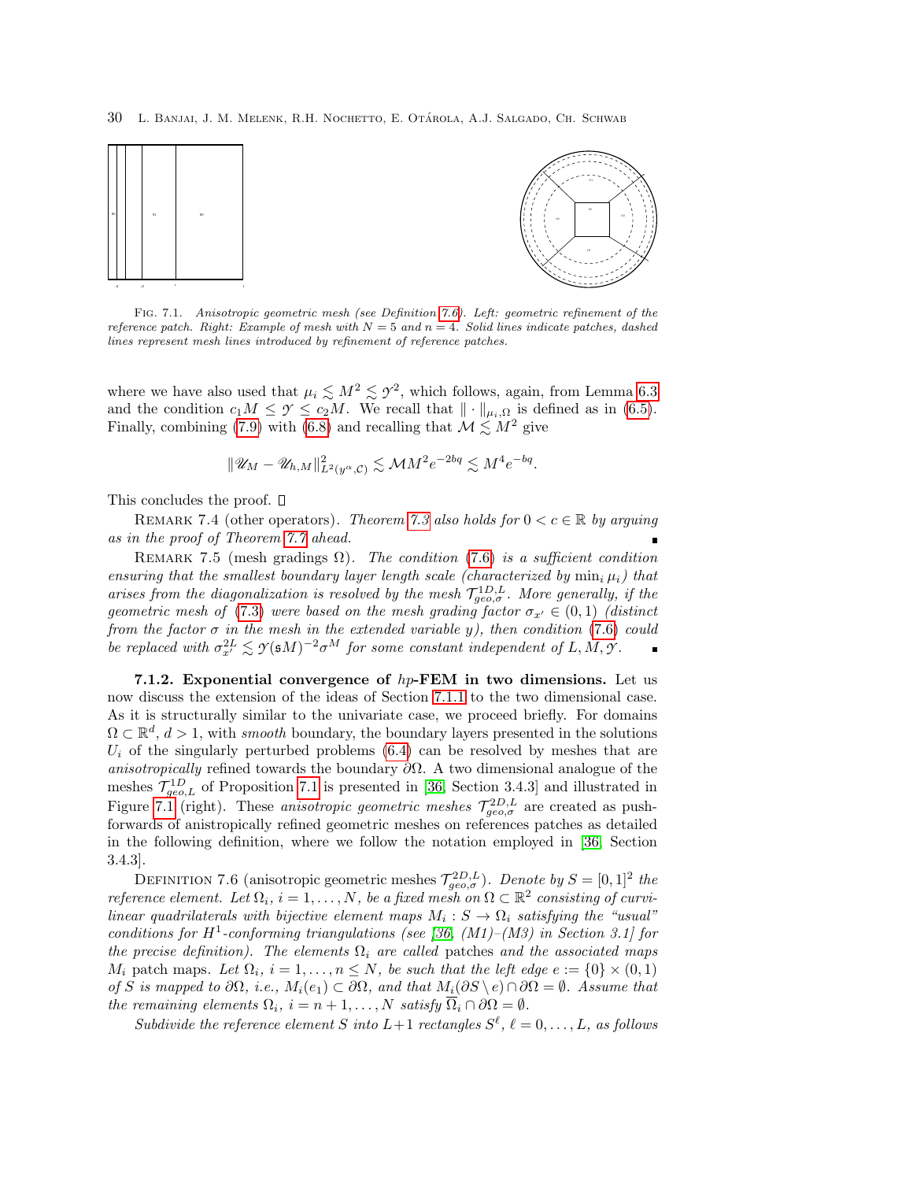Fig. 7.1. *Anisotropic geometric mesh (see Definition 7.6). Left: geometric refinement of the reference patch. Right: Example of mesh with $N = 5$ and $n = 4$. Solid lines indicate patches, dashed lines represent mesh lines introduced by refinement of reference patches.*

where we have also used that $\mu_i \lesssim M^2 \lesssim \mathscr{Y}^2$, which follows, again, from Lemma 6.3 and the condition $c_1 M \leq \mathscr{Y} \leq c_2 M$. We recall that $\| \cdot \|_{\mu_i,\Omega}$ is defined as in (6.5). Finally, combining (7.9) with (6.8) and recalling that $\mathcal{M} \lesssim M^2$ give

$$\|\mathscr{U}_M - \mathscr{U}_{h,M}\|^2_{L^2(y^\alpha,\mathcal{C})} \lesssim \mathcal{M} M^2 e^{-2bq} \lesssim M^4 e^{-bq}.$$

This concludes the proof. □

Remark 7.4 (other operators). *Theorem 7.3 also holds for $0 < c \in \mathbb{R}$ by arguing as in the proof of Theorem 7.7 ahead.* ∎

Remark 7.5 (mesh gradings $\Omega$). *The condition (7.6) is a sufficient condition ensuring that the smallest boundary layer length scale (characterized by $\min_i \mu_i$) that arises from the diagonalization is resolved by the mesh $\mathcal{T}^{1D,L}_{geo,\sigma}$. More generally, if the geometric mesh of (7.3) were based on the mesh grading factor $\sigma_{x'} \in (0,1)$ (distinct from the factor $\sigma$ in the mesh in the extended variable $y$), then condition (7.6) could be replaced with $\sigma^{2L}_{x'} \lesssim \mathscr{Y}(\mathfrak{s}M)^{-2}\sigma^M$ for some constant independent of $L, M, \mathscr{Y}$.* ∎

**7.1.2. Exponential convergence of $hp$-FEM in two dimensions.** Let us now discuss the extension of the ideas of Section 7.1.1 to the two dimensional case. As it is structurally similar to the univariate case, we proceed briefly. For domains $\Omega \subset \mathbb{R}^d$, $d > 1$, with *smooth* boundary, the boundary layers presented in the solutions $U_i$ of the singularly perturbed problems (6.4) can be resolved by meshes that are *anisotropically* refined towards the boundary $\partial\Omega$. A two dimensional analogue of the meshes $\mathcal{T}^{1D}_{geo,L}$ of Proposition 7.1 is presented in [36, Section 3.4.3] and illustrated in Figure 7.1 (right). These *anisotropic geometric meshes* $\mathcal{T}^{2D,L}_{geo,\sigma}$ are created as push-forwards of anistropically refined geometric meshes on references patches as detailed in the following definition, where we follow the notation employed in [36, Section 3.4.3].

Definition 7.6 (anisotropic geometric meshes $\mathcal{T}^{2D,L}_{geo,\sigma}$). *Denote by $S = [0,1]^2$ the reference element. Let $\Omega_i$, $i = 1,\ldots,N$, be a fixed mesh on $\Omega \subset \mathbb{R}^2$ consisting of curvilinear quadrilaterals with bijective element maps $M_i : S \to \Omega_i$ satisfying the "usual" conditions for $H^1$-conforming triangulations (see [36, (M1)–(M3) in Section 3.1] for the precise definition). The elements $\Omega_i$ are called* patches *and the associated maps $M_i$ patch maps. Let $\Omega_i$, $i = 1,\ldots,n \leq N$, be such that the left edge $e := \{0\} \times (0,1)$ of $S$ is mapped to $\partial\Omega$, i.e., $M_i(e_1) \subset \partial\Omega$, and that $M_i(\partial S \setminus e) \cap \partial\Omega = \emptyset$. Assume that the remaining elements $\Omega_i$, $i = n+1,\ldots,N$ satisfy $\overline{\Omega}_i \cap \partial\Omega = \emptyset$.*

*Subdivide the reference element $S$ into $L+1$ rectangles $S^\ell$, $\ell = 0,\ldots,L$, as follows*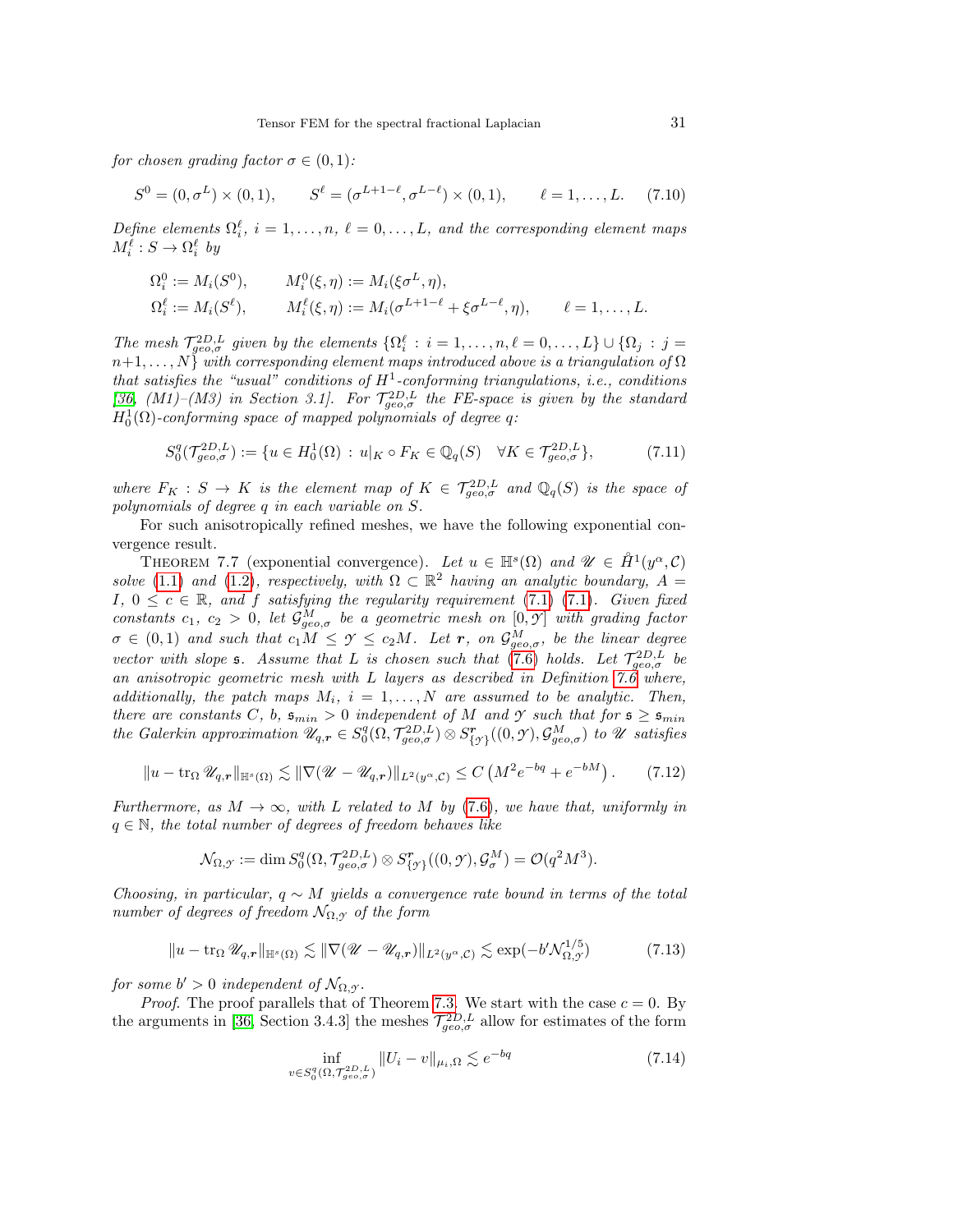*for chosen grading factor $\sigma \in (0,1)$:*

$$S^0 = (0, \sigma^L) \times (0,1), \qquad S^\ell = (\sigma^{L+1-\ell}, \sigma^{L-\ell}) \times (0,1), \qquad \ell = 1, \ldots, L. \tag{7.10}$$

*Define elements $\Omega_i^\ell$, $i = 1, \ldots, n$, $\ell = 0, \ldots, L$, and the corresponding element maps $M_i^\ell : S \to \Omega_i^\ell$ by*

$$\begin{aligned}
\Omega_i^0 &:= M_i(S^0), \qquad M_i^0(\xi, \eta) := M_i(\xi\sigma^L, \eta),\\
\Omega_i^\ell &:= M_i(S^\ell), \qquad M_i^\ell(\xi, \eta) := M_i(\sigma^{L+1-\ell} + \xi\sigma^{L-\ell}, \eta), \qquad \ell = 1, \ldots, L.
\end{aligned}$$

*The mesh $\mathcal{T}^{2D,L}_{geo,\sigma}$ given by the elements $\{\Omega_i^\ell : i = 1, \ldots, n, \ell = 0, \ldots, L\} \cup \{\Omega_j : j = n+1, \ldots, N\}$ with corresponding element maps introduced above is a triangulation of $\Omega$ that satisfies the "usual" conditions of $H^1$-conforming triangulations, i.e., conditions [36, (M1)–(M3) in Section 3.1]. For $\mathcal{T}^{2D,L}_{geo,\sigma}$ the FE-space is given by the standard $H^1_0(\Omega)$-conforming space of mapped polynomials of degree $q$:*

$$S_0^q(\mathcal{T}^{2D,L}_{geo,\sigma}) := \{u \in H^1_0(\Omega) \,:\, u|_K \circ F_K \in \mathbb{Q}_q(S) \quad \forall K \in \mathcal{T}^{2D,L}_{geo,\sigma}\}, \tag{7.11}$$

*where $F_K : S \to K$ is the element map of $K \in \mathcal{T}^{2D,L}_{geo,\sigma}$ and $\mathbb{Q}_q(S)$ is the space of polynomials of degree $q$ in each variable on $S$.*

For such anisotropically refined meshes, we have the following exponential convergence result.

Theorem 7.7 (exponential convergence). *Let $u \in \mathbb{H}^s(\Omega)$ and $\mathscr{U} \in \mathring{H}^1(y^\alpha, \mathcal{C})$ solve (1.1) and (1.2), respectively, with $\Omega \subset \mathbb{R}^2$ having an analytic boundary, $A = I$, $0 \le c \in \mathbb{R}$, and $f$ satisfying the regularity requirement (7.1) (7.1). Given fixed constants $c_1$, $c_2 > 0$, let $\mathcal{G}^M_{geo,\sigma}$ be a geometric mesh on $[0, \mathcal{Y}]$ with grading factor $\sigma \in (0,1)$ and such that $c_1 M \le \mathcal{Y} \le c_2 M$. Let $\boldsymbol{r}$, on $\mathcal{G}^M_{geo,\sigma}$, be the linear degree vector with slope $\mathfrak{s}$. Assume that $L$ is chosen such that (7.6) holds. Let $\mathcal{T}^{2D,L}_{geo,\sigma}$ be an anisotropic geometric mesh with $L$ layers as described in Definition 7.6 where, additionally, the patch maps $M_i$, $i = 1, \ldots, N$ are assumed to be analytic. Then, there are constants $C$, $b$, $\mathfrak{s}_{min} > 0$ independent of $M$ and $\mathcal{Y}$ such that for $\mathfrak{s} \ge \mathfrak{s}_{min}$ the Galerkin approximation $\mathscr{U}_{q,\boldsymbol{r}} \in S_0^q(\Omega, \mathcal{T}^{2D,L}_{geo,\sigma}) \otimes S^{\boldsymbol{r}}_{\{\mathcal{Y}\}}((0,\mathcal{Y}), \mathcal{G}^M_{geo,\sigma})$ to $\mathscr{U}$ satisfies*

$$\|u - \operatorname{tr}_\Omega \mathscr{U}_{q,\boldsymbol{r}}\|_{\mathbb{H}^s(\Omega)} \lesssim \|\nabla(\mathscr{U} - \mathscr{U}_{q,\boldsymbol{r}})\|_{L^2(y^\alpha, \mathcal{C})} \le C \left(M^2 e^{-bq} + e^{-bM}\right). \tag{7.12}$$

*Furthermore, as $M \to \infty$, with $L$ related to $M$ by (7.6), we have that, uniformly in $q \in \mathbb{N}$, the total number of degrees of freedom behaves like*

$$\mathcal{N}_{\Omega,\mathcal{Y}} := \dim S_0^q(\Omega, \mathcal{T}^{2D,L}_{geo,\sigma}) \otimes S^{\boldsymbol{r}}_{\{\mathcal{Y}\}}((0,\mathcal{Y}), \mathcal{G}^M_{\sigma}) = \mathcal{O}(q^2 M^3).$$

*Choosing, in particular, $q \sim M$ yields a convergence rate bound in terms of the total number of degrees of freedom $\mathcal{N}_{\Omega,\mathcal{Y}}$ of the form*

$$\|u - \operatorname{tr}_\Omega \mathscr{U}_{q,\boldsymbol{r}}\|_{\mathbb{H}^s(\Omega)} \lesssim \|\nabla(\mathscr{U} - \mathscr{U}_{q,\boldsymbol{r}})\|_{L^2(y^\alpha, \mathcal{C})} \lesssim \exp(-b' \mathcal{N}_{\Omega,\mathcal{Y}}^{1/5}) \tag{7.13}$$

*for some $b' > 0$ independent of $\mathcal{N}_{\Omega,\mathcal{Y}}$.*

*Proof.* The proof parallels that of Theorem 7.3. We start with the case $c = 0$. By the arguments in [36, Section 3.4.3] the meshes $\mathcal{T}^{2D,L}_{geo,\sigma}$ allow for estimates of the form

$$\inf_{v \in S_0^q(\Omega, \mathcal{T}^{2D,L}_{geo,\sigma})} \|U_i - v\|_{\mu_i, \Omega} \lesssim e^{-bq} \tag{7.14}$$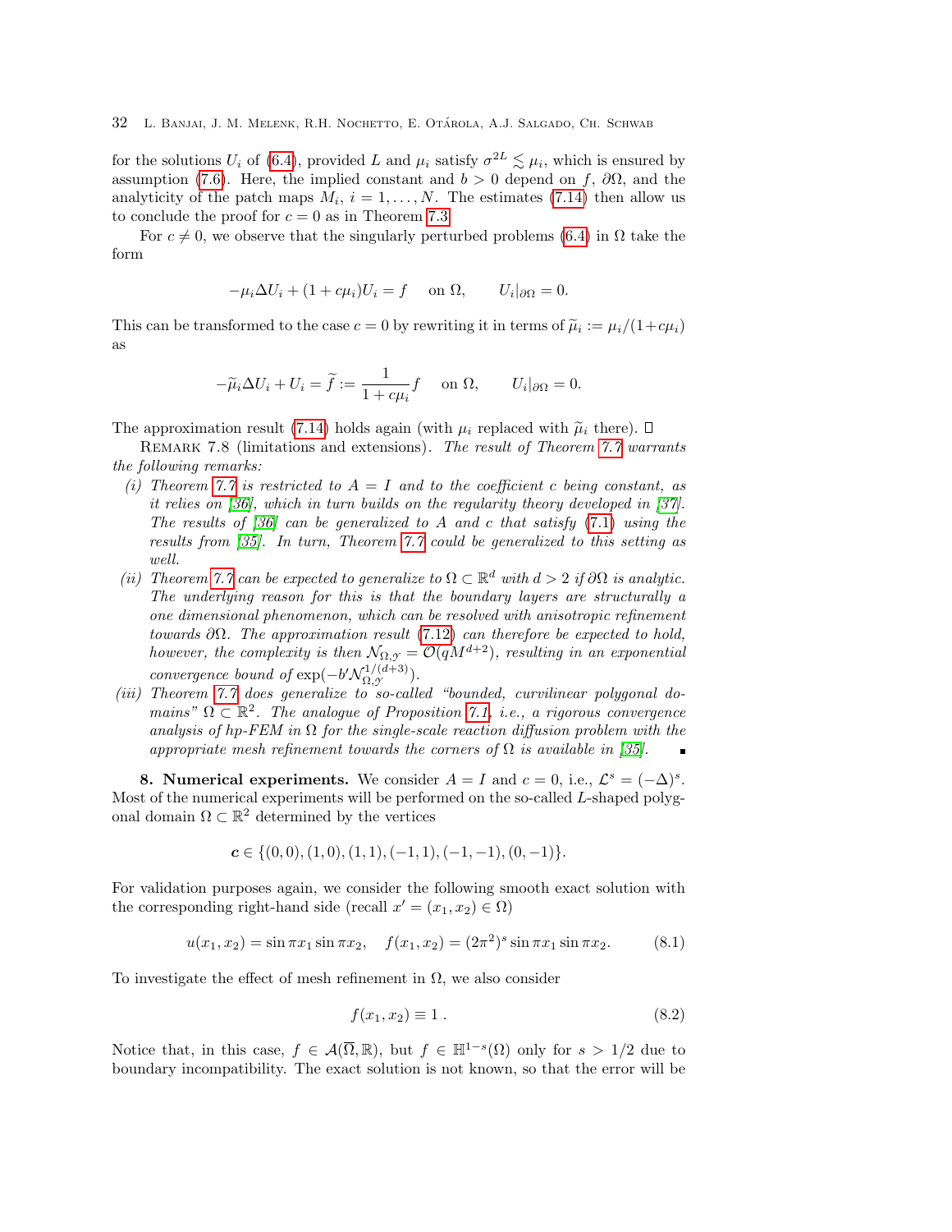for the solutions $U_i$ of (6.4), provided $L$ and $\mu_i$ satisfy $\sigma^{2L} \lesssim \mu_i$, which is ensured by assumption (7.6). Here, the implied constant and $b > 0$ depend on $f$, $\partial\Omega$, and the analyticity of the patch maps $M_i$, $i = 1, \ldots, N$. The estimates (7.14) then allow us to conclude the proof for $c = 0$ as in Theorem 7.3.

For $c \neq 0$, we observe that the singularly perturbed problems (6.4) in $\Omega$ take the form

$$-\mu_i \Delta U_i + (1 + c\mu_i) U_i = f \quad \text{on } \Omega, \qquad U_i|_{\partial\Omega} = 0.$$

This can be transformed to the case $c = 0$ by rewriting it in terms of $\widetilde{\mu}_i := \mu_i/(1+c\mu_i)$ as

$$-\widetilde{\mu}_i \Delta U_i + U_i = \widetilde{f} := \frac{1}{1 + c\mu_i} f \quad \text{on } \Omega, \qquad U_i|_{\partial\Omega} = 0.$$

The approximation result (7.14) holds again (with $\mu_i$ replaced with $\widetilde{\mu}_i$ there). □

Remark 7.8 (limitations and extensions). *The result of Theorem 7.7 warrants the following remarks:*

*(i) Theorem 7.7 is restricted to $A = I$ and to the coefficient $c$ being constant, as it relies on [36], which in turn builds on the regularity theory developed in [37]. The results of [36] can be generalized to $A$ and $c$ that satisfy (7.1) using the results from [35]. In turn, Theorem 7.7 could be generalized to this setting as well.*

*(ii) Theorem 7.7 can be expected to generalize to $\Omega \subset \mathbb{R}^d$ with $d > 2$ if $\partial\Omega$ is analytic. The underlying reason for this is that the boundary layers are structurally a one dimensional phenomenon, which can be resolved with anisotropic refinement towards $\partial\Omega$. The approximation result (7.12) can therefore be expected to hold, however, the complexity is then $\mathcal{N}_{\Omega,\mathcal{Y}} = \mathcal{O}(qM^{d+2})$, resulting in an exponential convergence bound of $\exp(-b'\mathcal{N}_{\Omega,\mathcal{Y}}^{1/(d+3)})$.*

*(iii) Theorem 7.7 does generalize to so-called "bounded, curvilinear polygonal domains" $\Omega \subset \mathbb{R}^2$. The analogue of Proposition 7.1, i.e., a rigorous convergence analysis of hp-FEM in $\Omega$ for the single-scale reaction diffusion problem with the appropriate mesh refinement towards the corners of $\Omega$ is available in [35].* ■

**8. Numerical experiments.** We consider $A = I$ and $c = 0$, i.e., $\mathcal{L}^s = (-\Delta)^s$. Most of the numerical experiments will be performed on the so-called $L$-shaped polygonal domain $\Omega \subset \mathbb{R}^2$ determined by the vertices

$$\boldsymbol{c} \in \{(0,0), (1,0), (1,1), (-1,1), (-1,-1), (0,-1)\}.$$

For validation purposes again, we consider the following smooth exact solution with the corresponding right-hand side (recall $x' = (x_1, x_2) \in \Omega$)

$$u(x_1, x_2) = \sin \pi x_1 \sin \pi x_2, \quad f(x_1, x_2) = (2\pi^2)^s \sin \pi x_1 \sin \pi x_2. \tag{8.1}$$

To investigate the effect of mesh refinement in $\Omega$, we also consider

$$f(x_1, x_2) \equiv 1 \,. \tag{8.2}$$

Notice that, in this case, $f \in \mathcal{A}(\overline{\Omega}, \mathbb{R})$, but $f \in \mathbb{H}^{1-s}(\Omega)$ only for $s > 1/2$ due to boundary incompatibility. The exact solution is not known, so that the error will be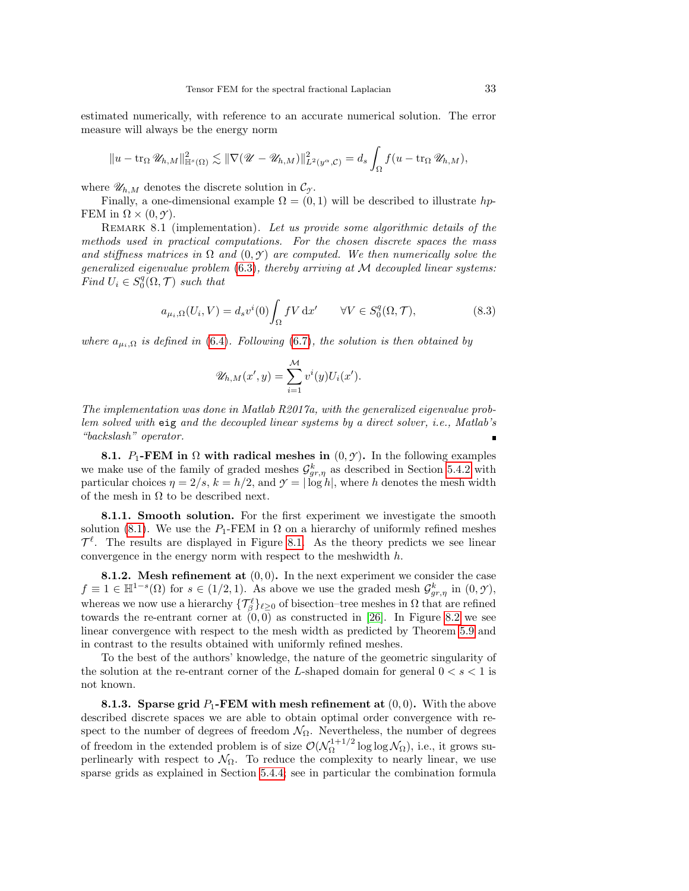estimated numerically, with reference to an accurate numerical solution. The error measure will always be the energy norm

$$\|u - \mathrm{tr}_\Omega \mathscr{U}_{h,M}\|^2_{\mathbb{H}^s(\Omega)} \lesssim \|\nabla(\mathscr{U} - \mathscr{U}_{h,M})\|^2_{L^2(y^\alpha,\mathcal{C})} = d_s \int_\Omega f(u - \mathrm{tr}_\Omega \mathscr{U}_{h,M}),$$

where $\mathscr{U}_{h,M}$ denotes the discrete solution in $\mathcal{C}_\mathcal{Y}$.

Finally, a one-dimensional example $\Omega = (0,1)$ will be described to illustrate $hp$-FEM in $\Omega \times (0,\mathcal{Y})$.

Remark 8.1 (implementation). *Let us provide some algorithmic details of the methods used in practical computations. For the chosen discrete spaces the mass and stiffness matrices in $\Omega$ and $(0,\mathcal{Y})$ are computed. We then numerically solve the generalized eigenvalue problem (6.3), thereby arriving at $\mathcal{M}$ decoupled linear systems: Find $U_i \in S^q_0(\Omega,\mathcal{T})$ such that*

$$a_{\mu_i,\Omega}(U_i, V) = d_s v^i(0) \int_\Omega f V \,\mathrm{d}x' \qquad \forall V \in S^q_0(\Omega,\mathcal{T}), \tag{8.3}$$

*where $a_{\mu_i,\Omega}$ is defined in (6.4). Following (6.7), the solution is then obtained by*

$$\mathscr{U}_{h,M}(x',y) = \sum_{i=1}^{\mathcal{M}} v^i(y) U_i(x').$$

*The implementation was done in Matlab R2017a, with the generalized eigenvalue problem solved with `eig` and the decoupled linear systems by a direct solver, i.e., Matlab's "backslash" operator.* ∎

**8.1. $P_1$-FEM in $\Omega$ with radical meshes in $(0,\mathcal{Y})$.** In the following examples we make use of the family of graded meshes $\mathcal{G}^k_{gr,\eta}$ as described in Section 5.4.2 with particular choices $\eta = 2/s$, $k = h/2$, and $\mathcal{Y} = |\log h|$, where $h$ denotes the mesh width of the mesh in $\Omega$ to be described next.

**8.1.1. Smooth solution.** For the first experiment we investigate the smooth solution (8.1). We use the $P_1$-FEM in $\Omega$ on a hierarchy of uniformly refined meshes $\mathcal{T}^\ell$. The results are displayed in Figure 8.1. As the theory predicts we see linear convergence in the energy norm with respect to the meshwidth $h$.

**8.1.2. Mesh refinement at $(0,0)$.** In the next experiment we consider the case $f \equiv 1 \in \mathbb{H}^{1-s}(\Omega)$ for $s \in (1/2, 1)$. As above we use the graded mesh $\mathcal{G}^k_{gr,\eta}$ in $(0,\mathcal{Y})$, whereas we now use a hierarchy $\{\mathcal{T}^\ell_\beta\}_{\ell\geq 0}$ of bisection–tree meshes in $\Omega$ that are refined towards the re-entrant corner at $(0,0)$ as constructed in [26]. In Figure 8.2 we see linear convergence with respect to the mesh width as predicted by Theorem 5.9 and in contrast to the results obtained with uniformly refined meshes.

To the best of the authors' knowledge, the nature of the geometric singularity of the solution at the re-entrant corner of the $L$-shaped domain for general $0 < s < 1$ is not known.

**8.1.3. Sparse grid $P_1$-FEM with mesh refinement at $(0,0)$.** With the above described discrete spaces we are able to obtain optimal order convergence with respect to the number of degrees of freedom $\mathcal{N}_\Omega$. Nevertheless, the number of degrees of freedom in the extended problem is of size $\mathcal{O}(\mathcal{N}_\Omega^{1+1/2} \log\log \mathcal{N}_\Omega)$, i.e., it grows superlinearly with respect to $\mathcal{N}_\Omega$. To reduce the complexity to nearly linear, we use sparse grids as explained in Section 5.4.4; see in particular the combination formula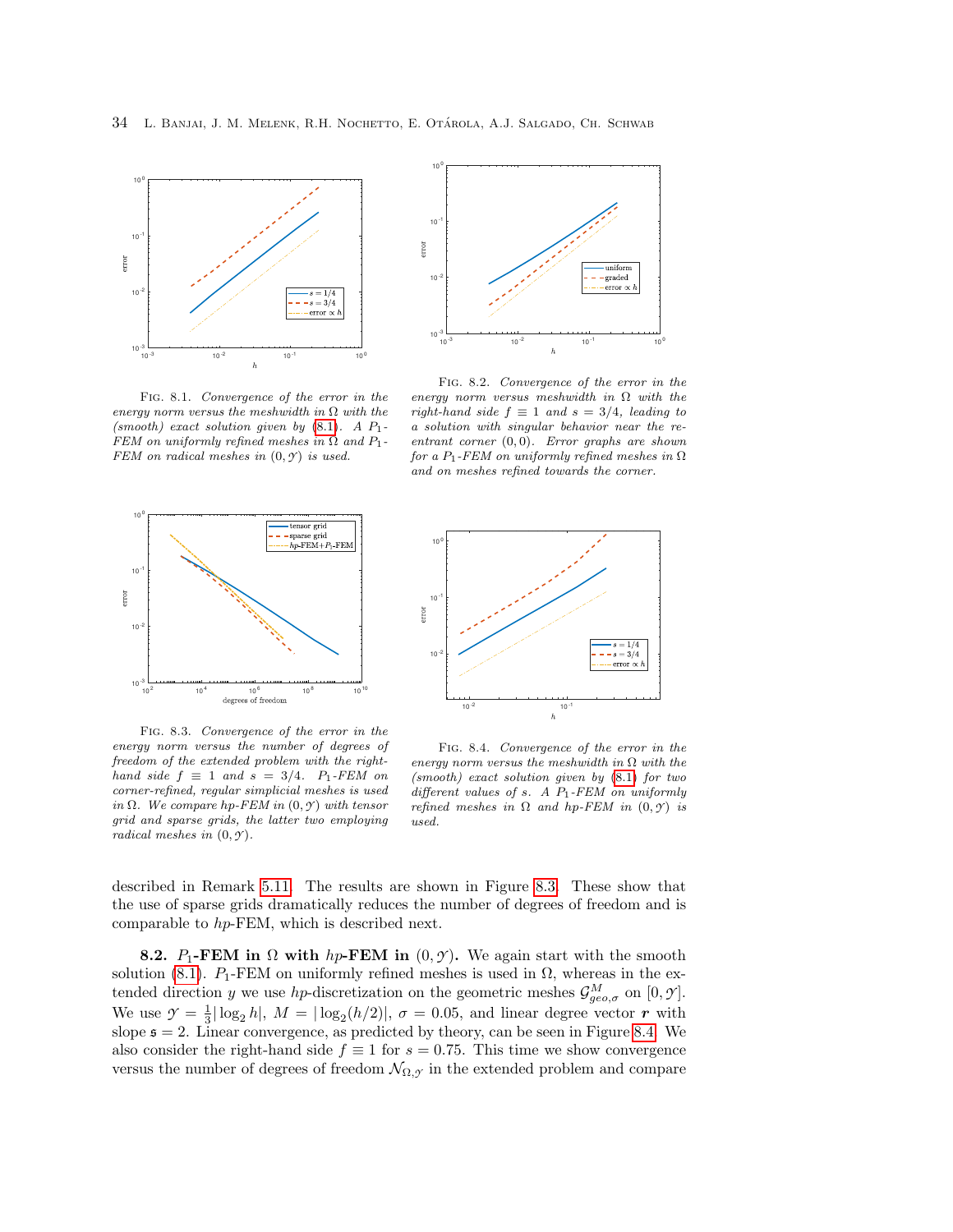FIG. 8.1. *Convergence of the error in the energy norm versus the meshwidth in* $\Omega$ *with the (smooth) exact solution given by* (8.1)*. A* $P_1$*-FEM on uniformly refined meshes in* $\Omega$ *and* $P_1$*-FEM on radical meshes in* $(0, \mathcal{Y})$ *is used.*

FIG. 8.2. *Convergence of the error in the energy norm versus meshwidth in* $\Omega$ *with the right-hand side* $f \equiv 1$ *and* $s = 3/4$*, leading to a solution with singular behavior near the reentrant corner* $(0, 0)$*. Error graphs are shown for a* $P_1$*-FEM on uniformly refined meshes in* $\Omega$ *and on meshes refined towards the corner.*

FIG. 8.3. *Convergence of the error in the energy norm versus the number of degrees of freedom of the extended problem with the right-hand side* $f \equiv 1$ *and* $s = 3/4$*.* $P_1$*-FEM on corner-refined, regular simplicial meshes is used in* $\Omega$*. We compare hp-FEM in* $(0, \mathcal{Y})$ *with tensor grid and sparse grids, the latter two employing radical meshes in* $(0, \mathcal{Y})$*.*

FIG. 8.4. *Convergence of the error in the energy norm versus the meshwidth in* $\Omega$ *with the (smooth) exact solution given by* (8.1) *for two different values of s. A* $P_1$*-FEM on uniformly refined meshes in* $\Omega$ *and hp-FEM in* $(0, \mathcal{Y})$ *is used.*

described in Remark 5.11. The results are shown in Figure 8.3. These show that the use of sparse grids dramatically reduces the number of degrees of freedom and is comparable to *hp*-FEM, which is described next.

**8.2.** $P_1$**-FEM in** $\Omega$ **with** *hp***-FEM in** $(0, \mathcal{Y})$**.** We again start with the smooth solution (8.1). $P_1$-FEM on uniformly refined meshes is used in $\Omega$, whereas in the extended direction $y$ we use *hp*-discretization on the geometric meshes $\mathcal{G}^M_{geo,\sigma}$ on $[0, \mathcal{Y}]$. We use $\mathcal{Y} = \frac{1}{3}|\log_2 h|$, $M = |\log_2(h/2)|$, $\sigma = 0.05$, and linear degree vector $\boldsymbol{r}$ with slope $\mathfrak{s} = 2$. Linear convergence, as predicted by theory, can be seen in Figure 8.4. We also consider the right-hand side $f \equiv 1$ for $s = 0.75$. This time we show convergence versus the number of degrees of freedom $\mathcal{N}_{\Omega,\mathcal{Y}}$ in the extended problem and compare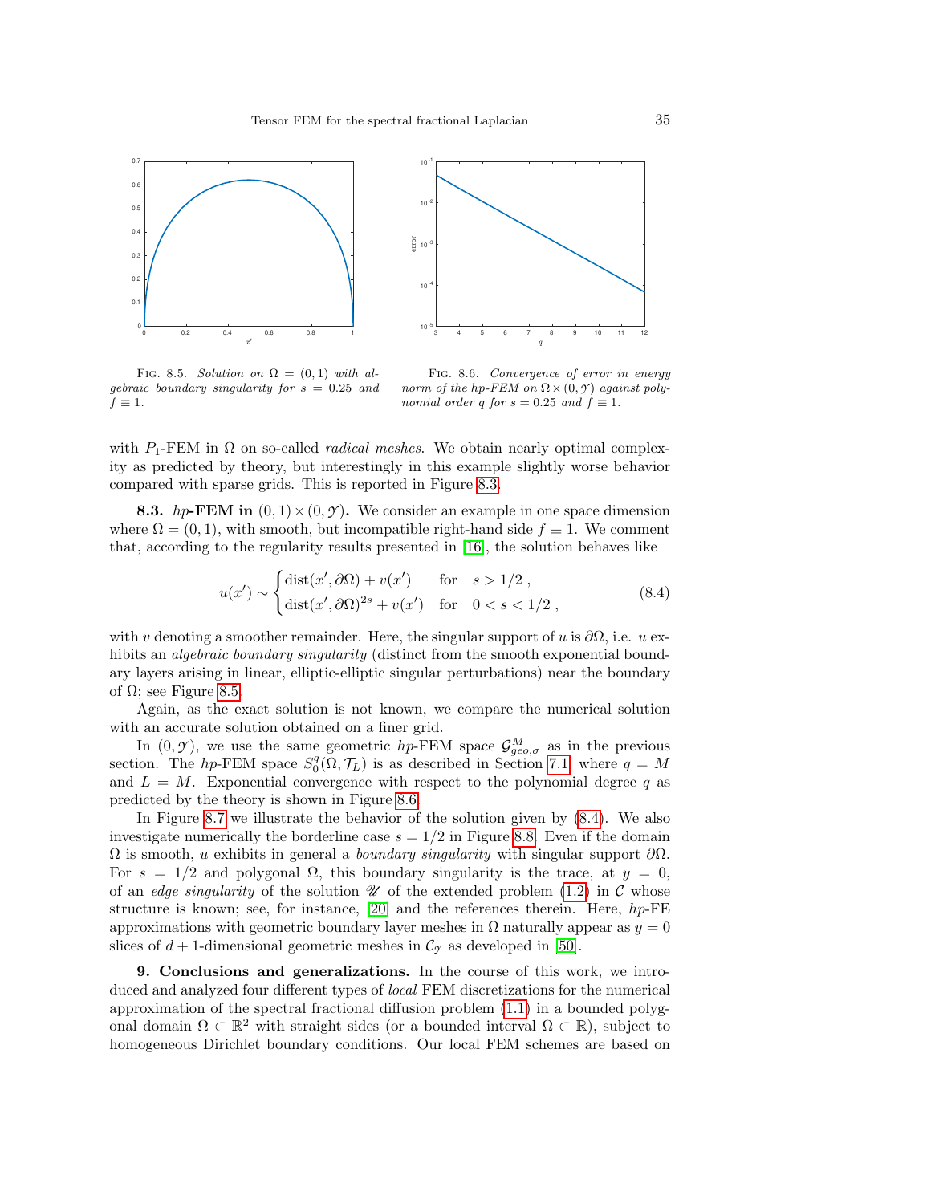FIG. 8.5. *Solution on $\Omega = (0,1)$ with algebraic boundary singularity for $s = 0.25$ and $f \equiv 1$.*

FIG. 8.6. *Convergence of error in energy norm of the hp-FEM on $\Omega \times (0, \mathcal{Y})$ against polynomial order $q$ for $s = 0.25$ and $f \equiv 1$.*

with $P_1$-FEM in $\Omega$ on so-called *radical meshes*. We obtain nearly optimal complexity as predicted by theory, but interestingly in this example slightly worse behavior compared with sparse grids. This is reported in Figure 8.3.

**8.3.** ***hp*-FEM in $(0,1) \times (0, \mathcal{Y})$.** We consider an example in one space dimension where $\Omega = (0,1)$, with smooth, but incompatible right-hand side $f \equiv 1$. We comment that, according to the regularity results presented in [16], the solution behaves like

$$u(x') \sim \begin{cases} \operatorname{dist}(x', \partial\Omega) + v(x') & \text{for} \quad s > 1/2\,, \\ \operatorname{dist}(x', \partial\Omega)^{2s} + v(x') & \text{for} \quad 0 < s < 1/2\,, \end{cases} \tag{8.4}$$

with $v$ denoting a smoother remainder. Here, the singular support of $u$ is $\partial\Omega$, i.e. $u$ exhibits an *algebraic boundary singularity* (distinct from the smooth exponential boundary layers arising in linear, elliptic-elliptic singular perturbations) near the boundary of $\Omega$; see Figure 8.5.

Again, as the exact solution is not known, we compare the numerical solution with an accurate solution obtained on a finer grid.

In $(0, \mathcal{Y})$, we use the same geometric *hp*-FEM space $\mathcal{G}^M_{geo,\sigma}$ as in the previous section. The *hp*-FEM space $S^q_0(\Omega, \mathcal{T}_L)$ is as described in Section 7.1, where $q = M$ and $L = M$. Exponential convergence with respect to the polynomial degree $q$ as predicted by the theory is shown in Figure 8.6.

In Figure 8.7 we illustrate the behavior of the solution given by (8.4). We also investigate numerically the borderline case $s = 1/2$ in Figure 8.8. Even if the domain $\Omega$ is smooth, $u$ exhibits in general a *boundary singularity* with singular support $\partial\Omega$. For $s = 1/2$ and polygonal $\Omega$, this boundary singularity is the trace, at $y = 0$, of an *edge singularity* of the solution $\mathscr{U}$ of the extended problem (1.2) in $\mathcal{C}$ whose structure is known; see, for instance, [20] and the references therein. Here, *hp*-FE approximations with geometric boundary layer meshes in $\Omega$ naturally appear as $y = 0$ slices of $d+1$-dimensional geometric meshes in $\mathcal{C}_{\mathcal{Y}}$ as developed in [50].

**9. Conclusions and generalizations.** In the course of this work, we introduced and analyzed four different types of *local* FEM discretizations for the numerical approximation of the spectral fractional diffusion problem (1.1) in a bounded polygonal domain $\Omega \subset \mathbb{R}^2$ with straight sides (or a bounded interval $\Omega \subset \mathbb{R}$), subject to homogeneous Dirichlet boundary conditions. Our local FEM schemes are based on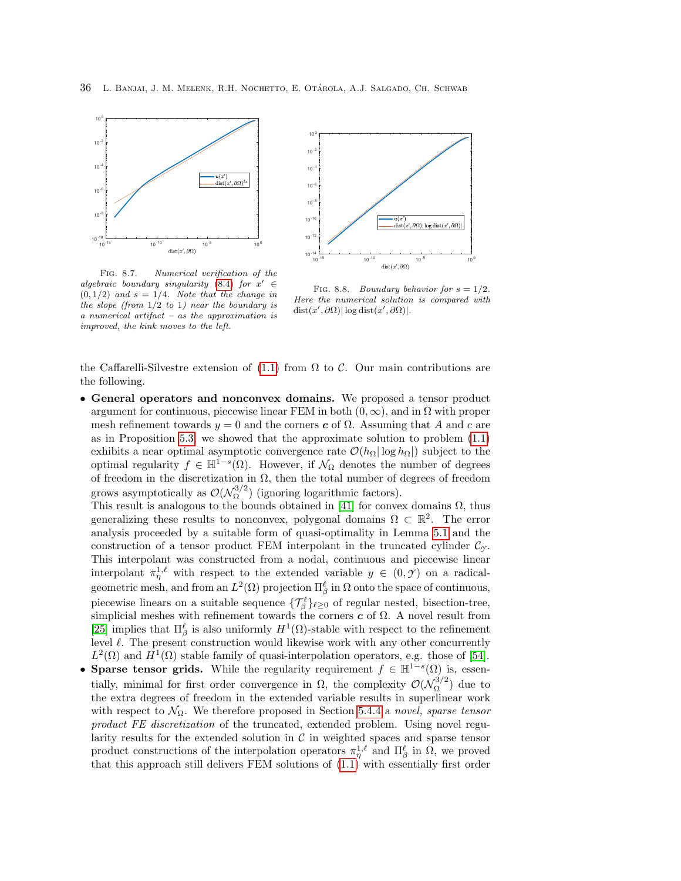Fig. 8.7. *Numerical verification of the algebraic boundary singularity (8.4) for $x' \in (0, 1/2)$ and $s = 1/4$. Note that the change in the slope (from 1/2 to 1) near the boundary is a numerical artifact – as the approximation is improved, the kink moves to the left.*

Fig. 8.8. *Boundary behavior for $s = 1/2$. Here the numerical solution is compared with* $\operatorname{dist}(x', \partial\Omega)|\log \operatorname{dist}(x', \partial\Omega)|$.

the Caffarelli-Silvestre extension of (1.1) from $\Omega$ to $\mathcal{C}$. Our main contributions are the following.

- **General operators and nonconvex domains.** We proposed a tensor product argument for continuous, piecewise linear FEM in both $(0, \infty)$, and in $\Omega$ with proper mesh refinement towards $y = 0$ and the corners $\boldsymbol{c}$ of $\Omega$. Assuming that $A$ and $c$ are as in Proposition 5.3, we showed that the approximate solution to problem (1.1) exhibits a near optimal asymptotic convergence rate $\mathcal{O}(h_\Omega |\log h_\Omega|)$ subject to the optimal regularity $f \in \mathbb{H}^{1-s}(\Omega)$. However, if $\mathcal{N}_\Omega$ denotes the number of degrees of freedom in the discretization in $\Omega$, then the total number of degrees of freedom grows asymptotically as $\mathcal{O}(\mathcal{N}_\Omega^{3/2})$ (ignoring logarithmic factors).
  This result is analogous to the bounds obtained in [41] for convex domains $\Omega$, thus generalizing these results to nonconvex, polygonal domains $\Omega \subset \mathbb{R}^2$. The error analysis proceeded by a suitable form of quasi-optimality in Lemma 5.1 and the construction of a tensor product FEM interpolant in the truncated cylinder $\mathcal{C}_\mathcal{Y}$. This interpolant was constructed from a nodal, continuous and piecewise linear interpolant $\pi_\eta^{1,\ell}$ with respect to the extended variable $y \in (0, \mathcal{Y})$ on a radical-geometric mesh, and from an $L^2(\Omega)$ projection $\Pi_\beta^\ell$ in $\Omega$ onto the space of continuous, piecewise linears on a suitable sequence $\{\mathcal{T}_\beta^\ell\}_{\ell \geq 0}$ of regular nested, bisection-tree, simplicial meshes with refinement towards the corners $\boldsymbol{c}$ of $\Omega$. A novel result from [25] implies that $\Pi_\beta^\ell$ is also uniformly $H^1(\Omega)$-stable with respect to the refinement level $\ell$. The present construction would likewise work with any other concurrently $L^2(\Omega)$ and $H^1(\Omega)$ stable family of quasi-interpolation operators, e.g. those of [54].
- **Sparse tensor grids.** While the regularity requirement $f \in \mathbb{H}^{1-s}(\Omega)$ is, essentially, minimal for first order convergence in $\Omega$, the complexity $\mathcal{O}(\mathcal{N}_\Omega^{3/2})$ due to the extra degrees of freedom in the extended variable results in superlinear work with respect to $\mathcal{N}_\Omega$. We therefore proposed in Section 5.4.4 a *novel, sparse tensor product FE discretization* of the truncated, extended problem. Using novel regularity results for the extended solution in $\mathcal{C}$ in weighted spaces and sparse tensor product constructions of the interpolation operators $\pi_\eta^{1,\ell}$ and $\Pi_\beta^\ell$ in $\Omega$, we proved that this approach still delivers FEM solutions of (1.1) with essentially first order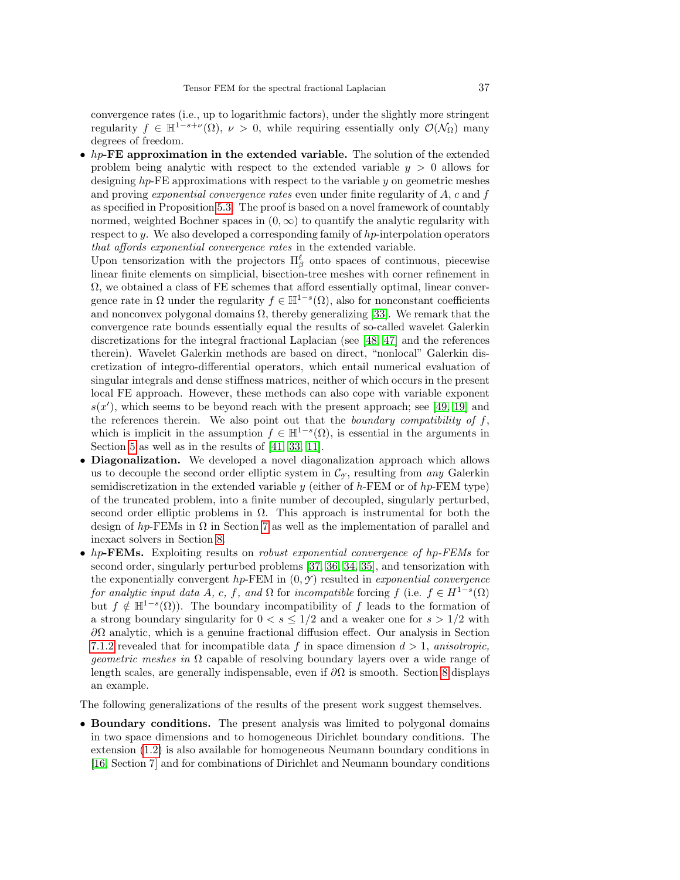convergence rates (i.e., up to logarithmic factors), under the slightly more stringent regularity $f \in \mathbb{H}^{1-s+\nu}(\Omega)$, $\nu > 0$, while requiring essentially only $\mathcal{O}(\mathcal{N}_\Omega)$ many degrees of freedom.

- ***hp*-FE approximation in the extended variable.** The solution of the extended problem being analytic with respect to the extended variable $y > 0$ allows for designing $hp$-FE approximations with respect to the variable $y$ on geometric meshes and proving *exponential convergence rates* even under finite regularity of $A$, $c$ and $f$ as specified in Proposition 5.3. The proof is based on a novel framework of countably normed, weighted Bochner spaces in $(0, \infty)$ to quantify the analytic regularity with respect to $y$. We also developed a corresponding family of $hp$-interpolation operators *that affords exponential convergence rates* in the extended variable.
  Upon tensorization with the projectors $\Pi^\ell_\beta$ onto spaces of continuous, piecewise linear finite elements on simplicial, bisection-tree meshes with corner refinement in $\Omega$, we obtained a class of FE schemes that afford essentially optimal, linear convergence rate in $\Omega$ under the regularity $f \in \mathbb{H}^{1-s}(\Omega)$, also for nonconstant coefficients and nonconvex polygonal domains $\Omega$, thereby generalizing [33]. We remark that the convergence rate bounds essentially equal the results of so-called wavelet Galerkin discretizations for the integral fractional Laplacian (see [48, 47] and the references therein). Wavelet Galerkin methods are based on direct, "nonlocal" Galerkin discretization of integro-differential operators, which entail numerical evaluation of singular integrals and dense stiffness matrices, neither of which occurs in the present local FE approach. However, these methods can also cope with variable exponent $s(x')$, which seems to be beyond reach with the present approach; see [49, 19] and the references therein. We also point out that the *boundary compatibility of* $f$, which is implicit in the assumption $f \in \mathbb{H}^{1-s}(\Omega)$, is essential in the arguments in Section 5 as well as in the results of [41, 33, 11].
- **Diagonalization.** We developed a novel diagonalization approach which allows us to decouple the second order elliptic system in $\mathcal{C}_\mathcal{Y}$, resulting from *any* Galerkin semidiscretization in the extended variable $y$ (either of $h$-FEM or of $hp$-FEM type) of the truncated problem, into a finite number of decoupled, singularly perturbed, second order elliptic problems in $\Omega$. This approach is instrumental for both the design of $hp$-FEMs in $\Omega$ in Section 7 as well as the implementation of parallel and inexact solvers in Section 8.
- ***hp*-FEMs.** Exploiting results on *robust exponential convergence of hp-FEMs* for second order, singularly perturbed problems [37, 36, 34, 35], and tensorization with the exponentially convergent $hp$-FEM in $(0, \mathcal{Y})$ resulted in *exponential convergence for analytic input data $A$, $c$, $f$, and $\Omega$* for *incompatible* forcing $f$ (i.e. $f \in H^{1-s}(\Omega)$ but $f \notin \mathbb{H}^{1-s}(\Omega)$). The boundary incompatibility of $f$ leads to the formation of a strong boundary singularity for $0 < s \leq 1/2$ and a weaker one for $s > 1/2$ with $\partial\Omega$ analytic, which is a genuine fractional diffusion effect. Our analysis in Section 7.1.2 revealed that for incompatible data $f$ in space dimension $d > 1$, *anisotropic, geometric meshes in* $\Omega$ capable of resolving boundary layers over a wide range of length scales, are generally indispensable, even if $\partial\Omega$ is smooth. Section 8 displays an example.

The following generalizations of the results of the present work suggest themselves.

- **Boundary conditions.** The present analysis was limited to polygonal domains in two space dimensions and to homogeneous Dirichlet boundary conditions. The extension (1.2) is also available for homogeneous Neumann boundary conditions in [16, Section 7] and for combinations of Dirichlet and Neumann boundary conditions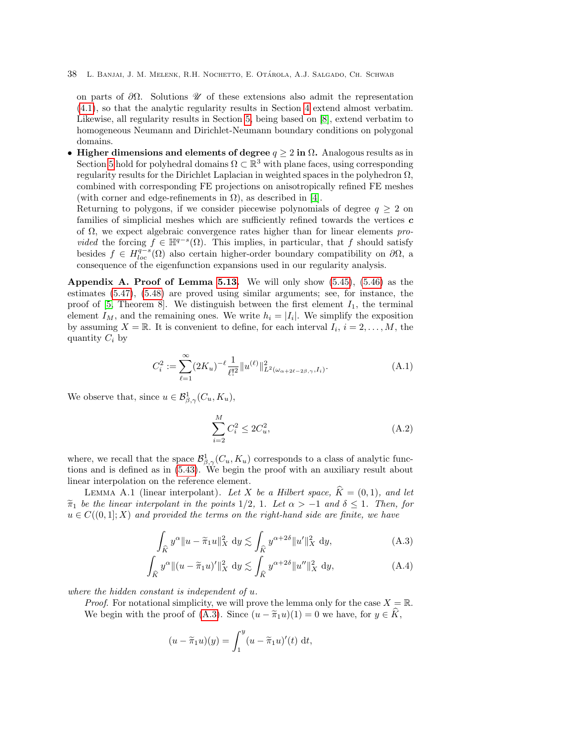on parts of $\partial\Omega$. Solutions $\mathscr{U}$ of these extensions also admit the representation (4.1), so that the analytic regularity results in Section 4 extend almost verbatim. Likewise, all regularity results in Section 5, being based on [8], extend verbatim to homogeneous Neumann and Dirichlet-Neumann boundary conditions on polygonal domains.

- **Higher dimensions and elements of degree $q \geq 2$ in $\Omega$.** Analogous results as in Section 5 hold for polyhedral domains $\Omega \subset \mathbb{R}^3$ with plane faces, using corresponding regularity results for the Dirichlet Laplacian in weighted spaces in the polyhedron $\Omega$, combined with corresponding FE projections on anisotropically refined FE meshes (with corner and edge-refinements in $\Omega$), as described in [4].
  Returning to polygons, if we consider piecewise polynomials of degree $q \geq 2$ on families of simplicial meshes which are sufficiently refined towards the vertices $\boldsymbol{c}$ of $\Omega$, we expect algebraic convergence rates higher than for linear elements *provided* the forcing $f \in \mathbb{H}^{q-s}(\Omega)$. This implies, in particular, that $f$ should satisfy besides $f \in H^{q-s}_{loc}(\Omega)$ also certain higher-order boundary compatibility on $\partial\Omega$, a consequence of the eigenfunction expansions used in our regularity analysis.

**Appendix A. Proof of Lemma 5.13.** We will only show (5.45), (5.46) as the estimates (5.47), (5.48) are proved using similar arguments; see, for instance, the proof of [5, Theorem 8]. We distinguish between the first element $I_1$, the terminal element $I_M$, and the remaining ones. We write $h_i = |I_i|$. We simplify the exposition by assuming $X = \mathbb{R}$. It is convenient to define, for each interval $I_i$, $i = 2, \dots, M$, the quantity $C_i$ by

$$C_i^2 := \sum_{\ell=1}^{\infty} (2K_u)^{-\ell} \frac{1}{\ell!^2} \|u^{(\ell)}\|^2_{L^2(\omega_{\alpha+2\ell-2\beta,\gamma}, I_i)}. \tag{A.1}$$

We observe that, since $u \in \mathcal{B}^1_{\beta,\gamma}(C_u, K_u)$,

$$\sum_{i=2}^{M} C_i^2 \leq 2C_u^2, \tag{A.2}$$

where, we recall that the space $\mathcal{B}^1_{\beta,\gamma}(C_u, K_u)$ corresponds to a class of analytic functions and is defined as in (5.43). We begin the proof with an auxiliary result about linear interpolation on the reference element.

Lemma A.1 (linear interpolant). *Let $X$ be a Hilbert space, $\widehat{K} = (0,1)$, and let $\widetilde{\pi}_1$ be the linear interpolant in the points $1/2$, $1$. Let $\alpha > -1$ and $\delta \leq 1$. Then, for $u \in C((0,1]; X)$ and provided the terms on the right-hand side are finite, we have*

$$\int_{\widehat{K}} y^{\alpha} \|u - \widetilde{\pi}_1 u\|_X^2 \, \mathrm{d}y \lesssim \int_{\widehat{K}} y^{\alpha+2\delta} \|u'\|_X^2 \, \mathrm{d}y, \tag{A.3}$$

$$\int_{\widehat{K}} y^{\alpha} \|(u - \widetilde{\pi}_1 u)'\|_X^2 \, \mathrm{d}y \lesssim \int_{\widehat{K}} y^{\alpha+2\delta} \|u''\|_X^2 \, \mathrm{d}y, \tag{A.4}$$

*where the hidden constant is independent of $u$.*

*Proof.* For notational simplicity, we will prove the lemma only for the case $X = \mathbb{R}$.

We begin with the proof of (A.3). Since $(u - \widetilde{\pi}_1 u)(1) = 0$ we have, for $y \in \widehat{K}$,

$$(u - \widetilde{\pi}_1 u)(y) = \int_1^y (u - \widetilde{\pi}_1 u)'(t) \, \mathrm{d}t,$$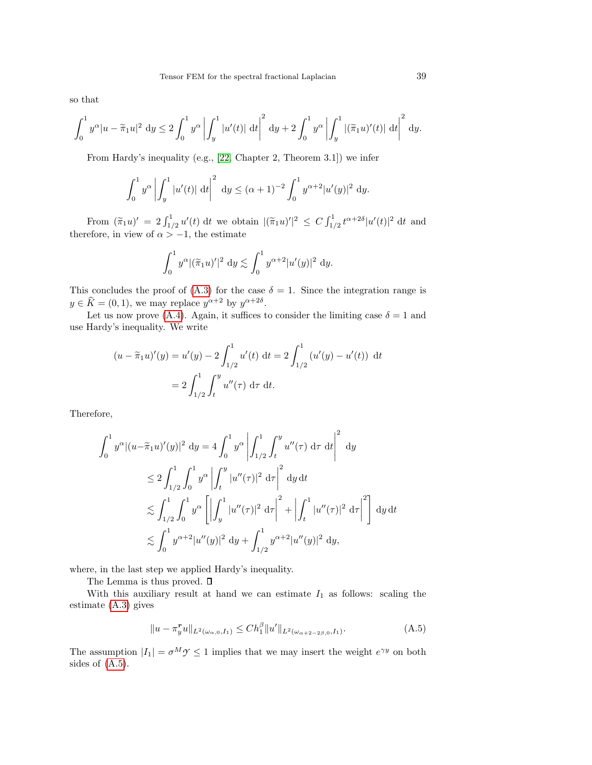so that

$$\int_0^1 y^\alpha |u - \widetilde{\pi}_1 u|^2 \, \mathrm{d}y \le 2 \int_0^1 y^\alpha \left| \int_y^1 |u'(t)| \, \mathrm{d}t \right|^2 \, \mathrm{d}y + 2 \int_0^1 y^\alpha \left| \int_y^1 |(\widetilde{\pi}_1 u)'(t)| \, \mathrm{d}t \right|^2 \, \mathrm{d}y.$$

From Hardy's inequality (e.g., [22, Chapter 2, Theorem 3.1]) we infer

$$\int_0^1 y^\alpha \left| \int_y^1 |u'(t)| \, \mathrm{d}t \right|^2 \, \mathrm{d}y \le (\alpha+1)^{-2} \int_0^1 y^{\alpha+2} |u'(y)|^2 \, \mathrm{d}y.$$

From $(\widetilde{\pi}_1 u)' = 2\int_{1/2}^1 u'(t) \, \mathrm{d}t$ we obtain $|(\widetilde{\pi}_1 u)'|^2 \le C \int_{1/2}^1 t^{\alpha+2\delta} |u'(t)|^2 \, \mathrm{d}t$ and therefore, in view of $\alpha > -1$, the estimate

$$\int_0^1 y^\alpha |(\widetilde{\pi}_1 u)'|^2 \, \mathrm{d}y \lesssim \int_0^1 y^{\alpha+2} |u'(y)|^2 \, \mathrm{d}y.$$

This concludes the proof of (A.3) for the case $\delta = 1$. Since the integration range is $y \in \widehat{K} = (0,1)$, we may replace $y^{\alpha+2}$ by $y^{\alpha+2\delta}$.

Let us now prove (A.4). Again, it suffices to consider the limiting case $\delta = 1$ and use Hardy's inequality. We write

$$\begin{aligned}
(u - \widetilde{\pi}_1 u)'(y) = u'(y) - 2\int_{1/2}^1 u'(t) \, \mathrm{d}t &= 2 \int_{1/2}^1 (u'(y) - u'(t)) \, \mathrm{d}t \\
&= 2 \int_{1/2}^1 \int_t^y u''(\tau) \, \mathrm{d}\tau \, \mathrm{d}t.
\end{aligned}$$

Therefore,

$$\begin{aligned}
\int_0^1 y^\alpha |(u - \widetilde{\pi}_1 u)'(y)|^2 \, \mathrm{d}y &= 4 \int_0^1 y^\alpha \left| \int_{1/2}^1 \int_t^y u''(\tau) \, \mathrm{d}\tau \, \mathrm{d}t \right|^2 \, \mathrm{d}y \\
&\le 2 \int_{1/2}^1 \int_0^1 y^\alpha \left| \int_t^y |u''(\tau)|^2 \, \mathrm{d}\tau \right|^2 \mathrm{d}y \, \mathrm{d}t \\
&\lesssim \int_{1/2}^1 \int_0^1 y^\alpha \left[ \left| \int_y^1 |u''(\tau)|^2 \, \mathrm{d}\tau \right|^2 + \left| \int_t^1 |u''(\tau)|^2 \, \mathrm{d}\tau \right|^2 \right] \mathrm{d}y \, \mathrm{d}t \\
&\lesssim \int_0^1 y^{\alpha+2} |u''(y)|^2 \, \mathrm{d}y + \int_{1/2}^1 y^{\alpha+2} |u''(y)|^2 \, \mathrm{d}y,
\end{aligned}$$

where, in the last step we applied Hardy's inequality.

The Lemma is thus proved. $\square$

With this auxiliary result at hand we can estimate $I_1$ as follows: scaling the estimate (A.3) gives

$$\|u - \pi_y^{\boldsymbol{r}} u\|_{L^2(\omega_{\alpha,0}, I_1)} \le C h_1^\beta \|u'\|_{L^2(\omega_{\alpha+2-2\beta,0}, I_1)}. \tag{A.5}$$

The assumption $|I_1| = \sigma^M \mathcal{Y} \le 1$ implies that we may insert the weight $e^{\gamma y}$ on both sides of (A.5).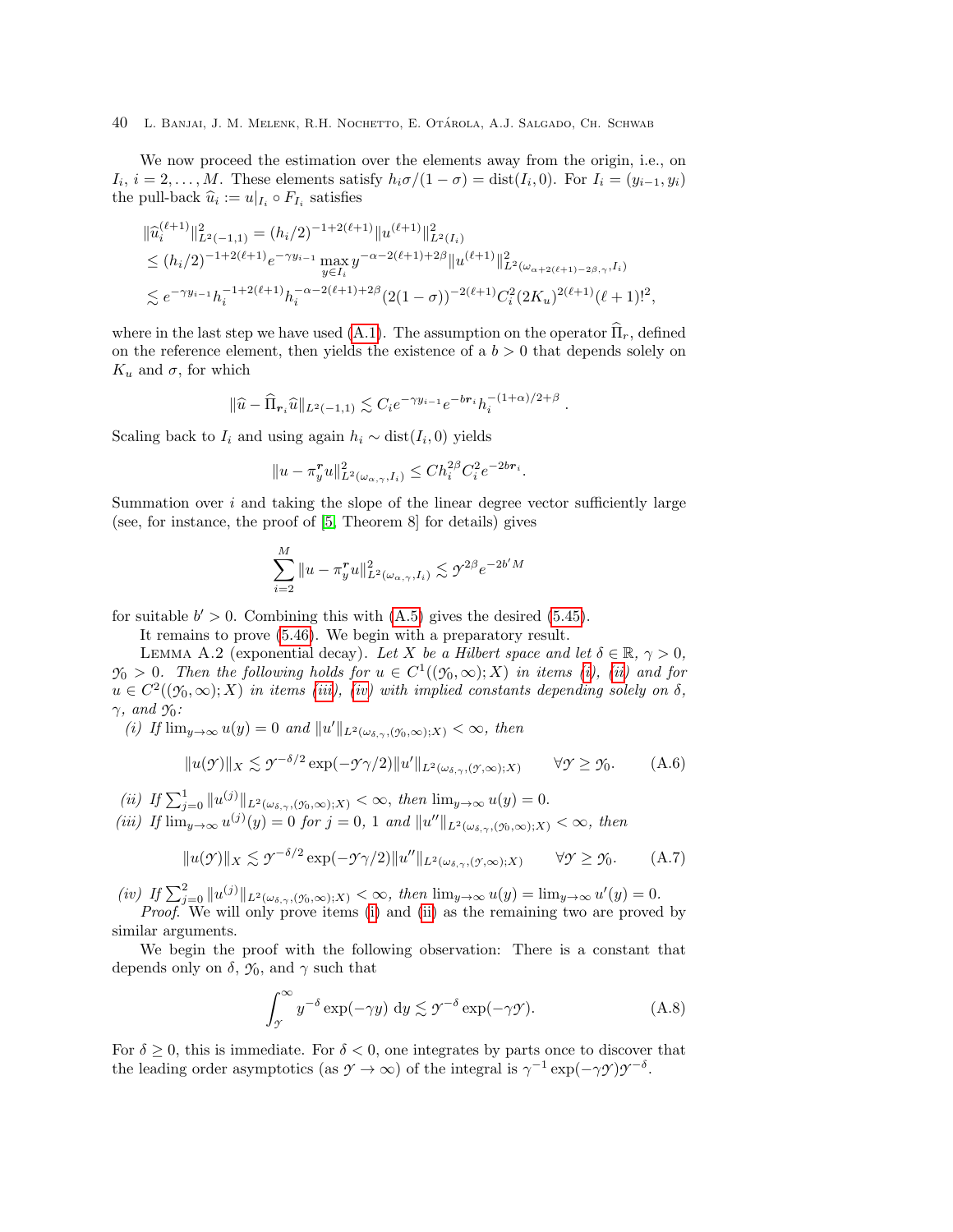We now proceed the estimation over the elements away from the origin, i.e., on $I_i$, $i = 2, \ldots, M$. These elements satisfy $h_i\sigma/(1-\sigma) = \operatorname{dist}(I_i, 0)$. For $I_i = (y_{i-1}, y_i)$ the pull-back $\widehat{u}_i := u|_{I_i} \circ F_{I_i}$ satisfies

$$
\begin{aligned}
&\|\widehat{u}_i^{(\ell+1)}\|^2_{L^2(-1,1)} = (h_i/2)^{-1+2(\ell+1)} \|u^{(\ell+1)}\|^2_{L^2(I_i)} \\
&\le (h_i/2)^{-1+2(\ell+1)} e^{-\gamma y_{i-1}} \max_{y \in I_i} y^{-\alpha - 2(\ell+1) + 2\beta} \|u^{(\ell+1)}\|^2_{L^2(\omega_{\alpha+2(\ell+1)-2\beta,\gamma}, I_i)} \\
&\lesssim e^{-\gamma y_{i-1}} h_i^{-1+2(\ell+1)} h_i^{-\alpha-2(\ell+1)+2\beta} (2(1-\sigma))^{-2(\ell+1)} C_i^2 (2K_u)^{2(\ell+1)} (\ell+1)!^2,
\end{aligned}
$$

where in the last step we have used (A.1). The assumption on the operator $\widehat{\Pi}_r$, defined on the reference element, then yields the existence of a $b > 0$ that depends solely on $K_u$ and $\sigma$, for which

$$
\|\widehat{u} - \widehat{\Pi}_{\boldsymbol{r}_i} \widehat{u}\|_{L^2(-1,1)} \lesssim C_i e^{-\gamma y_{i-1}} e^{-b \boldsymbol{r}_i} h_i^{-(1+\alpha)/2+\beta} .
$$

Scaling back to $I_i$ and using again $h_i \sim \operatorname{dist}(I_i, 0)$ yields

$$
\|u - \pi_y^{\boldsymbol{r}} u\|^2_{L^2(\omega_{\alpha,\gamma}, I_i)} \le C h_i^{2\beta} C_i^2 e^{-2b\boldsymbol{r}_i}.
$$

Summation over $i$ and taking the slope of the linear degree vector sufficiently large (see, for instance, the proof of [5, Theorem 8] for details) gives

$$
\sum_{i=2}^{M} \|u - \pi_y^{\boldsymbol{r}} u\|^2_{L^2(\omega_{\alpha,\gamma}, I_i)} \lesssim \mathcal{Y}^{2\beta} e^{-2b' M}
$$

for suitable $b' > 0$. Combining this with (A.5) gives the desired (5.45).

It remains to prove (5.46). We begin with a preparatory result.

Lemma A.2 (exponential decay). *Let $X$ be a Hilbert space and let $\delta \in \mathbb{R}$, $\gamma > 0$, $\mathcal{Y}_0 > 0$. Then the following holds for $u \in C^1((\mathcal{Y}_0, \infty); X)$ in items (i), (ii) and for $u \in C^2((\mathcal{Y}_0, \infty); X)$ in items (iii), (iv) with implied constants depending solely on $\delta$, $\gamma$, and $\mathcal{Y}_0$:*

*(i) If $\lim_{y\to\infty} u(y) = 0$ and $\|u'\|_{L^2(\omega_{\delta,\gamma}, (\mathcal{Y}_0,\infty); X)} < \infty$, then*

$$
\|u(\mathcal{Y})\|_X \lesssim \mathcal{Y}^{-\delta/2} \exp(-\mathcal{Y}\gamma/2) \|u'\|_{L^2(\omega_{\delta,\gamma}, (\mathcal{Y},\infty); X)} \qquad \forall \mathcal{Y} \ge \mathcal{Y}_0. \tag{A.6}
$$

*(ii) If $\sum_{j=0}^{1} \|u^{(j)}\|_{L^2(\omega_{\delta,\gamma}, (\mathcal{Y}_0,\infty); X)} < \infty$, then $\lim_{y\to\infty} u(y) = 0$.*

*(iii) If $\lim_{y\to\infty} u^{(j)}(y) = 0$ for $j = 0, 1$ and $\|u''\|_{L^2(\omega_{\delta,\gamma}, (\mathcal{Y}_0,\infty); X)} < \infty$, then*

$$
\|u(\mathcal{Y})\|_X \lesssim \mathcal{Y}^{-\delta/2} \exp(-\mathcal{Y}\gamma/2) \|u''\|_{L^2(\omega_{\delta,\gamma}, (\mathcal{Y},\infty); X)} \qquad \forall \mathcal{Y} \ge \mathcal{Y}_0. \tag{A.7}
$$

*(iv) If $\sum_{j=0}^{2} \|u^{(j)}\|_{L^2(\omega_{\delta,\gamma}, (\mathcal{Y}_0,\infty); X)} < \infty$, then $\lim_{y\to\infty} u(y) = \lim_{y\to\infty} u'(y) = 0$.*

*Proof.* We will only prove items (i) and (ii) as the remaining two are proved by similar arguments.

We begin the proof with the following observation: There is a constant that depends only on $\delta$, $\mathcal{Y}_0$, and $\gamma$ such that

$$
\int_{\mathcal{Y}}^{\infty} y^{-\delta} \exp(-\gamma y) \, \mathrm{d}y \lesssim \mathcal{Y}^{-\delta} \exp(-\gamma \mathcal{Y}). \tag{A.8}
$$

For $\delta \ge 0$, this is immediate. For $\delta < 0$, one integrates by parts once to discover that the leading order asymptotics (as $\mathcal{Y} \to \infty$) of the integral is $\gamma^{-1} \exp(-\gamma\mathcal{Y}) \mathcal{Y}^{-\delta}$.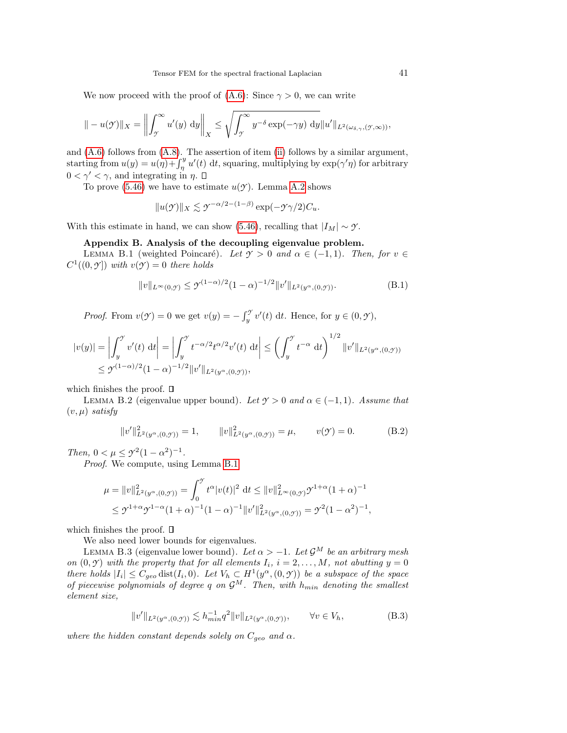We now proceed with the proof of (A.6): Since $\gamma > 0$, we can write

$$\| - u(\mathcal{Y})\|_X = \left\| \int_{\mathcal{Y}}^{\infty} u'(y) \; \mathrm{d}y \right\|_X \leq \sqrt{\int_{\mathcal{Y}}^{\infty} y^{-\delta} \exp(-\gamma y) \; \mathrm{d}y} \|u'\|_{L^2(\omega_{\delta,\gamma},(\mathcal{Y},\infty))},$$

and (A.6) follows from (A.8). The assertion of item (ii) follows by a similar argument, starting from $u(y) = u(\eta) + \int_{\eta}^{y} u'(t) \; \mathrm{d}t$, squaring, multiplying by $\exp(\gamma' \eta)$ for arbitrary $0 < \gamma' < \gamma$, and integrating in $\eta$. $\square$

To prove (5.46) we have to estimate $u(\mathcal{Y})$. Lemma A.2 shows

$$\|u(\mathcal{Y})\|_X \lesssim \mathcal{Y}^{-\alpha/2-(1-\beta)} \exp(-\mathcal{Y}\gamma/2) C_u.$$

With this estimate in hand, we can show (5.46), recalling that $|I_M| \sim \mathcal{Y}$.

## Appendix B. Analysis of the decoupling eigenvalue problem.

Lemma B.1 (weighted Poincaré). *Let $\mathcal{Y} > 0$ and $\alpha \in (-1, 1)$. Then, for $v \in C^1((0, \mathcal{Y}])$ with $v(\mathcal{Y}) = 0$ there holds*

$$\|v\|_{L^\infty(0,\mathcal{Y})} \leq \mathcal{Y}^{(1-\alpha)/2} (1-\alpha)^{-1/2} \|v'\|_{L^2(y^\alpha,(0,\mathcal{Y}))}. \tag{B.1}$$

*Proof.* From $v(\mathcal{Y}) = 0$ we get $v(y) = -\int_y^{\mathcal{Y}} v'(t) \; \mathrm{d}t$. Hence, for $y \in (0, \mathcal{Y})$,

$$\begin{aligned} |v(y)| &= \left| \int_y^{\mathcal{Y}} v'(t) \; \mathrm{d}t \right| = \left| \int_y^{\mathcal{Y}} t^{-\alpha/2} t^{\alpha/2} v'(t) \; \mathrm{d}t \right| \leq \left( \int_y^{\mathcal{Y}} t^{-\alpha} \; \mathrm{d}t \right)^{1/2} \|v'\|_{L^2(y^\alpha,(0,\mathcal{Y}))} \\ &\leq \mathcal{Y}^{(1-\alpha)/2} (1-\alpha)^{-1/2} \|v'\|_{L^2(y^\alpha,(0,\mathcal{Y}))}, \end{aligned}$$

which finishes the proof. $\square$

Lemma B.2 (eigenvalue upper bound). *Let $\mathcal{Y} > 0$ and $\alpha \in (-1, 1)$. Assume that $(v, \mu)$ satisfy*

$$\|v'\|^2_{L^2(y^\alpha,(0,\mathcal{Y}))} = 1, \qquad \|v\|^2_{L^2(y^\alpha,(0,\mathcal{Y}))} = \mu, \qquad v(\mathcal{Y}) = 0. \tag{B.2}$$

*Then, $0 < \mu \leq \mathcal{Y}^2 (1-\alpha^2)^{-1}$.*

*Proof.* We compute, using Lemma B.1

$$\begin{aligned} \mu = \|v\|^2_{L^2(y^\alpha,(0,\mathcal{Y}))} &= \int_0^{\mathcal{Y}} t^\alpha |v(t)|^2 \; \mathrm{d}t \leq \|v\|^2_{L^\infty(0,\mathcal{Y})} \mathcal{Y}^{1+\alpha} (1+\alpha)^{-1} \\ &\leq \mathcal{Y}^{1+\alpha} \mathcal{Y}^{1-\alpha} (1+\alpha)^{-1} (1-\alpha)^{-1} \|v'\|^2_{L^2(y^\alpha,(0,\mathcal{Y}))} = \mathcal{Y}^2 (1-\alpha^2)^{-1}, \end{aligned}$$

which finishes the proof. $\square$

We also need lower bounds for eigenvalues.

Lemma B.3 (eigenvalue lower bound). *Let $\alpha > -1$. Let $\mathcal{G}^M$ be an arbitrary mesh on $(0, \mathcal{Y})$ with the property that for all elements $I_i$, $i = 2, \ldots, M$, not abutting $y = 0$ there holds $|I_i| \leq C_{geo} \operatorname{dist}(I_i, 0)$. Let $V_h \subset H^1(y^\alpha, (0, \mathcal{Y}))$ be a subspace of the space of piecewise polynomials of degree $q$ on $\mathcal{G}^M$. Then, with $h_{min}$ denoting the smallest element size,*

$$\|v'\|_{L^2(y^\alpha,(0,\mathcal{Y}))} \lesssim h_{min}^{-1} q^2 \|v\|_{L^2(y^\alpha,(0,\mathcal{Y}))}, \qquad \forall v \in V_h, \tag{B.3}$$

*where the hidden constant depends solely on $C_{geo}$ and $\alpha$.*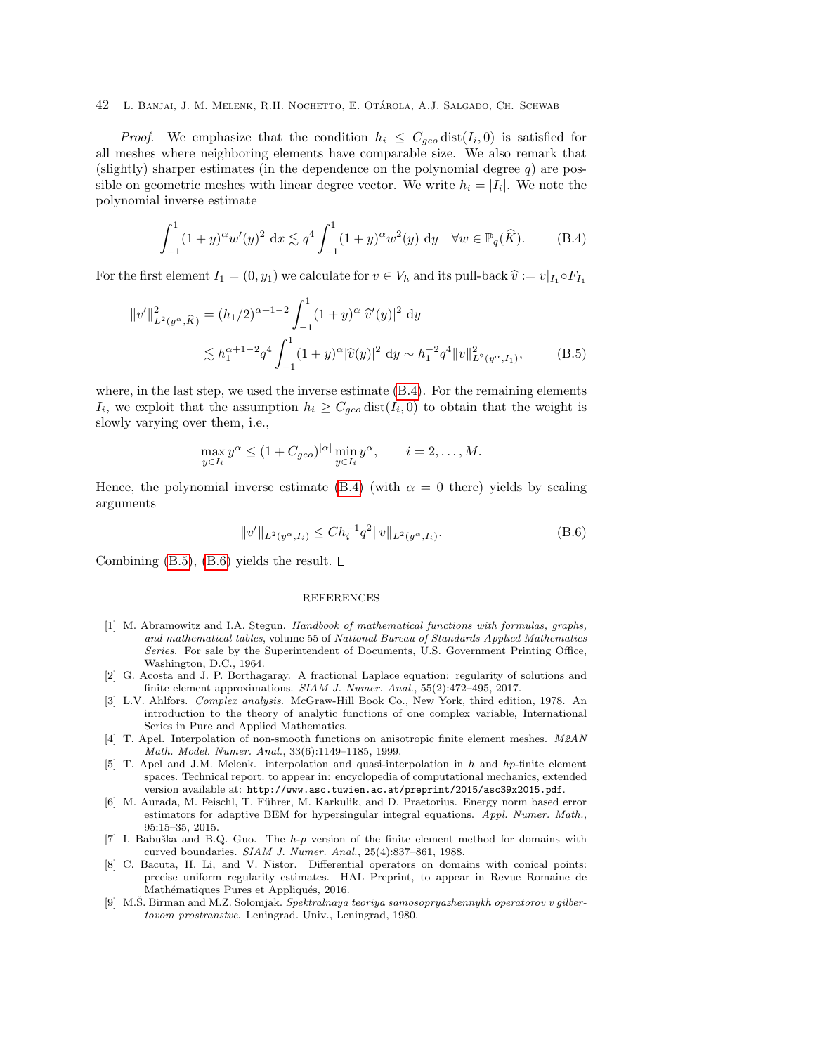*Proof.* We emphasize that the condition $h_i \leq C_{geo}\,\mathrm{dist}(I_i, 0)$ is satisfied for all meshes where neighboring elements have comparable size. We also remark that (slightly) sharper estimates (in the dependence on the polynomial degree $q$) are possible on geometric meshes with linear degree vector. We write $h_i = |I_i|$. We note the polynomial inverse estimate

$$\int_{-1}^{1} (1+y)^{\alpha} w'(y)^2 \, \mathrm{d}x \lesssim q^4 \int_{-1}^{1} (1+y)^{\alpha} w^2(y) \, \mathrm{d}y \quad \forall w \in \mathbb{P}_q(\widehat{K}). \tag{B.4}$$

For the first element $I_1 = (0, y_1)$ we calculate for $v \in V_h$ and its pull-back $\widehat{v} := v|_{I_1} \circ F_{I_1}$

$$\begin{aligned}
\|v'\|^2_{L^2(y^\alpha, \widehat{K})} &= (h_1/2)^{\alpha+1-2} \int_{-1}^{1} (1+y)^{\alpha} |\widehat{v}'(y)|^2 \, \mathrm{d}y \\
&\lesssim h_1^{\alpha+1-2} q^4 \int_{-1}^{1} (1+y)^{\alpha} |\widehat{v}(y)|^2 \, \mathrm{d}y \sim h_1^{-2} q^4 \|v\|^2_{L^2(y^\alpha, I_1)},
\end{aligned} \tag{B.5}$$

where, in the last step, we used the inverse estimate (B.4). For the remaining elements $I_i$, we exploit that the assumption $h_i \geq C_{geo}\,\mathrm{dist}(I_i, 0)$ to obtain that the weight is slowly varying over them, i.e.,

$$\max_{y \in I_i} y^\alpha \leq (1 + C_{geo})^{|\alpha|} \min_{y \in I_i} y^\alpha, \qquad i = 2, \ldots, M.$$

Hence, the polynomial inverse estimate (B.4) (with $\alpha = 0$ there) yields by scaling arguments

$$\|v'\|_{L^2(y^\alpha, I_i)} \leq C h_i^{-1} q^2 \|v\|_{L^2(y^\alpha, I_i)}. \tag{B.6}$$

Combining (B.5), (B.6) yields the result. $\square$

## REFERENCES

[1] M. Abramowitz and I.A. Stegun. *Handbook of mathematical functions with formulas, graphs, and mathematical tables*, volume 55 of *National Bureau of Standards Applied Mathematics Series*. For sale by the Superintendent of Documents, U.S. Government Printing Office, Washington, D.C., 1964.

[2] G. Acosta and J. P. Borthagaray. A fractional Laplace equation: regularity of solutions and finite element approximations. *SIAM J. Numer. Anal.*, 55(2):472–495, 2017.

[3] L.V. Ahlfors. *Complex analysis*. McGraw-Hill Book Co., New York, third edition, 1978. An introduction to the theory of analytic functions of one complex variable, International Series in Pure and Applied Mathematics.

[4] T. Apel. Interpolation of non-smooth functions on anisotropic finite element meshes. *M2AN Math. Model. Numer. Anal.*, 33(6):1149–1185, 1999.

[5] T. Apel and J.M. Melenk. interpolation and quasi-interpolation in $h$ and $hp$-finite element spaces. Technical report. to appear in: encyclopedia of computational mechanics, extended version available at: `http://www.asc.tuwien.ac.at/preprint/2015/asc39x2015.pdf`.

[6] M. Aurada, M. Feischl, T. Führer, M. Karkulik, and D. Praetorius. Energy norm based error estimators for adaptive BEM for hypersingular integral equations. *Appl. Numer. Math.*, 95:15–35, 2015.

[7] I. Babuška and B.Q. Guo. The $h$-$p$ version of the finite element method for domains with curved boundaries. *SIAM J. Numer. Anal.*, 25(4):837–861, 1988.

[8] C. Bacuta, H. Li, and V. Nistor. Differential operators on domains with conical points: precise uniform regularity estimates. HAL Preprint, to appear in Revue Romaine de Mathématiques Pures et Appliqués, 2016.

[9] M.Š. Birman and M.Z. Solomjak. *Spektralnaya teoriya samosopryazhennykh operatorov v gilbertovom prostranstve*. Leningrad. Univ., Leningrad, 1980.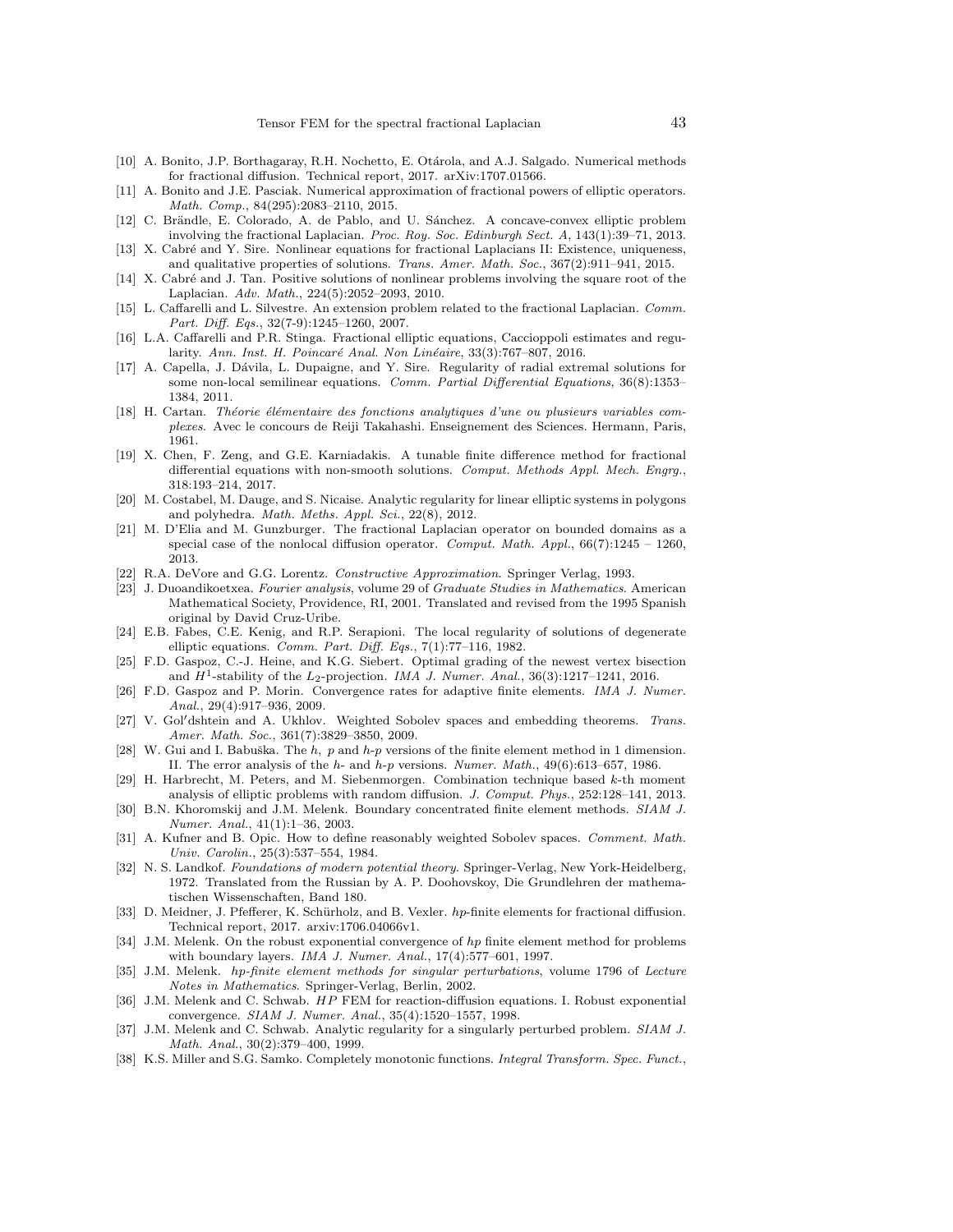[10] A. Bonito, J.P. Borthagaray, R.H. Nochetto, E. Otárola, and A.J. Salgado. Numerical methods for fractional diffusion. Technical report, 2017. arXiv:1707.01566.

[11] A. Bonito and J.E. Pasciak. Numerical approximation of fractional powers of elliptic operators. *Math. Comp.*, 84(295):2083–2110, 2015.

[12] C. Brändle, E. Colorado, A. de Pablo, and U. Sánchez. A concave-convex elliptic problem involving the fractional Laplacian. *Proc. Roy. Soc. Edinburgh Sect. A*, 143(1):39–71, 2013.

[13] X. Cabré and Y. Sire. Nonlinear equations for fractional Laplacians II: Existence, uniqueness, and qualitative properties of solutions. *Trans. Amer. Math. Soc.*, 367(2):911–941, 2015.

[14] X. Cabré and J. Tan. Positive solutions of nonlinear problems involving the square root of the Laplacian. *Adv. Math.*, 224(5):2052–2093, 2010.

[15] L. Caffarelli and L. Silvestre. An extension problem related to the fractional Laplacian. *Comm. Part. Diff. Eqs.*, 32(7-9):1245–1260, 2007.

[16] L.A. Caffarelli and P.R. Stinga. Fractional elliptic equations, Caccioppoli estimates and regularity. *Ann. Inst. H. Poincaré Anal. Non Linéaire*, 33(3):767–807, 2016.

[17] A. Capella, J. Dávila, L. Dupaigne, and Y. Sire. Regularity of radial extremal solutions for some non-local semilinear equations. *Comm. Partial Differential Equations*, 36(8):1353–1384, 2011.

[18] H. Cartan. *Théorie élémentaire des fonctions analytiques d'une ou plusieurs variables complexes*. Avec le concours de Reiji Takahashi. Enseignement des Sciences. Hermann, Paris, 1961.

[19] X. Chen, F. Zeng, and G.E. Karniadakis. A tunable finite difference method for fractional differential equations with non-smooth solutions. *Comput. Methods Appl. Mech. Engrg.*, 318:193–214, 2017.

[20] M. Costabel, M. Dauge, and S. Nicaise. Analytic regularity for linear elliptic systems in polygons and polyhedra. *Math. Meths. Appl. Sci.*, 22(8), 2012.

[21] M. D'Elia and M. Gunzburger. The fractional Laplacian operator on bounded domains as a special case of the nonlocal diffusion operator. *Comput. Math. Appl.*, 66(7):1245 – 1260, 2013.

[22] R.A. DeVore and G.G. Lorentz. *Constructive Approximation*. Springer Verlag, 1993.

[23] J. Duoandikoetxea. *Fourier analysis*, volume 29 of *Graduate Studies in Mathematics*. American Mathematical Society, Providence, RI, 2001. Translated and revised from the 1995 Spanish original by David Cruz-Uribe.

[24] E.B. Fabes, C.E. Kenig, and R.P. Serapioni. The local regularity of solutions of degenerate elliptic equations. *Comm. Part. Diff. Eqs.*, 7(1):77–116, 1982.

[25] F.D. Gaspoz, C.-J. Heine, and K.G. Siebert. Optimal grading of the newest vertex bisection and $H^1$-stability of the $L_2$-projection. *IMA J. Numer. Anal.*, 36(3):1217–1241, 2016.

[26] F.D. Gaspoz and P. Morin. Convergence rates for adaptive finite elements. *IMA J. Numer. Anal.*, 29(4):917–936, 2009.

[27] V. Gol′dshtein and A. Ukhlov. Weighted Sobolev spaces and embedding theorems. *Trans. Amer. Math. Soc.*, 361(7):3829–3850, 2009.

[28] W. Gui and I. Babuška. The $h$, $p$ and $h$-$p$ versions of the finite element method in 1 dimension. II. The error analysis of the $h$- and $h$-$p$ versions. *Numer. Math.*, 49(6):613–657, 1986.

[29] H. Harbrecht, M. Peters, and M. Siebenmorgen. Combination technique based $k$-th moment analysis of elliptic problems with random diffusion. *J. Comput. Phys.*, 252:128–141, 2013.

[30] B.N. Khoromskij and J.M. Melenk. Boundary concentrated finite element methods. *SIAM J. Numer. Anal.*, 41(1):1–36, 2003.

[31] A. Kufner and B. Opic. How to define reasonably weighted Sobolev spaces. *Comment. Math. Univ. Carolin.*, 25(3):537–554, 1984.

[32] N. S. Landkof. *Foundations of modern potential theory.* Springer-Verlag, New York-Heidelberg, 1972. Translated from the Russian by A. P. Doohovskoy, Die Grundlehren der mathematischen Wissenschaften, Band 180.

[33] D. Meidner, J. Pfefferer, K. Schürholz, and B. Vexler. *hp*-finite elements for fractional diffusion. Technical report, 2017. arxiv:1706.04066v1.

[34] J.M. Melenk. On the robust exponential convergence of *hp* finite element method for problems with boundary layers. *IMA J. Numer. Anal.*, 17(4):577–601, 1997.

[35] J.M. Melenk. *hp-finite element methods for singular perturbations*, volume 1796 of *Lecture Notes in Mathematics*. Springer-Verlag, Berlin, 2002.

[36] J.M. Melenk and C. Schwab. *HP* FEM for reaction-diffusion equations. I. Robust exponential convergence. *SIAM J. Numer. Anal.*, 35(4):1520–1557, 1998.

[37] J.M. Melenk and C. Schwab. Analytic regularity for a singularly perturbed problem. *SIAM J. Math. Anal.*, 30(2):379–400, 1999.

[38] K.S. Miller and S.G. Samko. Completely monotonic functions. *Integral Transform. Spec. Funct.*,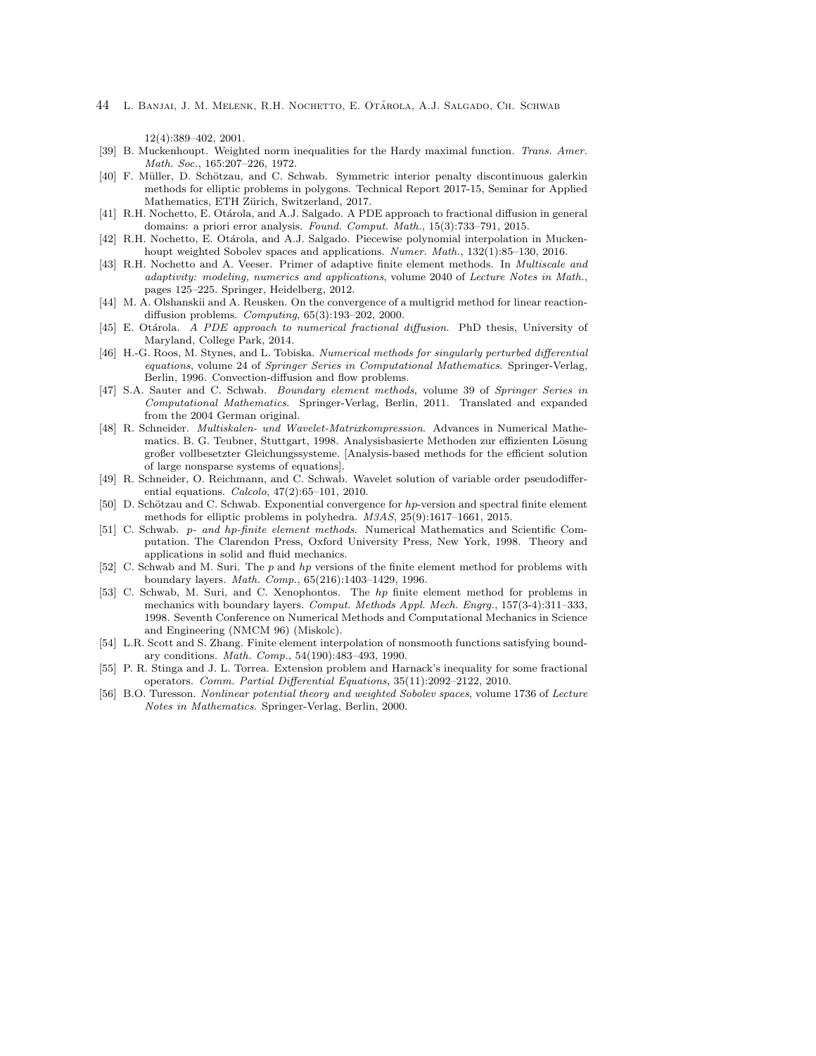12(4):389–402, 2001.

[39] B. Muckenhoupt. Weighted norm inequalities for the Hardy maximal function. *Trans. Amer. Math. Soc.*, 165:207–226, 1972.

[40] F. Müller, D. Schötzau, and C. Schwab. Symmetric interior penalty discontinuous galerkin methods for elliptic problems in polygons. Technical Report 2017-15, Seminar for Applied Mathematics, ETH Zürich, Switzerland, 2017.

[41] R.H. Nochetto, E. Otárola, and A.J. Salgado. A PDE approach to fractional diffusion in general domains: a priori error analysis. *Found. Comput. Math.*, 15(3):733–791, 2015.

[42] R.H. Nochetto, E. Otárola, and A.J. Salgado. Piecewise polynomial interpolation in Muckenhoupt weighted Sobolev spaces and applications. *Numer. Math.*, 132(1):85–130, 2016.

[43] R.H. Nochetto and A. Veeser. Primer of adaptive finite element methods. In *Multiscale and adaptivity: modeling, numerics and applications*, volume 2040 of *Lecture Notes in Math.*, pages 125–225. Springer, Heidelberg, 2012.

[44] M. A. Olshanskii and A. Reusken. On the convergence of a multigrid method for linear reaction-diffusion problems. *Computing*, 65(3):193–202, 2000.

[45] E. Otárola. *A PDE approach to numerical fractional diffusion*. PhD thesis, University of Maryland, College Park, 2014.

[46] H.-G. Roos, M. Stynes, and L. Tobiska. *Numerical methods for singularly perturbed differential equations*, volume 24 of *Springer Series in Computational Mathematics*. Springer-Verlag, Berlin, 1996. Convection-diffusion and flow problems.

[47] S.A. Sauter and C. Schwab. *Boundary element methods*, volume 39 of *Springer Series in Computational Mathematics*. Springer-Verlag, Berlin, 2011. Translated and expanded from the 2004 German original.

[48] R. Schneider. *Multiskalen- und Wavelet-Matrixkompression*. Advances in Numerical Mathematics. B. G. Teubner, Stuttgart, 1998. Analysisbasierte Methoden zur effizienten Lösung großer vollbesetzter Gleichungssysteme. [Analysis-based methods for the efficient solution of large nonsparse systems of equations].

[49] R. Schneider, O. Reichmann, and C. Schwab. Wavelet solution of variable order pseudodifferential equations. *Calcolo*, 47(2):65–101, 2010.

[50] D. Schötzau and C. Schwab. Exponential convergence for *hp*-version and spectral finite element methods for elliptic problems in polyhedra. *M3AS*, 25(9):1617–1661, 2015.

[51] C. Schwab. *p- and hp-finite element methods*. Numerical Mathematics and Scientific Computation. The Clarendon Press, Oxford University Press, New York, 1998. Theory and applications in solid and fluid mechanics.

[52] C. Schwab and M. Suri. The *p* and *hp* versions of the finite element method for problems with boundary layers. *Math. Comp.*, 65(216):1403–1429, 1996.

[53] C. Schwab, M. Suri, and C. Xenophontos. The *hp* finite element method for problems in mechanics with boundary layers. *Comput. Methods Appl. Mech. Engrg.*, 157(3-4):311–333, 1998. Seventh Conference on Numerical Methods and Computational Mechanics in Science and Engineering (NMCM 96) (Miskolc).

[54] L.R. Scott and S. Zhang. Finite element interpolation of nonsmooth functions satisfying boundary conditions. *Math. Comp.*, 54(190):483–493, 1990.

[55] P. R. Stinga and J. L. Torrea. Extension problem and Harnack's inequality for some fractional operators. *Comm. Partial Differential Equations*, 35(11):2092–2122, 2010.

[56] B.O. Turesson. *Nonlinear potential theory and weighted Sobolev spaces*, volume 1736 of *Lecture Notes in Mathematics*. Springer-Verlag, Berlin, 2000.